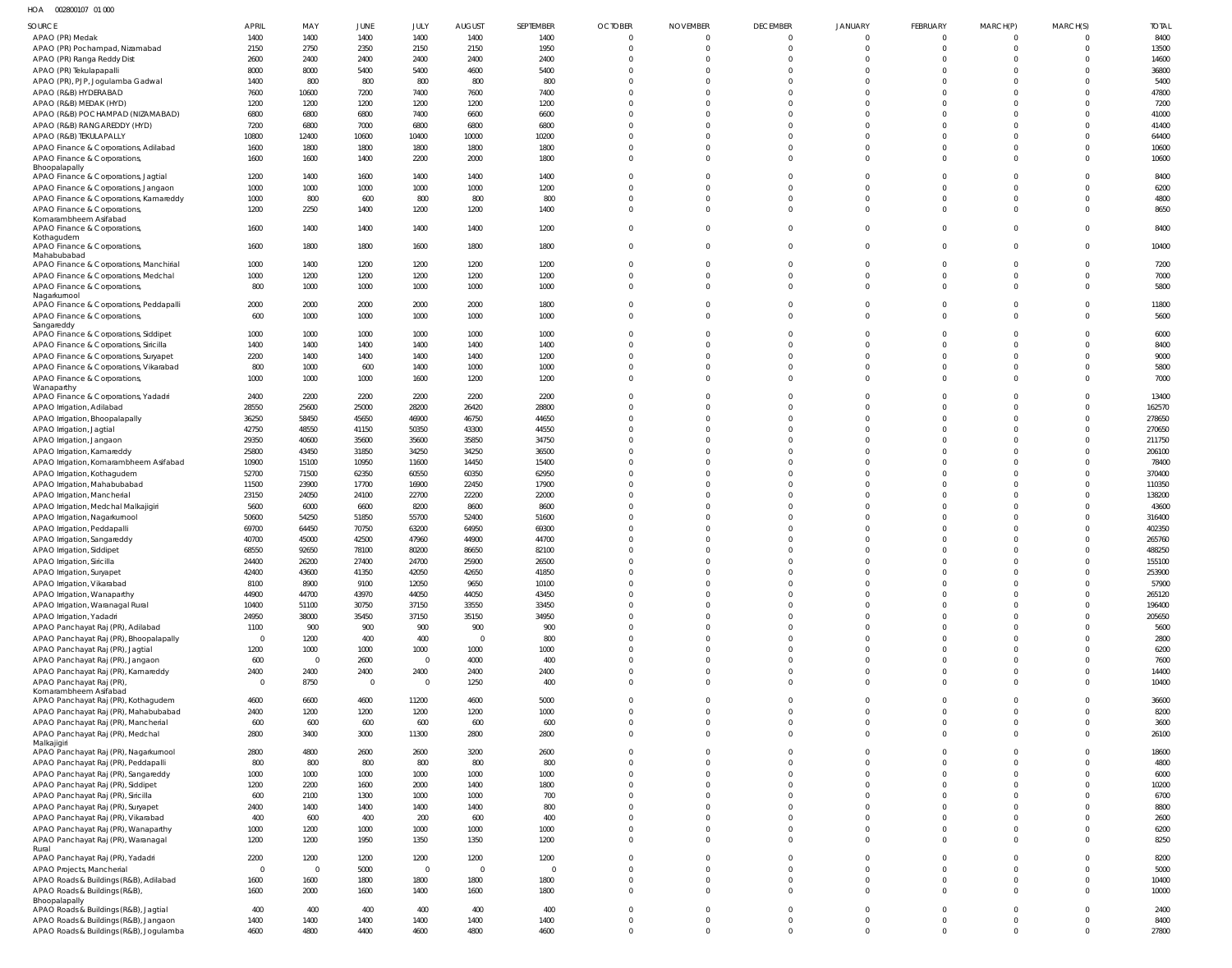HOA 002800107 01 000

| SOURCE | APRIL | MAY | JUNE | JULY | AUGUST | SEPTEMBER | OCTOBER | NOVEMBER | DECEMBER | JANUARY | FEBRUARY | MARCH(P) | MARCH(S) | TOTAL |
|---|---|---|---|---|---|---|---|---|---|---|---|---|---|---|
| APAO (PR) Medak | 1400 | 1400 | 1400 | 1400 | 1400 | 1400 | 0 | 0 | 0 | 0 | 0 | 0 | 0 | 8400 |
| APAO (PR) Pochampad, Nizamabad | 2150 | 2750 | 2350 | 2150 | 2150 | 1950 | 0 | 0 | 0 | 0 | 0 | 0 | 0 | 13500 |
| APAO (PR) Ranga Reddy Dist | 2600 | 2400 | 2400 | 2400 | 2400 | 2400 | 0 | 0 | 0 | 0 | 0 | 0 | 0 | 14600 |
| APAO (PR) Tekulapapalli | 8000 | 8000 | 5400 | 5400 | 4600 | 5400 | 0 | 0 | 0 | 0 | 0 | 0 | 0 | 36800 |
| APAO (PR), PJP, Jogulamba Gadwal | 1400 | 800 | 800 | 800 | 800 | 800 | 0 | 0 | 0 | 0 | 0 | 0 | 0 | 5400 |
| APAO (R&B) HYDERABAD | 7600 | 10600 | 7200 | 7400 | 7600 | 7400 | 0 | 0 | 0 | 0 | 0 | 0 | 0 | 47800 |
| APAO (R&B) MEDAK (HYD) | 1200 | 1200 | 1200 | 1200 | 1200 | 1200 | 0 | 0 | 0 | 0 | 0 | 0 | 0 | 7200 |
| APAO (R&B) POCHAMPAD (NIZAMABAD) | 6800 | 6800 | 6800 | 7400 | 6600 | 6600 | 0 | 0 | 0 | 0 | 0 | 0 | 0 | 41000 |
| APAO (R&B) RANGAREDDY (HYD) | 7200 | 6800 | 7000 | 6800 | 6800 | 6800 | 0 | 0 | 0 | 0 | 0 | 0 | 0 | 41400 |
| APAO (R&B) TEKULAPALLY | 10800 | 12400 | 10600 | 10400 | 10000 | 10200 | 0 | 0 | 0 | 0 | 0 | 0 | 0 | 64400 |
| APAO Finance & Corporations, Adilabad | 1600 | 1800 | 1800 | 1800 | 1800 | 1800 | 0 | 0 | 0 | 0 | 0 | 0 | 0 | 10600 |
| APAO Finance & Corporations, Bhoopalapally | 1600 | 1600 | 1400 | 2200 | 2000 | 1800 | 0 | 0 | 0 | 0 | 0 | 0 | 0 | 10600 |
| APAO Finance & Corporations, Jagtial | 1200 | 1400 | 1600 | 1400 | 1400 | 1400 | 0 | 0 | 0 | 0 | 0 | 0 | 0 | 8400 |
| APAO Finance & Corporations, Jangaon | 1000 | 1000 | 1000 | 1000 | 1000 | 1200 | 0 | 0 | 0 | 0 | 0 | 0 | 0 | 6200 |
| APAO Finance & Corporations, Kamareddy | 1000 | 800 | 600 | 800 | 800 | 800 | 0 | 0 | 0 | 0 | 0 | 0 | 0 | 4800 |
| APAO Finance & Corporations, Komarambheem Asifabad | 1200 | 2250 | 1400 | 1200 | 1200 | 1400 | 0 | 0 | 0 | 0 | 0 | 0 | 0 | 8650 |
| APAO Finance & Corporations, Kothagudem | 1600 | 1400 | 1400 | 1400 | 1400 | 1200 | 0 | 0 | 0 | 0 | 0 | 0 | 0 | 8400 |
| APAO Finance & Corporations, Mahabubabad | 1600 | 1800 | 1800 | 1600 | 1800 | 1800 | 0 | 0 | 0 | 0 | 0 | 0 | 0 | 10400 |
| APAO Finance & Corporations, Manchirial | 1000 | 1400 | 1200 | 1200 | 1200 | 1200 | 0 | 0 | 0 | 0 | 0 | 0 | 0 | 7200 |
| APAO Finance & Corporations, Medchal | 1000 | 1200 | 1200 | 1200 | 1200 | 1200 | 0 | 0 | 0 | 0 | 0 | 0 | 0 | 7000 |
| APAO Finance & Corporations, Nagarkurnool | 800 | 1000 | 1000 | 1000 | 1000 | 1000 | 0 | 0 | 0 | 0 | 0 | 0 | 0 | 5800 |
| APAO Finance & Corporations, Peddapalli | 2000 | 2000 | 2000 | 2000 | 2000 | 1800 | 0 | 0 | 0 | 0 | 0 | 0 | 0 | 11800 |
| APAO Finance & Corporations, Sangareddy | 600 | 1000 | 1000 | 1000 | 1000 | 1000 | 0 | 0 | 0 | 0 | 0 | 0 | 0 | 5600 |
| APAO Finance & Corporations, Siddipet | 1000 | 1000 | 1000 | 1000 | 1000 | 1000 | 0 | 0 | 0 | 0 | 0 | 0 | 0 | 6000 |
| APAO Finance & Corporations, Siricilla | 1400 | 1400 | 1400 | 1400 | 1400 | 1400 | 0 | 0 | 0 | 0 | 0 | 0 | 0 | 8400 |
| APAO Finance & Corporations, Suryapet | 2200 | 1400 | 1400 | 1400 | 1400 | 1200 | 0 | 0 | 0 | 0 | 0 | 0 | 0 | 9000 |
| APAO Finance & Corporations, Vikarabad | 800 | 1000 | 600 | 1400 | 1000 | 1000 | 0 | 0 | 0 | 0 | 0 | 0 | 0 | 5800 |
| APAO Finance & Corporations, Wanaparthy | 1000 | 1000 | 1000 | 1600 | 1200 | 1200 | 0 | 0 | 0 | 0 | 0 | 0 | 0 | 7000 |
| APAO Finance & Corporations, Yadadri | 2400 | 2200 | 2200 | 2200 | 2200 | 2200 | 0 | 0 | 0 | 0 | 0 | 0 | 0 | 13400 |
| APAO Irrigation, Adilabad | 28550 | 25600 | 25000 | 28200 | 26420 | 28800 | 0 | 0 | 0 | 0 | 0 | 0 | 0 | 162570 |
| APAO Irrigation, Bhoopalapally | 36250 | 58450 | 45650 | 46900 | 46750 | 44650 | 0 | 0 | 0 | 0 | 0 | 0 | 0 | 278650 |
| APAO Irrigation, Jagtial | 42750 | 48550 | 41150 | 50350 | 43300 | 44550 | 0 | 0 | 0 | 0 | 0 | 0 | 0 | 270650 |
| APAO Irrigation, Jangaon | 29350 | 40600 | 35600 | 35600 | 35850 | 34750 | 0 | 0 | 0 | 0 | 0 | 0 | 0 | 211750 |
| APAO Irrigation, Kamareddy | 25800 | 43450 | 31850 | 34250 | 34250 | 36500 | 0 | 0 | 0 | 0 | 0 | 0 | 0 | 206100 |
| APAO Irrigation, Komarambheem Asifabad | 10900 | 15100 | 10950 | 11600 | 14450 | 15400 | 0 | 0 | 0 | 0 | 0 | 0 | 0 | 78400 |
| APAO Irrigation, Kothagudem | 52700 | 71500 | 62350 | 60550 | 60350 | 62950 | 0 | 0 | 0 | 0 | 0 | 0 | 0 | 370400 |
| APAO Irrigation, Mahabubabad | 11500 | 23900 | 17700 | 16900 | 22450 | 17900 | 0 | 0 | 0 | 0 | 0 | 0 | 0 | 110350 |
| APAO Irrigation, Mancherial | 23150 | 24050 | 24100 | 22700 | 22200 | 22000 | 0 | 0 | 0 | 0 | 0 | 0 | 0 | 138200 |
| APAO Irrigation, Medchal Malkajigiri | 5600 | 6000 | 6600 | 8200 | 8600 | 8600 | 0 | 0 | 0 | 0 | 0 | 0 | 0 | 43600 |
| APAO Irrigation, Nagarkurnool | 50600 | 54250 | 51850 | 55700 | 52400 | 51600 | 0 | 0 | 0 | 0 | 0 | 0 | 0 | 316400 |
| APAO Irrigation, Peddapalli | 69700 | 64450 | 70750 | 63200 | 64950 | 69300 | 0 | 0 | 0 | 0 | 0 | 0 | 0 | 402350 |
| APAO Irrigation, Sangareddy | 40700 | 45000 | 42500 | 47960 | 44900 | 44700 | 0 | 0 | 0 | 0 | 0 | 0 | 0 | 265760 |
| APAO Irrigation, Siddipet | 68550 | 92650 | 78100 | 80200 | 86650 | 82100 | 0 | 0 | 0 | 0 | 0 | 0 | 0 | 488250 |
| APAO Irrigation, Siricilla | 24400 | 26200 | 27400 | 24700 | 25900 | 26500 | 0 | 0 | 0 | 0 | 0 | 0 | 0 | 155100 |
| APAO Irrigation, Suryapet | 42400 | 43600 | 41350 | 42050 | 42650 | 41850 | 0 | 0 | 0 | 0 | 0 | 0 | 0 | 253900 |
| APAO Irrigation, Vikarabad | 8100 | 8900 | 9100 | 12050 | 9650 | 10100 | 0 | 0 | 0 | 0 | 0 | 0 | 0 | 57900 |
| APAO Irrigation, Wanaparthy | 44900 | 44700 | 43970 | 44050 | 44050 | 43450 | 0 | 0 | 0 | 0 | 0 | 0 | 0 | 265120 |
| APAO Irrigation, Waranagal Rural | 10400 | 51100 | 30750 | 37150 | 33550 | 33450 | 0 | 0 | 0 | 0 | 0 | 0 | 0 | 196400 |
| APAO Irrigation, Yadadri | 24950 | 38000 | 35450 | 37150 | 35150 | 34950 | 0 | 0 | 0 | 0 | 0 | 0 | 0 | 205650 |
| APAO Panchayat Raj (PR), Adilabad | 1100 | 900 | 900 | 900 | 900 | 900 | 0 | 0 | 0 | 0 | 0 | 0 | 0 | 5600 |
| APAO Panchayat Raj (PR), Bhoopalapally | 0 | 1200 | 400 | 400 | 0 | 800 | 0 | 0 | 0 | 0 | 0 | 0 | 0 | 2800 |
| APAO Panchayat Raj (PR), Jagtial | 1200 | 1000 | 1000 | 1000 | 1000 | 1000 | 0 | 0 | 0 | 0 | 0 | 0 | 0 | 6200 |
| APAO Panchayat Raj (PR), Jangaon | 600 | 0 | 2600 | 0 | 4000 | 400 | 0 | 0 | 0 | 0 | 0 | 0 | 0 | 7600 |
| APAO Panchayat Raj (PR), Kamareddy | 2400 | 2400 | 2400 | 2400 | 2400 | 2400 | 0 | 0 | 0 | 0 | 0 | 0 | 0 | 14400 |
| APAO Panchayat Raj (PR), Komarambheem Asifabad | 0 | 8750 | 0 | 0 | 1250 | 400 | 0 | 0 | 0 | 0 | 0 | 0 | 0 | 10400 |
| APAO Panchayat Raj (PR), Kothagudem | 4600 | 6600 | 4600 | 11200 | 4600 | 5000 | 0 | 0 | 0 | 0 | 0 | 0 | 0 | 36600 |
| APAO Panchayat Raj (PR), Mahabubabad | 2400 | 1200 | 1200 | 1200 | 1200 | 1000 | 0 | 0 | 0 | 0 | 0 | 0 | 0 | 8200 |
| APAO Panchayat Raj (PR), Mancherial | 600 | 600 | 600 | 600 | 600 | 600 | 0 | 0 | 0 | 0 | 0 | 0 | 0 | 3600 |
| APAO Panchayat Raj (PR), Medchal Malkajigiri | 2800 | 3400 | 3000 | 11300 | 2800 | 2800 | 0 | 0 | 0 | 0 | 0 | 0 | 0 | 26100 |
| APAO Panchayat Raj (PR), Nagarkurnool | 2800 | 4800 | 2600 | 2600 | 3200 | 2600 | 0 | 0 | 0 | 0 | 0 | 0 | 0 | 18600 |
| APAO Panchayat Raj (PR), Peddapalli | 800 | 800 | 800 | 800 | 800 | 800 | 0 | 0 | 0 | 0 | 0 | 0 | 0 | 4800 |
| APAO Panchayat Raj (PR), Sangareddy | 1000 | 1000 | 1000 | 1000 | 1000 | 1000 | 0 | 0 | 0 | 0 | 0 | 0 | 0 | 6000 |
| APAO Panchayat Raj (PR), Siddipet | 1200 | 2200 | 1600 | 2000 | 1400 | 1800 | 0 | 0 | 0 | 0 | 0 | 0 | 0 | 10200 |
| APAO Panchayat Raj (PR), Siricilla | 600 | 2100 | 1300 | 1000 | 1000 | 700 | 0 | 0 | 0 | 0 | 0 | 0 | 0 | 6700 |
| APAO Panchayat Raj (PR), Suryapet | 2400 | 1400 | 1400 | 1400 | 1400 | 800 | 0 | 0 | 0 | 0 | 0 | 0 | 0 | 8800 |
| APAO Panchayat Raj (PR), Vikarabad | 400 | 600 | 400 | 200 | 600 | 400 | 0 | 0 | 0 | 0 | 0 | 0 | 0 | 2600 |
| APAO Panchayat Raj (PR), Wanaparthy | 1000 | 1200 | 1000 | 1000 | 1000 | 1000 | 0 | 0 | 0 | 0 | 0 | 0 | 0 | 6200 |
| APAO Panchayat Raj (PR), Waranagal Rural | 1200 | 1200 | 1950 | 1350 | 1350 | 1200 | 0 | 0 | 0 | 0 | 0 | 0 | 0 | 8250 |
| APAO Panchayat Raj (PR), Yadadri | 2200 | 1200 | 1200 | 1200 | 1200 | 1200 | 0 | 0 | 0 | 0 | 0 | 0 | 0 | 8200 |
| APAO Projects, Mancherial | 0 | 0 | 5000 | 0 | 0 | 0 | 0 | 0 | 0 | 0 | 0 | 0 | 0 | 5000 |
| APAO Roads & Buildings (R&B), Adilabad | 1600 | 1600 | 1800 | 1800 | 1800 | 1800 | 0 | 0 | 0 | 0 | 0 | 0 | 0 | 10400 |
| APAO Roads & Buildings (R&B), Bhoopalapally | 1600 | 2000 | 1600 | 1400 | 1600 | 1800 | 0 | 0 | 0 | 0 | 0 | 0 | 0 | 10000 |
| APAO Roads & Buildings (R&B), Jagtial | 400 | 400 | 400 | 400 | 400 | 400 | 0 | 0 | 0 | 0 | 0 | 0 | 0 | 2400 |
| APAO Roads & Buildings (R&B), Jangaon | 1400 | 1400 | 1400 | 1400 | 1400 | 1400 | 0 | 0 | 0 | 0 | 0 | 0 | 0 | 8400 |
| APAO Roads & Buildings (R&B), Jogulamba | 4600 | 4800 | 4400 | 4600 | 4800 | 4600 | 0 | 0 | 0 | 0 | 0 | 0 | 0 | 27800 |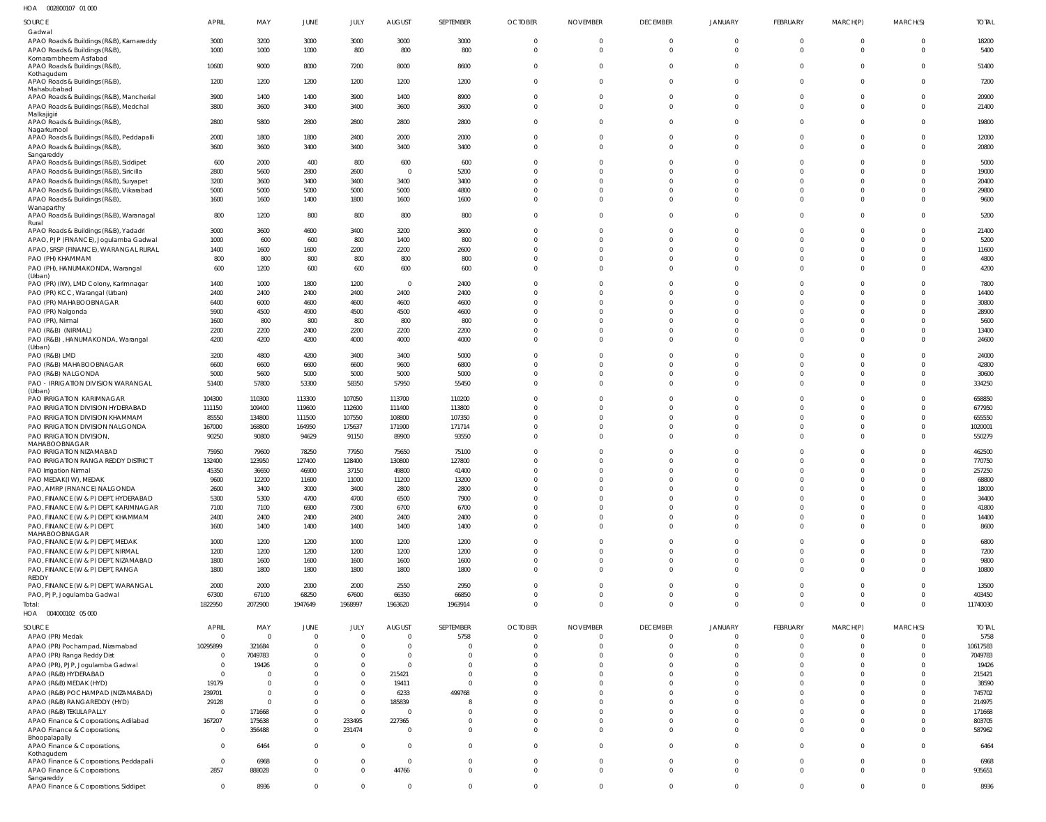HOA 002800107 01 000

| SOURCE | APRIL | MAY | JUNE | JULY | AUGUST | SEPTEMBER | OCTOBER | NOVEMBER | DECEMBER | JANUARY | FEBRUARY | MARCH(P) | MARCH(S) | TOTAL |
|---|---|---|---|---|---|---|---|---|---|---|---|---|---|---|
| Gadwal | | | | | | | | | | | | | | |
| APAO Roads & Buildings (R&B), Kamareddy | 3000 | 3200 | 3000 | 3000 | 3000 | 3000 | 0 | 0 | 0 | 0 | 0 | 0 | 0 | 18200 |
| APAO Roads & Buildings (R&B), Komarambheem Asifabad | 1000 | 1000 | 1000 | 800 | 800 | 800 | 0 | 0 | 0 | 0 | 0 | 0 | 0 | 5400 |
| APAO Roads & Buildings (R&B), Kothagudem | 10600 | 9000 | 8000 | 7200 | 8000 | 8600 | 0 | 0 | 0 | 0 | 0 | 0 | 0 | 51400 |
| APAO Roads & Buildings (R&B), Mahabubabad | 1200 | 1200 | 1200 | 1200 | 1200 | 1200 | 0 | 0 | 0 | 0 | 0 | 0 | 0 | 7200 |
| APAO Roads & Buildings (R&B), Mancherial | 3900 | 1400 | 1400 | 3900 | 1400 | 8900 | 0 | 0 | 0 | 0 | 0 | 0 | 0 | 20900 |
| APAO Roads & Buildings (R&B), Medchal Malkajigiri | 3800 | 3600 | 3400 | 3400 | 3600 | 3600 | 0 | 0 | 0 | 0 | 0 | 0 | 0 | 21400 |
| APAO Roads & Buildings (R&B), Nagarkurnool | 2800 | 5800 | 2800 | 2800 | 2800 | 2800 | 0 | 0 | 0 | 0 | 0 | 0 | 0 | 19800 |
| APAO Roads & Buildings (R&B), Peddapalli | 2000 | 1800 | 1800 | 2400 | 2000 | 2000 | 0 | 0 | 0 | 0 | 0 | 0 | 0 | 12000 |
| APAO Roads & Buildings (R&B), Sangareddy | 3600 | 3600 | 3400 | 3400 | 3400 | 3400 | 0 | 0 | 0 | 0 | 0 | 0 | 0 | 20800 |
| APAO Roads & Buildings (R&B), Siddipet | 600 | 2000 | 400 | 800 | 600 | 600 | 0 | 0 | 0 | 0 | 0 | 0 | 0 | 5000 |
| APAO Roads & Buildings (R&B), Siricilla | 2800 | 5600 | 2800 | 2600 | 0 | 5200 | 0 | 0 | 0 | 0 | 0 | 0 | 0 | 19000 |
| APAO Roads & Buildings (R&B), Suryapet | 3200 | 3600 | 3400 | 3400 | 3400 | 3400 | 0 | 0 | 0 | 0 | 0 | 0 | 0 | 20400 |
| APAO Roads & Buildings (R&B), Vikarabad | 5000 | 5000 | 5000 | 5000 | 5000 | 4800 | 0 | 0 | 0 | 0 | 0 | 0 | 0 | 29800 |
| APAO Roads & Buildings (R&B), Wanaparthy | 1600 | 1600 | 1400 | 1800 | 1600 | 1600 | 0 | 0 | 0 | 0 | 0 | 0 | 0 | 9600 |
| APAO Roads & Buildings (R&B), Waranagal Rural | 800 | 1200 | 800 | 800 | 800 | 800 | 0 | 0 | 0 | 0 | 0 | 0 | 0 | 5200 |
| APAO Roads & Buildings (R&B), Yadadri | 3000 | 3600 | 4600 | 3400 | 3200 | 3600 | 0 | 0 | 0 | 0 | 0 | 0 | 0 | 21400 |
| APAO, PJP (FINANCE), Jogulamba Gadwal | 1000 | 600 | 600 | 800 | 1400 | 800 | 0 | 0 | 0 | 0 | 0 | 0 | 0 | 5200 |
| APAO, SRSP (FINANCE), WARANGAL RURAL | 1400 | 1600 | 1600 | 2200 | 2200 | 2600 | 0 | 0 | 0 | 0 | 0 | 0 | 0 | 11600 |
| PAO (PH) KHAMMAM | 800 | 800 | 800 | 800 | 800 | 800 | 0 | 0 | 0 | 0 | 0 | 0 | 0 | 4800 |
| PAO (PH), HANUMAKONDA, Warangal (Urban) | 600 | 1200 | 600 | 600 | 600 | 600 | 0 | 0 | 0 | 0 | 0 | 0 | 0 | 4200 |
| PAO (PR) (IW), LMD Colony, Karimnagar | 1400 | 1000 | 1800 | 1200 | 0 | 2400 | 0 | 0 | 0 | 0 | 0 | 0 | 0 | 7800 |
| PAO (PR) KCC, Warangal (Urban) | 2400 | 2400 | 2400 | 2400 | 2400 | 2400 | 0 | 0 | 0 | 0 | 0 | 0 | 0 | 14400 |
| PAO (PR) MAHABOOBNAGAR | 6400 | 6000 | 4600 | 4600 | 4600 | 4600 | 0 | 0 | 0 | 0 | 0 | 0 | 0 | 30800 |
| PAO (PR) Nalgonda | 5900 | 4500 | 4900 | 4500 | 4500 | 4600 | 0 | 0 | 0 | 0 | 0 | 0 | 0 | 28900 |
| PAO (PR), Nirmal | 1600 | 800 | 800 | 800 | 800 | 800 | 0 | 0 | 0 | 0 | 0 | 0 | 0 | 5600 |
| PAO (R&B) (NIRMAL) | 2200 | 2200 | 2400 | 2200 | 2200 | 2200 | 0 | 0 | 0 | 0 | 0 | 0 | 0 | 13400 |
| PAO (R&B) , HANUMAKONDA, Warangal (Urban) | 4200 | 4200 | 4200 | 4000 | 4000 | 4000 | 0 | 0 | 0 | 0 | 0 | 0 | 0 | 24600 |
| PAO (R&B) LMD | 3200 | 4800 | 4200 | 3400 | 3400 | 5000 | 0 | 0 | 0 | 0 | 0 | 0 | 0 | 24000 |
| PAO (R&B) MAHABOOBNAGAR | 6600 | 6600 | 6600 | 6600 | 9600 | 6800 | 0 | 0 | 0 | 0 | 0 | 0 | 0 | 42800 |
| PAO (R&B) NALGONDA | 5000 | 5600 | 5000 | 5000 | 5000 | 5000 | 0 | 0 | 0 | 0 | 0 | 0 | 0 | 30600 |
| PAO - IRRIGATION DIVISION WARANGAL (Urban) | 51400 | 57800 | 53300 | 58350 | 57950 | 55450 | 0 | 0 | 0 | 0 | 0 | 0 | 0 | 334250 |
| PAO IRRIGATION KARIMNAGAR | 104300 | 110300 | 113300 | 107050 | 113700 | 110200 | 0 | 0 | 0 | 0 | 0 | 0 | 0 | 658850 |
| PAO IRRIGATION DIVISION HYDERABAD | 111150 | 109400 | 119600 | 112600 | 111400 | 113800 | 0 | 0 | 0 | 0 | 0 | 0 | 0 | 677950 |
| PAO IRRIGATION DIVISION KHAMMAM | 85550 | 134800 | 111500 | 107550 | 108800 | 107350 | 0 | 0 | 0 | 0 | 0 | 0 | 0 | 655550 |
| PAO IRRIGATION DIVISION NALGONDA | 167000 | 168800 | 164950 | 175637 | 171900 | 171714 | 0 | 0 | 0 | 0 | 0 | 0 | 0 | 1020001 |
| PAO IRRIGATION DIVISION, MAHABOOBNAGAR | 90250 | 90800 | 94629 | 91150 | 89900 | 93550 | 0 | 0 | 0 | 0 | 0 | 0 | 0 | 550279 |
| PAO IRRIGATION NIZAMABAD | 75950 | 79600 | 78250 | 77950 | 75650 | 75100 | 0 | 0 | 0 | 0 | 0 | 0 | 0 | 462500 |
| PAO IRRIGATION RANGA REDDY DISTRICT | 132400 | 123950 | 127400 | 128400 | 130800 | 127800 | 0 | 0 | 0 | 0 | 0 | 0 | 0 | 770750 |
| PAO Irrigation Nirmal | 45350 | 36650 | 46900 | 37150 | 49800 | 41400 | 0 | 0 | 0 | 0 | 0 | 0 | 0 | 257250 |
| PAO MEDAK(IW), MEDAK | 9600 | 12200 | 11600 | 11000 | 11200 | 13200 | 0 | 0 | 0 | 0 | 0 | 0 | 0 | 68800 |
| PAO, AMRP (FINANCE) NALGONDA | 2600 | 3400 | 3000 | 3400 | 2800 | 2800 | 0 | 0 | 0 | 0 | 0 | 0 | 0 | 18000 |
| PAO, FINANCE (W & P) DEPT, HYDERABAD | 5300 | 5300 | 4700 | 4700 | 6500 | 7900 | 0 | 0 | 0 | 0 | 0 | 0 | 0 | 34400 |
| PAO, FINANCE (W & P) DEPT, KARIMNAGAR | 7100 | 7100 | 6900 | 7300 | 6700 | 6700 | 0 | 0 | 0 | 0 | 0 | 0 | 0 | 41800 |
| PAO, FINANCE (W & P) DEPT, KHAMMAM | 2400 | 2400 | 2400 | 2400 | 2400 | 2400 | 0 | 0 | 0 | 0 | 0 | 0 | 0 | 14400 |
| PAO, FINANCE (W & P) DEPT, MAHABOOBNAGAR | 1600 | 1400 | 1400 | 1400 | 1400 | 1400 | 0 | 0 | 0 | 0 | 0 | 0 | 0 | 8600 |
| PAO, FINANCE (W & P) DEPT, MEDAK | 1000 | 1200 | 1200 | 1000 | 1200 | 1200 | 0 | 0 | 0 | 0 | 0 | 0 | 0 | 6800 |
| PAO, FINANCE (W & P) DEPT, NIRMAL | 1200 | 1200 | 1200 | 1200 | 1200 | 1200 | 0 | 0 | 0 | 0 | 0 | 0 | 0 | 7200 |
| PAO, FINANCE (W & P) DEPT, NIZAMABAD | 1800 | 1600 | 1600 | 1600 | 1600 | 1600 | 0 | 0 | 0 | 0 | 0 | 0 | 0 | 9800 |
| PAO, FINANCE (W & P) DEPT, RANGA REDDY | 1800 | 1800 | 1800 | 1800 | 1800 | 1800 | 0 | 0 | 0 | 0 | 0 | 0 | 0 | 10800 |
| PAO, FINANCE (W & P) DEPT, WARANGAL | 2000 | 2000 | 2000 | 2000 | 2550 | 2950 | 0 | 0 | 0 | 0 | 0 | 0 | 0 | 13500 |
| PAO, PJP, Jogulamba Gadwal | 67300 | 67100 | 68250 | 67600 | 66350 | 66850 | 0 | 0 | 0 | 0 | 0 | 0 | 0 | 403450 |
| Total: | 1822950 | 2072900 | 1947649 | 1968997 | 1963620 | 1963914 | 0 | 0 | 0 | 0 | 0 | 0 | 0 | 11740030 |

HOA 004000102 05 000

| SOURCE | APRIL | MAY | JUNE | JULY | AUGUST | SEPTEMBER | OCTOBER | NOVEMBER | DECEMBER | JANUARY | FEBRUARY | MARCH(P) | MARCH(S) | TOTAL |
|---|---|---|---|---|---|---|---|---|---|---|---|---|---|---|
| APAO (PR) Medak | 0 | 0 | 0 | 0 | 0 | 5758 | 0 | 0 | 0 | 0 | 0 | 0 | 0 | 5758 |
| APAO (PR) Pochampad, Nizamabad | 10295899 | 321684 | 0 | 0 | 0 | 0 | 0 | 0 | 0 | 0 | 0 | 0 | 0 | 10617583 |
| APAO (PR) Ranga Reddy Dist | 0 | 7049783 | 0 | 0 | 0 | 0 | 0 | 0 | 0 | 0 | 0 | 0 | 0 | 7049783 |
| APAO (PR), PJP, Jogulamba Gadwal | 0 | 19426 | 0 | 0 | 0 | 0 | 0 | 0 | 0 | 0 | 0 | 0 | 0 | 19426 |
| APAO (R&B) HYDERABAD | 0 | 0 | 0 | 0 | 215421 | 0 | 0 | 0 | 0 | 0 | 0 | 0 | 0 | 215421 |
| APAO (R&B) MEDAK (HYD) | 19179 | 0 | 0 | 0 | 19411 | 0 | 0 | 0 | 0 | 0 | 0 | 0 | 0 | 38590 |
| APAO (R&B) POCHAMPAD (NIZAMABAD) | 239701 | 0 | 0 | 0 | 6233 | 499768 | 0 | 0 | 0 | 0 | 0 | 0 | 0 | 745702 |
| APAO (R&B) RANGAREDDY (HYD) | 29128 | 0 | 0 | 0 | 185839 | 8 | 0 | 0 | 0 | 0 | 0 | 0 | 0 | 214975 |
| APAO (R&B) TEKULAPALLY | 0 | 171668 | 0 | 0 | 0 | 0 | 0 | 0 | 0 | 0 | 0 | 0 | 0 | 171668 |
| APAO Finance & Corporations, Adilabad | 167207 | 175638 | 0 | 233495 | 227365 | 0 | 0 | 0 | 0 | 0 | 0 | 0 | 0 | 803705 |
| APAO Finance & Corporations, Bhoopalapally | 0 | 356488 | 0 | 231474 | 0 | 0 | 0 | 0 | 0 | 0 | 0 | 0 | 0 | 587962 |
| APAO Finance & Corporations, Kothagudem | 0 | 6464 | 0 | 0 | 0 | 0 | 0 | 0 | 0 | 0 | 0 | 0 | 0 | 6464 |
| APAO Finance & Corporations, Peddapalli | 0 | 6968 | 0 | 0 | 0 | 0 | 0 | 0 | 0 | 0 | 0 | 0 | 0 | 6968 |
| APAO Finance & Corporations, Sangareddy | 2857 | 888028 | 0 | 0 | 44766 | 0 | 0 | 0 | 0 | 0 | 0 | 0 | 0 | 935651 |
| APAO Finance & Corporations, Siddipet | 0 | 8936 | 0 | 0 | 0 | 0 | 0 | 0 | 0 | 0 | 0 | 0 | 0 | 8936 |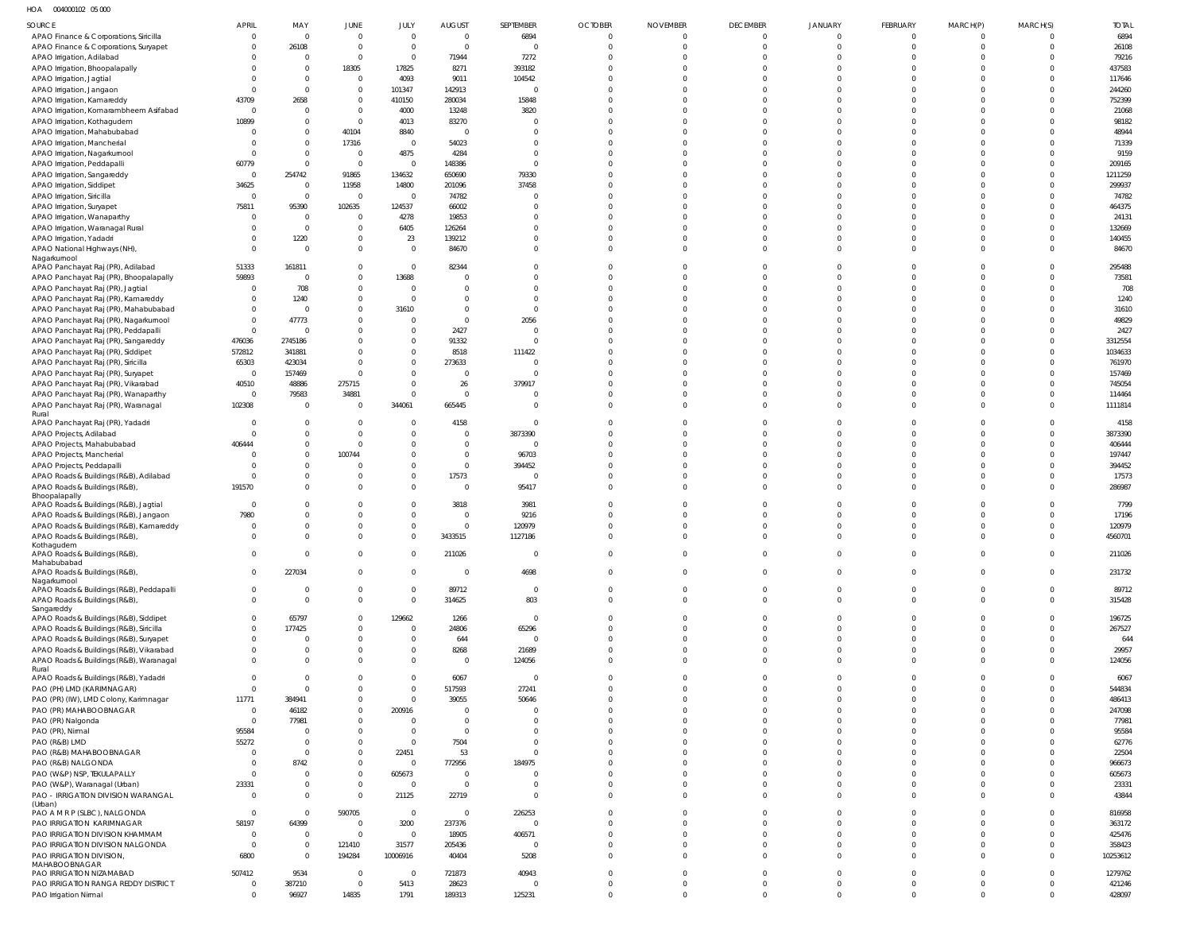HOA 004000102 05 000

| SOURCE | APRIL | MAY | JUNE | JULY | AUGUST | SEPTEMBER | OCTOBER | NOVEMBER | DECEMBER | JANUARY | FEBRUARY | MARCH(P) | MARCH(S) | TOTAL |
|---|---|---|---|---|---|---|---|---|---|---|---|---|---|---|
| APAO Finance & Corporations, Siricilla | 0 | 0 | 0 | 0 | 0 | 6894 | 0 | 0 | 0 | 0 | 0 | 0 | 0 | 6894 |
| APAO Finance & Corporations, Suryapet | 0 | 26108 | 0 | 0 | 0 | 0 | 0 | 0 | 0 | 0 | 0 | 0 | 0 | 26108 |
| APAO Irrigation, Adilabad | 0 | 0 | 0 | 0 | 71944 | 7272 | 0 | 0 | 0 | 0 | 0 | 0 | 0 | 79216 |
| APAO Irrigation, Bhoopalapally | 0 | 0 | 18305 | 17825 | 8271 | 393182 | 0 | 0 | 0 | 0 | 0 | 0 | 0 | 437583 |
| APAO Irrigation, Jagtial | 0 | 0 | 0 | 4093 | 9011 | 104542 | 0 | 0 | 0 | 0 | 0 | 0 | 0 | 117646 |
| APAO Irrigation, Jangaon | 0 | 0 | 0 | 101347 | 142913 | 0 | 0 | 0 | 0 | 0 | 0 | 0 | 0 | 244260 |
| APAO Irrigation, Kamareddy | 43709 | 2658 | 0 | 410150 | 280034 | 15848 | 0 | 0 | 0 | 0 | 0 | 0 | 0 | 752399 |
| APAO Irrigation, Komarambheem Asifabad | 0 | 0 | 0 | 4000 | 13248 | 3820 | 0 | 0 | 0 | 0 | 0 | 0 | 0 | 21068 |
| APAO Irrigation, Kothagudem | 10899 | 0 | 0 | 4013 | 83270 | 0 | 0 | 0 | 0 | 0 | 0 | 0 | 0 | 98182 |
| APAO Irrigation, Mahabubabad | 0 | 0 | 40104 | 8840 | 0 | 0 | 0 | 0 | 0 | 0 | 0 | 0 | 0 | 48944 |
| APAO Irrigation, Mancherial | 0 | 0 | 17316 | 0 | 54023 | 0 | 0 | 0 | 0 | 0 | 0 | 0 | 0 | 71339 |
| APAO Irrigation, Nagarkurnool | 0 | 0 | 0 | 4875 | 4284 | 0 | 0 | 0 | 0 | 0 | 0 | 0 | 0 | 9159 |
| APAO Irrigation, Peddapalli | 60779 | 0 | 0 | 0 | 148386 | 0 | 0 | 0 | 0 | 0 | 0 | 0 | 0 | 209165 |
| APAO Irrigation, Sangareddy | 0 | 254742 | 91865 | 134632 | 650690 | 79330 | 0 | 0 | 0 | 0 | 0 | 0 | 0 | 1211259 |
| APAO Irrigation, Siddipet | 34625 | 0 | 11958 | 14800 | 201096 | 37458 | 0 | 0 | 0 | 0 | 0 | 0 | 0 | 299937 |
| APAO Irrigation, Siricilla | 0 | 0 | 0 | 0 | 74782 | 0 | 0 | 0 | 0 | 0 | 0 | 0 | 0 | 74782 |
| APAO Irrigation, Suryapet | 75811 | 95390 | 102635 | 124537 | 66002 | 0 | 0 | 0 | 0 | 0 | 0 | 0 | 0 | 464375 |
| APAO Irrigation, Wanaparthy | 0 | 0 | 0 | 4278 | 19853 | 0 | 0 | 0 | 0 | 0 | 0 | 0 | 0 | 24131 |
| APAO Irrigation, Waranagal Rural | 0 | 0 | 0 | 6405 | 126264 | 0 | 0 | 0 | 0 | 0 | 0 | 0 | 0 | 132669 |
| APAO Irrigation, Yadadri | 0 | 1220 | 0 | 23 | 139212 | 0 | 0 | 0 | 0 | 0 | 0 | 0 | 0 | 140455 |
| APAO National Highways (NH), Nagarkurnool | 0 | 0 | 0 | 0 | 84670 | 0 | 0 | 0 | 0 | 0 | 0 | 0 | 0 | 84670 |
| APAO Panchayat Raj (PR), Adilabad | 51333 | 161811 | 0 | 0 | 82344 | 0 | 0 | 0 | 0 | 0 | 0 | 0 | 0 | 295488 |
| APAO Panchayat Raj (PR), Bhoopalapally | 59893 | 0 | 0 | 13688 | 0 | 0 | 0 | 0 | 0 | 0 | 0 | 0 | 0 | 73581 |
| APAO Panchayat Raj (PR), Jagtial | 0 | 708 | 0 | 0 | 0 | 0 | 0 | 0 | 0 | 0 | 0 | 0 | 0 | 708 |
| APAO Panchayat Raj (PR), Kamareddy | 0 | 1240 | 0 | 0 | 0 | 0 | 0 | 0 | 0 | 0 | 0 | 0 | 0 | 1240 |
| APAO Panchayat Raj (PR), Mahabubabad | 0 | 0 | 0 | 31610 | 0 | 0 | 0 | 0 | 0 | 0 | 0 | 0 | 0 | 31610 |
| APAO Panchayat Raj (PR), Nagarkurnool | 0 | 47773 | 0 | 0 | 0 | 2056 | 0 | 0 | 0 | 0 | 0 | 0 | 0 | 49829 |
| APAO Panchayat Raj (PR), Peddapalli | 0 | 0 | 0 | 0 | 2427 | 0 | 0 | 0 | 0 | 0 | 0 | 0 | 0 | 2427 |
| APAO Panchayat Raj (PR), Sangareddy | 476036 | 2745186 | 0 | 0 | 91332 | 0 | 0 | 0 | 0 | 0 | 0 | 0 | 0 | 3312554 |
| APAO Panchayat Raj (PR), Siddipet | 572812 | 341881 | 0 | 0 | 8518 | 111422 | 0 | 0 | 0 | 0 | 0 | 0 | 0 | 1034633 |
| APAO Panchayat Raj (PR), Siricilla | 65303 | 423034 | 0 | 0 | 273633 | 0 | 0 | 0 | 0 | 0 | 0 | 0 | 0 | 761970 |
| APAO Panchayat Raj (PR), Suryapet | 0 | 157469 | 0 | 0 | 0 | 0 | 0 | 0 | 0 | 0 | 0 | 0 | 0 | 157469 |
| APAO Panchayat Raj (PR), Vikarabad | 40510 | 48886 | 275715 | 0 | 26 | 379917 | 0 | 0 | 0 | 0 | 0 | 0 | 0 | 745054 |
| APAO Panchayat Raj (PR), Wanaparthy | 0 | 79583 | 34881 | 0 | 0 | 0 | 0 | 0 | 0 | 0 | 0 | 0 | 0 | 114464 |
| APAO Panchayat Raj (PR), Waranagal Rural | 102308 | 0 | 0 | 344061 | 665445 | 0 | 0 | 0 | 0 | 0 | 0 | 0 | 0 | 1111814 |
| APAO Panchayat Raj (PR), Yadadri | 0 | 0 | 0 | 0 | 4158 | 0 | 0 | 0 | 0 | 0 | 0 | 0 | 0 | 4158 |
| APAO Projects, Adilabad | 0 | 0 | 0 | 0 | 0 | 3873390 | 0 | 0 | 0 | 0 | 0 | 0 | 0 | 3873390 |
| APAO Projects, Mahabubabad | 406444 | 0 | 0 | 0 | 0 | 0 | 0 | 0 | 0 | 0 | 0 | 0 | 0 | 406444 |
| APAO Projects, Mancherial | 0 | 0 | 100744 | 0 | 0 | 96703 | 0 | 0 | 0 | 0 | 0 | 0 | 0 | 197447 |
| APAO Projects, Peddapalli | 0 | 0 | 0 | 0 | 0 | 394452 | 0 | 0 | 0 | 0 | 0 | 0 | 0 | 394452 |
| APAO Roads & Buildings (R&B), Adilabad | 0 | 0 | 0 | 0 | 17573 | 0 | 0 | 0 | 0 | 0 | 0 | 0 | 0 | 17573 |
| APAO Roads & Buildings (R&B), Bhoopalapally | 191570 | 0 | 0 | 0 | 0 | 95417 | 0 | 0 | 0 | 0 | 0 | 0 | 0 | 286987 |
| APAO Roads & Buildings (R&B), Jagtial | 0 | 0 | 0 | 0 | 3818 | 3981 | 0 | 0 | 0 | 0 | 0 | 0 | 0 | 7799 |
| APAO Roads & Buildings (R&B), Jangaon | 7980 | 0 | 0 | 0 | 0 | 9216 | 0 | 0 | 0 | 0 | 0 | 0 | 0 | 17196 |
| APAO Roads & Buildings (R&B), Kamareddy | 0 | 0 | 0 | 0 | 0 | 120979 | 0 | 0 | 0 | 0 | 0 | 0 | 0 | 120979 |
| APAO Roads & Buildings (R&B), Kothagudem | 0 | 0 | 0 | 0 | 3433515 | 1127186 | 0 | 0 | 0 | 0 | 0 | 0 | 0 | 4560701 |
| APAO Roads & Buildings (R&B), Mahabubabad | 0 | 0 | 0 | 0 | 211026 | 0 | 0 | 0 | 0 | 0 | 0 | 0 | 0 | 211026 |
| APAO Roads & Buildings (R&B), Nagarkurnool | 0 | 227034 | 0 | 0 | 0 | 4698 | 0 | 0 | 0 | 0 | 0 | 0 | 0 | 231732 |
| APAO Roads & Buildings (R&B), Peddapalli | 0 | 0 | 0 | 0 | 89712 | 0 | 0 | 0 | 0 | 0 | 0 | 0 | 0 | 89712 |
| APAO Roads & Buildings (R&B), Sangareddy | 0 | 0 | 0 | 0 | 314625 | 803 | 0 | 0 | 0 | 0 | 0 | 0 | 0 | 315428 |
| APAO Roads & Buildings (R&B), Siddipet | 0 | 65797 | 0 | 129662 | 1266 | 0 | 0 | 0 | 0 | 0 | 0 | 0 | 0 | 196725 |
| APAO Roads & Buildings (R&B), Siricilla | 0 | 177425 | 0 | 0 | 24806 | 65296 | 0 | 0 | 0 | 0 | 0 | 0 | 0 | 267527 |
| APAO Roads & Buildings (R&B), Suryapet | 0 | 0 | 0 | 0 | 644 | 0 | 0 | 0 | 0 | 0 | 0 | 0 | 0 | 644 |
| APAO Roads & Buildings (R&B), Vikarabad | 0 | 0 | 0 | 0 | 8268 | 21689 | 0 | 0 | 0 | 0 | 0 | 0 | 0 | 29957 |
| APAO Roads & Buildings (R&B), Waranagal Rural | 0 | 0 | 0 | 0 | 0 | 124056 | 0 | 0 | 0 | 0 | 0 | 0 | 0 | 124056 |
| APAO Roads & Buildings (R&B), Yadadri | 0 | 0 | 0 | 0 | 6067 | 0 | 0 | 0 | 0 | 0 | 0 | 0 | 0 | 6067 |
| PAO (PH) LMD (KARIMNAGAR) | 0 | 0 | 0 | 0 | 517593 | 27241 | 0 | 0 | 0 | 0 | 0 | 0 | 0 | 544834 |
| PAO (PR) (IW), LMD Colony, Karimnagar | 11771 | 384941 | 0 | 0 | 39055 | 50646 | 0 | 0 | 0 | 0 | 0 | 0 | 0 | 486413 |
| PAO (PR) MAHABOOBNAGAR | 0 | 46182 | 0 | 200916 | 0 | 0 | 0 | 0 | 0 | 0 | 0 | 0 | 0 | 247098 |
| PAO (PR) Nalgonda | 0 | 77981 | 0 | 0 | 0 | 0 | 0 | 0 | 0 | 0 | 0 | 0 | 0 | 77981 |
| PAO (PR), Nirmal | 95584 | 0 | 0 | 0 | 0 | 0 | 0 | 0 | 0 | 0 | 0 | 0 | 0 | 95584 |
| PAO (R&B) LMD | 55272 | 0 | 0 | 0 | 7504 | 0 | 0 | 0 | 0 | 0 | 0 | 0 | 0 | 62776 |
| PAO (R&B) MAHABOOBNAGAR | 0 | 0 | 0 | 22451 | 53 | 0 | 0 | 0 | 0 | 0 | 0 | 0 | 0 | 22504 |
| PAO (R&B) NALGONDA | 0 | 8742 | 0 | 0 | 772956 | 184975 | 0 | 0 | 0 | 0 | 0 | 0 | 0 | 966673 |
| PAO (W&P) NSP, TEKULAPALLY | 0 | 0 | 0 | 605673 | 0 | 0 | 0 | 0 | 0 | 0 | 0 | 0 | 0 | 605673 |
| PAO (W&P), Waranagal (Urban) | 23331 | 0 | 0 | 0 | 0 | 0 | 0 | 0 | 0 | 0 | 0 | 0 | 0 | 23331 |
| PAO - IRRIGATION DIVISION WARANGAL (Urban) | 0 | 0 | 0 | 21125 | 22719 | 0 | 0 | 0 | 0 | 0 | 0 | 0 | 0 | 43844 |
| PAO A M R P (SLBC), NALGONDA | 0 | 0 | 590705 | 0 | 0 | 226253 | 0 | 0 | 0 | 0 | 0 | 0 | 0 | 816958 |
| PAO IRRIGATION KARIMNAGAR | 58197 | 64399 | 0 | 3200 | 237376 | 0 | 0 | 0 | 0 | 0 | 0 | 0 | 0 | 363172 |
| PAO IRRIGATION DIVISION KHAMMAM | 0 | 0 | 0 | 0 | 18905 | 406571 | 0 | 0 | 0 | 0 | 0 | 0 | 0 | 425476 |
| PAO IRRIGATION DIVISION NALGONDA | 0 | 0 | 121410 | 31577 | 205436 | 0 | 0 | 0 | 0 | 0 | 0 | 0 | 0 | 358423 |
| PAO IRRIGATION DIVISION, MAHABOOBNAGAR | 6800 | 0 | 194284 | 10006916 | 40404 | 5208 | 0 | 0 | 0 | 0 | 0 | 0 | 0 | 10253612 |
| PAO IRRIGATION NIZAMABAD | 507412 | 9534 | 0 | 0 | 721873 | 40943 | 0 | 0 | 0 | 0 | 0 | 0 | 0 | 1279762 |
| PAO IRRIGATION RANGA REDDY DISTRICT | 0 | 387210 | 0 | 5413 | 28623 | 0 | 0 | 0 | 0 | 0 | 0 | 0 | 0 | 421246 |
| PAO Irrigation Nirmal | 0 | 96927 | 14835 | 1791 | 189313 | 125231 | 0 | 0 | 0 | 0 | 0 | 0 | 0 | 428097 |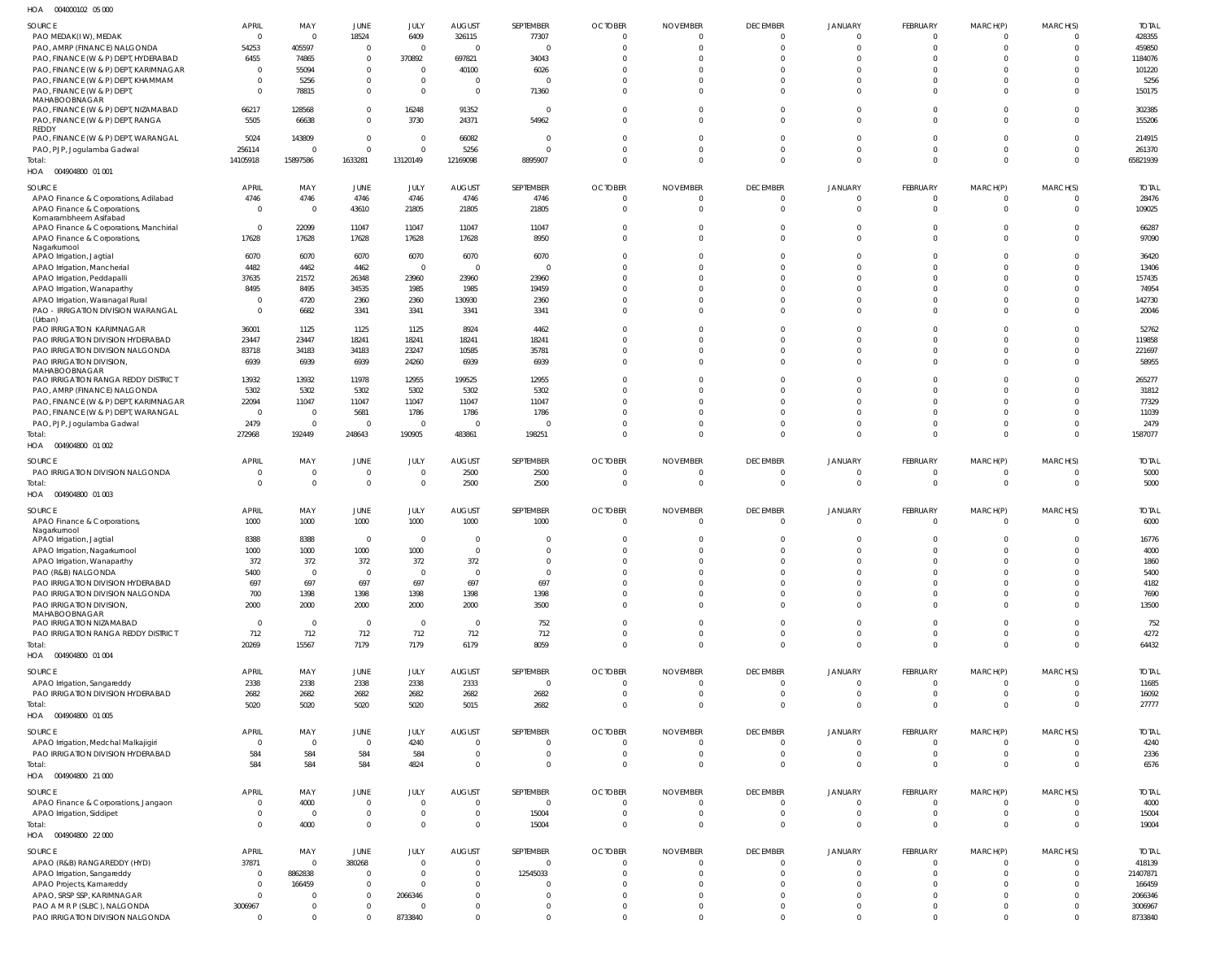HOA 004000102 05 000

| SOURCE | APRIL | MAY | JUNE | JULY | AUGUST | SEPTEMBER | OCTOBER | NOVEMBER | DECEMBER | JANUARY | FEBRUARY | MARCH(P) | MARCH(S) | TOTAL |
|---|---|---|---|---|---|---|---|---|---|---|---|---|---|---|
| PAO MEDAK(IW), MEDAK | 0 | 0 | 18524 | 6409 | 326115 | 77307 | 0 | 0 | 0 | 0 | 0 | 0 | 0 | 428355 |
| PAO, AMRP (FINANCE) NALGONDA | 54253 | 405597 | 0 | 0 | 0 | 0 | 0 | 0 | 0 | 0 | 0 | 0 | 0 | 459850 |
| PAO, FINANCE (W & P) DEPT, HYDERABAD | 6455 | 74865 | 0 | 370892 | 697821 | 34043 | 0 | 0 | 0 | 0 | 0 | 0 | 0 | 1184076 |
| PAO, FINANCE (W & P) DEPT, KARIMNAGAR | 0 | 55094 | 0 | 0 | 40100 | 6026 | 0 | 0 | 0 | 0 | 0 | 0 | 0 | 101220 |
| PAO, FINANCE (W & P) DEPT, KHAMMAM | 0 | 5256 | 0 | 0 | 0 | 0 | 0 | 0 | 0 | 0 | 0 | 0 | 0 | 5256 |
| PAO, FINANCE (W & P) DEPT, MAHABOOBNAGAR | 0 | 78815 | 0 | 0 | 0 | 71360 | 0 | 0 | 0 | 0 | 0 | 0 | 0 | 150175 |
| PAO, FINANCE (W & P) DEPT, NIZAMABAD | 66217 | 128568 | 0 | 16248 | 91352 | 0 | 0 | 0 | 0 | 0 | 0 | 0 | 0 | 302385 |
| PAO, FINANCE (W & P) DEPT, RANGA REDDY | 5505 | 66638 | 0 | 3730 | 24371 | 54962 | 0 | 0 | 0 | 0 | 0 | 0 | 0 | 155206 |
| PAO, FINANCE (W & P) DEPT, WARANGAL | 5024 | 143809 | 0 | 0 | 66082 | 0 | 0 | 0 | 0 | 0 | 0 | 0 | 0 | 214915 |
| PAO, PJP, Jogulamba Gadwal | 256114 | 0 | 0 | 0 | 5256 | 0 | 0 | 0 | 0 | 0 | 0 | 0 | 0 | 261370 |
| Total: | 14105918 | 15897586 | 1633281 | 13120149 | 12169098 | 8895907 | 0 | 0 | 0 | 0 | 0 | 0 | 0 | 65821939 |

HOA 004904800 01 001

| SOURCE | APRIL | MAY | JUNE | JULY | AUGUST | SEPTEMBER | OCTOBER | NOVEMBER | DECEMBER | JANUARY | FEBRUARY | MARCH(P) | MARCH(S) | TOTAL |
|---|---|---|---|---|---|---|---|---|---|---|---|---|---|---|
| APAO Finance & Corporations, Adilabad | 4746 | 4746 | 4746 | 4746 | 4746 | 4746 | 0 | 0 | 0 | 0 | 0 | 0 | 0 | 28476 |
| APAO Finance & Corporations, Komarambheem Asifabad | 0 | 0 | 43610 | 21805 | 21805 | 21805 | 0 | 0 | 0 | 0 | 0 | 0 | 0 | 109025 |
| APAO Finance & Corporations, Manchirial | 0 | 22099 | 11047 | 11047 | 11047 | 11047 | 0 | 0 | 0 | 0 | 0 | 0 | 0 | 66287 |
| APAO Finance & Corporations, Nagarkurnool | 17628 | 17628 | 17628 | 17628 | 17628 | 8950 | 0 | 0 | 0 | 0 | 0 | 0 | 0 | 97090 |
| APAO Irrigation, Jagtial | 6070 | 6070 | 6070 | 6070 | 6070 | 6070 | 0 | 0 | 0 | 0 | 0 | 0 | 0 | 36420 |
| APAO Irrigation, Mancherial | 4482 | 4462 | 4462 | 0 | 0 | 0 | 0 | 0 | 0 | 0 | 0 | 0 | 0 | 13406 |
| APAO Irrigation, Peddapalli | 37635 | 21572 | 26348 | 23960 | 23960 | 23960 | 0 | 0 | 0 | 0 | 0 | 0 | 0 | 157435 |
| APAO Irrigation, Wanaparthy | 8495 | 8495 | 34535 | 1985 | 1985 | 19459 | 0 | 0 | 0 | 0 | 0 | 0 | 0 | 74954 |
| APAO Irrigation, Waranagal Rural | 0 | 4720 | 2360 | 2360 | 130930 | 2360 | 0 | 0 | 0 | 0 | 0 | 0 | 0 | 142730 |
| PAO - IRRIGATION DIVISION WARANGAL (Urban) | 0 | 6682 | 3341 | 3341 | 3341 | 3341 | 0 | 0 | 0 | 0 | 0 | 0 | 0 | 20046 |
| PAO IRRIGATION KARIMNAGAR | 36001 | 1125 | 1125 | 1125 | 8924 | 4462 | 0 | 0 | 0 | 0 | 0 | 0 | 0 | 52762 |
| PAO IRRIGATION DIVISION HYDERABAD | 23447 | 23447 | 18241 | 18241 | 18241 | 18241 | 0 | 0 | 0 | 0 | 0 | 0 | 0 | 119858 |
| PAO IRRIGATION DIVISION NALGONDA | 83718 | 34183 | 34183 | 23247 | 10585 | 35781 | 0 | 0 | 0 | 0 | 0 | 0 | 0 | 221697 |
| PAO IRRIGATION DIVISION, MAHABOOBNAGAR | 6939 | 6939 | 6939 | 24260 | 6939 | 6939 | 0 | 0 | 0 | 0 | 0 | 0 | 0 | 58955 |
| PAO IRRIGATION RANGA REDDY DISTRICT | 13932 | 13932 | 11978 | 12955 | 199525 | 12955 | 0 | 0 | 0 | 0 | 0 | 0 | 0 | 265277 |
| PAO, AMRP (FINANCE) NALGONDA | 5302 | 5302 | 5302 | 5302 | 5302 | 5302 | 0 | 0 | 0 | 0 | 0 | 0 | 0 | 31812 |
| PAO, FINANCE (W & P) DEPT, KARIMNAGAR | 22094 | 11047 | 11047 | 11047 | 11047 | 11047 | 0 | 0 | 0 | 0 | 0 | 0 | 0 | 77329 |
| PAO, FINANCE (W & P) DEPT, WARANGAL | 0 | 0 | 5681 | 1786 | 1786 | 1786 | 0 | 0 | 0 | 0 | 0 | 0 | 0 | 11039 |
| PAO, PJP, Jogulamba Gadwal | 2479 | 0 | 0 | 0 | 0 | 0 | 0 | 0 | 0 | 0 | 0 | 0 | 0 | 2479 |
| Total: | 272968 | 192449 | 248643 | 190905 | 483861 | 198251 | 0 | 0 | 0 | 0 | 0 | 0 | 0 | 1587077 |

HOA 004904800 01 002

| SOURCE | APRIL | MAY | JUNE | JULY | AUGUST | SEPTEMBER | OCTOBER | NOVEMBER | DECEMBER | JANUARY | FEBRUARY | MARCH(P) | MARCH(S) | TOTAL |
|---|---|---|---|---|---|---|---|---|---|---|---|---|---|---|
| PAO IRRIGATION DIVISION NALGONDA | 0 | 0 | 0 | 0 | 2500 | 2500 | 0 | 0 | 0 | 0 | 0 | 0 | 0 | 5000 |
| Total: | 0 | 0 | 0 | 0 | 2500 | 2500 | 0 | 0 | 0 | 0 | 0 | 0 | 0 | 5000 |

HOA 004904800 01 003

| SOURCE | APRIL | MAY | JUNE | JULY | AUGUST | SEPTEMBER | OCTOBER | NOVEMBER | DECEMBER | JANUARY | FEBRUARY | MARCH(P) | MARCH(S) | TOTAL |
|---|---|---|---|---|---|---|---|---|---|---|---|---|---|---|
| APAO Finance & Corporations, Nagarkurnool | 1000 | 1000 | 1000 | 1000 | 1000 | 1000 | 0 | 0 | 0 | 0 | 0 | 0 | 0 | 6000 |
| APAO Irrigation, Jagtial | 8388 | 8388 | 0 | 0 | 0 | 0 | 0 | 0 | 0 | 0 | 0 | 0 | 0 | 16776 |
| APAO Irrigation, Nagarkurnool | 1000 | 1000 | 1000 | 1000 | 0 | 0 | 0 | 0 | 0 | 0 | 0 | 0 | 0 | 4000 |
| APAO Irrigation, Wanaparthy | 372 | 372 | 372 | 372 | 372 | 0 | 0 | 0 | 0 | 0 | 0 | 0 | 0 | 1860 |
| PAO (R&B) NALGONDA | 5400 | 0 | 0 | 0 | 0 | 0 | 0 | 0 | 0 | 0 | 0 | 0 | 0 | 5400 |
| PAO IRRIGATION DIVISION HYDERABAD | 697 | 697 | 697 | 697 | 697 | 697 | 0 | 0 | 0 | 0 | 0 | 0 | 0 | 4182 |
| PAO IRRIGATION DIVISION NALGONDA | 700 | 1398 | 1398 | 1398 | 1398 | 1398 | 0 | 0 | 0 | 0 | 0 | 0 | 0 | 7690 |
| PAO IRRIGATION DIVISION, MAHABOOBNAGAR | 2000 | 2000 | 2000 | 2000 | 2000 | 3500 | 0 | 0 | 0 | 0 | 0 | 0 | 0 | 13500 |
| PAO IRRIGATION NIZAMABAD | 0 | 0 | 0 | 0 | 0 | 752 | 0 | 0 | 0 | 0 | 0 | 0 | 0 | 752 |
| PAO IRRIGATION RANGA REDDY DISTRICT | 712 | 712 | 712 | 712 | 712 | 712 | 0 | 0 | 0 | 0 | 0 | 0 | 0 | 4272 |
| Total: | 20269 | 15567 | 7179 | 7179 | 6179 | 8059 | 0 | 0 | 0 | 0 | 0 | 0 | 0 | 64432 |

HOA 004904800 01 004

| SOURCE | APRIL | MAY | JUNE | JULY | AUGUST | SEPTEMBER | OCTOBER | NOVEMBER | DECEMBER | JANUARY | FEBRUARY | MARCH(P) | MARCH(S) | TOTAL |
|---|---|---|---|---|---|---|---|---|---|---|---|---|---|---|
| APAO Irrigation, Sangareddy | 2338 | 2338 | 2338 | 2338 | 2333 | 0 | 0 | 0 | 0 | 0 | 0 | 0 | 0 | 11685 |
| PAO IRRIGATION DIVISION HYDERABAD | 2682 | 2682 | 2682 | 2682 | 2682 | 2682 | 0 | 0 | 0 | 0 | 0 | 0 | 0 | 16092 |
| Total: | 5020 | 5020 | 5020 | 5020 | 5015 | 2682 | 0 | 0 | 0 | 0 | 0 | 0 | 0 | 27777 |

HOA 004904800 01 005

| SOURCE | APRIL | MAY | JUNE | JULY | AUGUST | SEPTEMBER | OCTOBER | NOVEMBER | DECEMBER | JANUARY | FEBRUARY | MARCH(P) | MARCH(S) | TOTAL |
|---|---|---|---|---|---|---|---|---|---|---|---|---|---|---|
| APAO Irrigation, Medchal Malkajigiri | 0 | 0 | 0 | 4240 | 0 | 0 | 0 | 0 | 0 | 0 | 0 | 0 | 0 | 4240 |
| PAO IRRIGATION DIVISION HYDERABAD | 584 | 584 | 584 | 584 | 0 | 0 | 0 | 0 | 0 | 0 | 0 | 0 | 0 | 2336 |
| Total: | 584 | 584 | 584 | 4824 | 0 | 0 | 0 | 0 | 0 | 0 | 0 | 0 | 0 | 6576 |

HOA 004904800 21 000

| SOURCE | APRIL | MAY | JUNE | JULY | AUGUST | SEPTEMBER | OCTOBER | NOVEMBER | DECEMBER | JANUARY | FEBRUARY | MARCH(P) | MARCH(S) | TOTAL |
|---|---|---|---|---|---|---|---|---|---|---|---|---|---|---|
| APAO Finance & Corporations, Jangaon | 0 | 4000 | 0 | 0 | 0 | 0 | 0 | 0 | 0 | 0 | 0 | 0 | 0 | 4000 |
| APAO Irrigation, Siddipet | 0 | 0 | 0 | 0 | 0 | 15004 | 0 | 0 | 0 | 0 | 0 | 0 | 0 | 15004 |
| Total: | 0 | 4000 | 0 | 0 | 0 | 15004 | 0 | 0 | 0 | 0 | 0 | 0 | 0 | 19004 |

HOA 004904800 22 000

| SOURCE | APRIL | MAY | JUNE | JULY | AUGUST | SEPTEMBER | OCTOBER | NOVEMBER | DECEMBER | JANUARY | FEBRUARY | MARCH(P) | MARCH(S) | TOTAL |
|---|---|---|---|---|---|---|---|---|---|---|---|---|---|---|
| APAO (R&B) RANGAREDDY (HYD) | 37871 | 0 | 380268 | 0 | 0 | 0 | 0 | 0 | 0 | 0 | 0 | 0 | 0 | 418139 |
| APAO Irrigation, Sangareddy | 0 | 8862838 | 0 | 0 | 0 | 12545033 | 0 | 0 | 0 | 0 | 0 | 0 | 0 | 21407871 |
| APAO Projects, Kamareddy | 0 | 166459 | 0 | 0 | 0 | 0 | 0 | 0 | 0 | 0 | 0 | 0 | 0 | 166459 |
| APAO, SRSP SSP, KARIMNAGAR | 0 | 0 | 0 | 2066346 | 0 | 0 | 0 | 0 | 0 | 0 | 0 | 0 | 0 | 2066346 |
| PAO A M R P (SLBC), NALGONDA | 3006967 | 0 | 0 | 0 | 0 | 0 | 0 | 0 | 0 | 0 | 0 | 0 | 0 | 3006967 |
| PAO IRRIGATION DIVISION NALGONDA | 0 | 0 | 0 | 8733840 | 0 | 0 | 0 | 0 | 0 | 0 | 0 | 0 | 0 | 8733840 |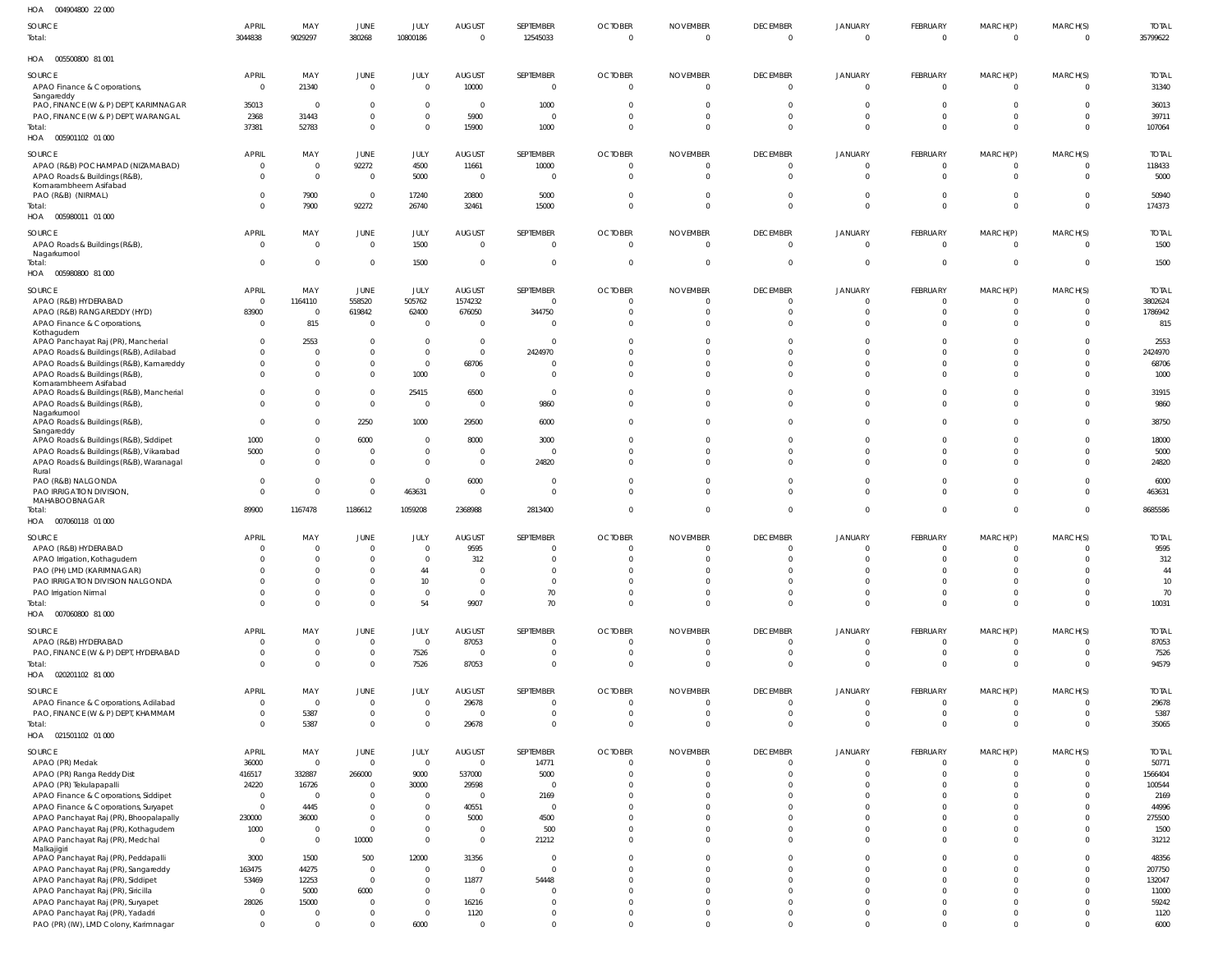HOA 004904800 22 000

| SOURCE | APRIL | MAY | JUNE | JULY | AUGUST | SEPTEMBER | OCTOBER | NOVEMBER | DECEMBER | JANUARY | FEBRUARY | MARCH(P) | MARCH(S) | TOTAL |
|---|---|---|---|---|---|---|---|---|---|---|---|---|---|---|
| Total: | 3044838 | 9029297 | 380268 | 10800186 | 0 | 12545033 | 0 | 0 | 0 | 0 | 0 | 0 | 0 | 35799622 |

HOA 005500800 81 001

| SOURCE | APRIL | MAY | JUNE | JULY | AUGUST | SEPTEMBER | OCTOBER | NOVEMBER | DECEMBER | JANUARY | FEBRUARY | MARCH(P) | MARCH(S) | TOTAL |
|---|---|---|---|---|---|---|---|---|---|---|---|---|---|---|
| APAO Finance & Corporations, Sangareddy | 0 | 21340 | 0 | 0 | 10000 | 0 | 0 | 0 | 0 | 0 | 0 | 0 | 0 | 31340 |
| PAO, FINANCE (W & P) DEPT, KARIMNAGAR | 35013 | 0 | 0 | 0 | 0 | 1000 | 0 | 0 | 0 | 0 | 0 | 0 | 0 | 36013 |
| PAO, FINANCE (W & P) DEPT, WARANGAL | 2368 | 31443 | 0 | 0 | 5900 | 0 | 0 | 0 | 0 | 0 | 0 | 0 | 0 | 39711 |
| Total: | 37381 | 52783 | 0 | 0 | 15900 | 1000 | 0 | 0 | 0 | 0 | 0 | 0 | 0 | 107064 |

HOA 005901102 01 000

| SOURCE | APRIL | MAY | JUNE | JULY | AUGUST | SEPTEMBER | OCTOBER | NOVEMBER | DECEMBER | JANUARY | FEBRUARY | MARCH(P) | MARCH(S) | TOTAL |
|---|---|---|---|---|---|---|---|---|---|---|---|---|---|---|
| APAO (R&B) POCHAMPAD (NIZAMABAD) | 0 | 0 | 92272 | 4500 | 11661 | 10000 | 0 | 0 | 0 | 0 | 0 | 0 | 0 | 118433 |
| APAO Roads & Buildings (R&B), Komarambheem Asifabad | 0 | 0 | 0 | 5000 | 0 | 0 | 0 | 0 | 0 | 0 | 0 | 0 | 0 | 5000 |
| PAO (R&B) (NIRMAL) | 0 | 7900 | 0 | 17240 | 20800 | 5000 | 0 | 0 | 0 | 0 | 0 | 0 | 0 | 50940 |
| Total: | 0 | 7900 | 92272 | 26740 | 32461 | 15000 | 0 | 0 | 0 | 0 | 0 | 0 | 0 | 174373 |

HOA 005980011 01 000

| SOURCE | APRIL | MAY | JUNE | JULY | AUGUST | SEPTEMBER | OCTOBER | NOVEMBER | DECEMBER | JANUARY | FEBRUARY | MARCH(P) | MARCH(S) | TOTAL |
|---|---|---|---|---|---|---|---|---|---|---|---|---|---|---|
| APAO Roads & Buildings (R&B), Nagarkurnool | 0 | 0 | 0 | 1500 | 0 | 0 | 0 | 0 | 0 | 0 | 0 | 0 | 0 | 1500 |
| Total: | 0 | 0 | 0 | 1500 | 0 | 0 | 0 | 0 | 0 | 0 | 0 | 0 | 0 | 1500 |

HOA 005980800 81 000

| SOURCE | APRIL | MAY | JUNE | JULY | AUGUST | SEPTEMBER | OCTOBER | NOVEMBER | DECEMBER | JANUARY | FEBRUARY | MARCH(P) | MARCH(S) | TOTAL |
|---|---|---|---|---|---|---|---|---|---|---|---|---|---|---|
| APAO (R&B) HYDERABAD | 0 | 1164110 | 558520 | 505762 | 1574232 | 0 | 0 | 0 | 0 | 0 | 0 | 0 | 0 | 3802624 |
| APAO (R&B) RANGAREDDY (HYD) | 83900 | 0 | 619842 | 62400 | 676050 | 344750 | 0 | 0 | 0 | 0 | 0 | 0 | 0 | 1786942 |
| APAO Finance & Corporations, Kothagudem | 0 | 815 | 0 | 0 | 0 | 0 | 0 | 0 | 0 | 0 | 0 | 0 | 0 | 815 |
| APAO Panchayat Raj (PR), Mancherial | 0 | 2553 | 0 | 0 | 0 | 0 | 0 | 0 | 0 | 0 | 0 | 0 | 0 | 2553 |
| APAO Roads & Buildings (R&B), Adilabad | 0 | 0 | 0 | 0 | 0 | 2424970 | 0 | 0 | 0 | 0 | 0 | 0 | 0 | 2424970 |
| APAO Roads & Buildings (R&B), Kamareddy | 0 | 0 | 0 | 0 | 68706 | 0 | 0 | 0 | 0 | 0 | 0 | 0 | 0 | 68706 |
| APAO Roads & Buildings (R&B), Komarambheem Asifabad | 0 | 0 | 0 | 1000 | 0 | 0 | 0 | 0 | 0 | 0 | 0 | 0 | 0 | 1000 |
| APAO Roads & Buildings (R&B), Mancherial | 0 | 0 | 0 | 25415 | 6500 | 0 | 0 | 0 | 0 | 0 | 0 | 0 | 0 | 31915 |
| APAO Roads & Buildings (R&B), Nagarkurnool | 0 | 0 | 0 | 0 | 0 | 9860 | 0 | 0 | 0 | 0 | 0 | 0 | 0 | 9860 |
| APAO Roads & Buildings (R&B), Sangareddy | 0 | 0 | 2250 | 1000 | 29500 | 6000 | 0 | 0 | 0 | 0 | 0 | 0 | 0 | 38750 |
| APAO Roads & Buildings (R&B), Siddipet | 1000 | 0 | 6000 | 0 | 8000 | 3000 | 0 | 0 | 0 | 0 | 0 | 0 | 0 | 18000 |
| APAO Roads & Buildings (R&B), Vikarabad | 5000 | 0 | 0 | 0 | 0 | 0 | 0 | 0 | 0 | 0 | 0 | 0 | 0 | 5000 |
| APAO Roads & Buildings (R&B), Waranagal Rural | 0 | 0 | 0 | 0 | 0 | 24820 | 0 | 0 | 0 | 0 | 0 | 0 | 0 | 24820 |
| PAO (R&B) NALGONDA | 0 | 0 | 0 | 0 | 6000 | 0 | 0 | 0 | 0 | 0 | 0 | 0 | 0 | 6000 |
| PAO IRRIGATION DIVISION, MAHABOOBNAGAR | 0 | 0 | 0 | 463631 | 0 | 0 | 0 | 0 | 0 | 0 | 0 | 0 | 0 | 463631 |
| Total: | 89900 | 1167478 | 1186612 | 1059208 | 2368988 | 2813400 | 0 | 0 | 0 | 0 | 0 | 0 | 0 | 8685586 |

HOA 007060118 01 000

| SOURCE | APRIL | MAY | JUNE | JULY | AUGUST | SEPTEMBER | OCTOBER | NOVEMBER | DECEMBER | JANUARY | FEBRUARY | MARCH(P) | MARCH(S) | TOTAL |
|---|---|---|---|---|---|---|---|---|---|---|---|---|---|---|
| APAO (R&B) HYDERABAD | 0 | 0 | 0 | 0 | 9595 | 0 | 0 | 0 | 0 | 0 | 0 | 0 | 0 | 9595 |
| APAO Irrigation, Kothagudem | 0 | 0 | 0 | 0 | 312 | 0 | 0 | 0 | 0 | 0 | 0 | 0 | 0 | 312 |
| PAO (PH) LMD (KARIMNAGAR) | 0 | 0 | 0 | 44 | 0 | 0 | 0 | 0 | 0 | 0 | 0 | 0 | 0 | 44 |
| PAO IRRIGATION DIVISION NALGONDA | 0 | 0 | 0 | 10 | 0 | 0 | 0 | 0 | 0 | 0 | 0 | 0 | 0 | 10 |
| PAO Irrigation Nirmal | 0 | 0 | 0 | 0 | 0 | 70 | 0 | 0 | 0 | 0 | 0 | 0 | 0 | 70 |
| Total: | 0 | 0 | 0 | 54 | 9907 | 70 | 0 | 0 | 0 | 0 | 0 | 0 | 0 | 10031 |

HOA 007060800 81 000

| SOURCE | APRIL | MAY | JUNE | JULY | AUGUST | SEPTEMBER | OCTOBER | NOVEMBER | DECEMBER | JANUARY | FEBRUARY | MARCH(P) | MARCH(S) | TOTAL |
|---|---|---|---|---|---|---|---|---|---|---|---|---|---|---|
| APAO (R&B) HYDERABAD | 0 | 0 | 0 | 0 | 87053 | 0 | 0 | 0 | 0 | 0 | 0 | 0 | 0 | 87053 |
| PAO, FINANCE (W & P) DEPT, HYDERABAD | 0 | 0 | 0 | 7526 | 0 | 0 | 0 | 0 | 0 | 0 | 0 | 0 | 0 | 7526 |
| Total: | 0 | 0 | 0 | 7526 | 87053 | 0 | 0 | 0 | 0 | 0 | 0 | 0 | 0 | 94579 |

HOA 020201102 81 000

| SOURCE | APRIL | MAY | JUNE | JULY | AUGUST | SEPTEMBER | OCTOBER | NOVEMBER | DECEMBER | JANUARY | FEBRUARY | MARCH(P) | MARCH(S) | TOTAL |
|---|---|---|---|---|---|---|---|---|---|---|---|---|---|---|
| APAO Finance & Corporations, Adilabad | 0 | 0 | 0 | 0 | 29678 | 0 | 0 | 0 | 0 | 0 | 0 | 0 | 0 | 29678 |
| PAO, FINANCE (W & P) DEPT, KHAMMAM | 0 | 5387 | 0 | 0 | 0 | 0 | 0 | 0 | 0 | 0 | 0 | 0 | 0 | 5387 |
| Total: | 0 | 5387 | 0 | 0 | 29678 | 0 | 0 | 0 | 0 | 0 | 0 | 0 | 0 | 35065 |

HOA 021501102 01 000

| SOURCE | APRIL | MAY | JUNE | JULY | AUGUST | SEPTEMBER | OCTOBER | NOVEMBER | DECEMBER | JANUARY | FEBRUARY | MARCH(P) | MARCH(S) | TOTAL |
|---|---|---|---|---|---|---|---|---|---|---|---|---|---|---|
| APAO (PR) Medak | 36000 | 0 | 0 | 0 | 0 | 14771 | 0 | 0 | 0 | 0 | 0 | 0 | 0 | 50771 |
| APAO (PR) Ranga Reddy Dist | 416517 | 332887 | 266000 | 9000 | 537000 | 5000 | 0 | 0 | 0 | 0 | 0 | 0 | 0 | 1566404 |
| APAO (PR) Tekulapapalli | 24220 | 16726 | 0 | 30000 | 29598 | 0 | 0 | 0 | 0 | 0 | 0 | 0 | 0 | 100544 |
| APAO Finance & Corporations, Siddipet | 0 | 0 | 0 | 0 | 0 | 2169 | 0 | 0 | 0 | 0 | 0 | 0 | 0 | 2169 |
| APAO Finance & Corporations, Suryapet | 0 | 4445 | 0 | 0 | 40551 | 0 | 0 | 0 | 0 | 0 | 0 | 0 | 0 | 44996 |
| APAO Panchayat Raj (PR), Bhoopalapally | 230000 | 36000 | 0 | 0 | 5000 | 4500 | 0 | 0 | 0 | 0 | 0 | 0 | 0 | 275500 |
| APAO Panchayat Raj (PR), Kothagudem | 1000 | 0 | 0 | 0 | 0 | 500 | 0 | 0 | 0 | 0 | 0 | 0 | 0 | 1500 |
| APAO Panchayat Raj (PR), Medchal Malkajigiri | 0 | 0 | 10000 | 0 | 0 | 21212 | 0 | 0 | 0 | 0 | 0 | 0 | 0 | 31212 |
| APAO Panchayat Raj (PR), Peddapalli | 3000 | 1500 | 500 | 12000 | 31356 | 0 | 0 | 0 | 0 | 0 | 0 | 0 | 0 | 48356 |
| APAO Panchayat Raj (PR), Sangareddy | 163475 | 44275 | 0 | 0 | 0 | 0 | 0 | 0 | 0 | 0 | 0 | 0 | 0 | 207750 |
| APAO Panchayat Raj (PR), Siddipet | 53469 | 12253 | 0 | 0 | 11877 | 54448 | 0 | 0 | 0 | 0 | 0 | 0 | 0 | 132047 |
| APAO Panchayat Raj (PR), Siricilla | 0 | 5000 | 6000 | 0 | 0 | 0 | 0 | 0 | 0 | 0 | 0 | 0 | 0 | 11000 |
| APAO Panchayat Raj (PR), Suryapet | 28026 | 15000 | 0 | 0 | 16216 | 0 | 0 | 0 | 0 | 0 | 0 | 0 | 0 | 59242 |
| APAO Panchayat Raj (PR), Yadadri | 0 | 0 | 0 | 0 | 1120 | 0 | 0 | 0 | 0 | 0 | 0 | 0 | 0 | 1120 |
| PAO (PR) (IW), LMD Colony, Karimnagar | 0 | 0 | 0 | 6000 | 0 | 0 | 0 | 0 | 0 | 0 | 0 | 0 | 0 | 6000 |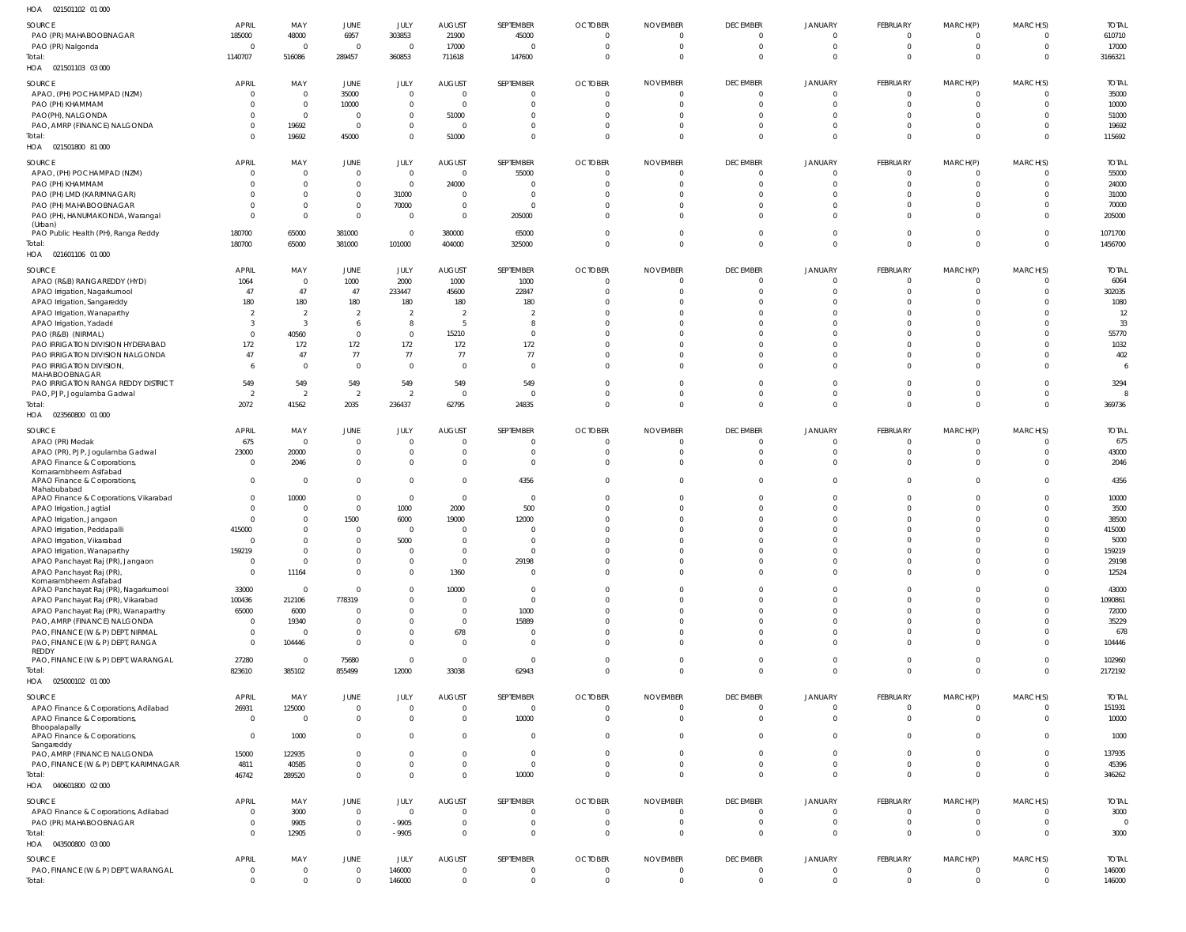HOA 021501102 01 000

| SOURCE | APRIL | MAY | JUNE | JULY | AUGUST | SEPTEMBER | OCTOBER | NOVEMBER | DECEMBER | JANUARY | FEBRUARY | MARCH(P) | MARCH(S) | TOTAL |
|---|---|---|---|---|---|---|---|---|---|---|---|---|---|---|
| PAO (PR) MAHABOOBNAGAR | 185000 | 48000 | 6957 | 303853 | 21900 | 45000 | 0 | 0 | 0 | 0 | 0 | 0 | 0 | 610710 |
| PAO (PR) Nalgonda | 0 | 0 | 0 | 0 | 17000 | 0 | 0 | 0 | 0 | 0 | 0 | 0 | 0 | 17000 |
| Total: | 1140707 | 516086 | 289457 | 360853 | 711618 | 147600 | 0 | 0 | 0 | 0 | 0 | 0 | 0 | 3166321 |

HOA 021501103 03 000

| SOURCE | APRIL | MAY | JUNE | JULY | AUGUST | SEPTEMBER | OCTOBER | NOVEMBER | DECEMBER | JANUARY | FEBRUARY | MARCH(P) | MARCH(S) | TOTAL |
|---|---|---|---|---|---|---|---|---|---|---|---|---|---|---|
| APAO, (PH) POCHAMPAD (NZM) | 0 | 0 | 35000 | 0 | 0 | 0 | 0 | 0 | 0 | 0 | 0 | 0 | 0 | 35000 |
| PAO (PH) KHAMMAM | 0 | 0 | 10000 | 0 | 0 | 0 | 0 | 0 | 0 | 0 | 0 | 0 | 0 | 10000 |
| PAO(PH), NALGONDA | 0 | 0 | 0 | 0 | 51000 | 0 | 0 | 0 | 0 | 0 | 0 | 0 | 0 | 51000 |
| PAO, AMRP (FINANCE) NALGONDA | 0 | 19692 | 0 | 0 | 0 | 0 | 0 | 0 | 0 | 0 | 0 | 0 | 0 | 19692 |
| Total: | 0 | 19692 | 45000 | 0 | 51000 | 0 | 0 | 0 | 0 | 0 | 0 | 0 | 0 | 115692 |

HOA 021501800 81 000

| SOURCE | APRIL | MAY | JUNE | JULY | AUGUST | SEPTEMBER | OCTOBER | NOVEMBER | DECEMBER | JANUARY | FEBRUARY | MARCH(P) | MARCH(S) | TOTAL |
|---|---|---|---|---|---|---|---|---|---|---|---|---|---|---|
| APAO, (PH) POCHAMPAD (NZM) | 0 | 0 | 0 | 0 | 0 | 55000 | 0 | 0 | 0 | 0 | 0 | 0 | 0 | 55000 |
| PAO (PH) KHAMMAM | 0 | 0 | 0 | 0 | 24000 | 0 | 0 | 0 | 0 | 0 | 0 | 0 | 0 | 24000 |
| PAO (PH) LMD (KARIMNAGAR) | 0 | 0 | 0 | 31000 | 0 | 0 | 0 | 0 | 0 | 0 | 0 | 0 | 0 | 31000 |
| PAO (PH) MAHABOOBNAGAR | 0 | 0 | 0 | 70000 | 0 | 0 | 0 | 0 | 0 | 0 | 0 | 0 | 0 | 70000 |
| PAO (PH), HANUMAKONDA, Warangal (Urban) | 0 | 0 | 0 | 0 | 0 | 205000 | 0 | 0 | 0 | 0 | 0 | 0 | 0 | 205000 |
| PAO Public Health (PH), Ranga Reddy | 180700 | 65000 | 381000 | 0 | 380000 | 65000 | 0 | 0 | 0 | 0 | 0 | 0 | 0 | 1071700 |
| Total: | 180700 | 65000 | 381000 | 101000 | 404000 | 325000 | 0 | 0 | 0 | 0 | 0 | 0 | 0 | 1456700 |

HOA 021601106 01 000

| SOURCE | APRIL | MAY | JUNE | JULY | AUGUST | SEPTEMBER | OCTOBER | NOVEMBER | DECEMBER | JANUARY | FEBRUARY | MARCH(P) | MARCH(S) | TOTAL |
|---|---|---|---|---|---|---|---|---|---|---|---|---|---|---|
| APAO (R&B) RANGAREDDY (HYD) | 1064 | 0 | 1000 | 2000 | 1000 | 1000 | 0 | 0 | 0 | 0 | 0 | 0 | 0 | 6064 |
| APAO Irrigation, Nagarkurnool | 47 | 47 | 47 | 233447 | 45600 | 22847 | 0 | 0 | 0 | 0 | 0 | 0 | 0 | 302035 |
| APAO Irrigation, Sangareddy | 180 | 180 | 180 | 180 | 180 | 180 | 0 | 0 | 0 | 0 | 0 | 0 | 0 | 1080 |
| APAO Irrigation, Wanaparthy | 2 | 2 | 2 | 2 | 2 | 2 | 0 | 0 | 0 | 0 | 0 | 0 | 0 | 12 |
| APAO Irrigation, Yadadri | 3 | 3 | 6 | 8 | 5 | 8 | 0 | 0 | 0 | 0 | 0 | 0 | 0 | 33 |
| PAO (R&B) (NIRMAL) | 0 | 40560 | 0 | 0 | 15210 | 0 | 0 | 0 | 0 | 0 | 0 | 0 | 0 | 55770 |
| PAO IRRIGATION DIVISION HYDERABAD | 172 | 172 | 172 | 172 | 172 | 172 | 0 | 0 | 0 | 0 | 0 | 0 | 0 | 1032 |
| PAO IRRIGATION DIVISION NALGONDA | 47 | 47 | 77 | 77 | 77 | 77 | 0 | 0 | 0 | 0 | 0 | 0 | 0 | 402 |
| PAO IRRIGATION DIVISION, MAHABOOBNAGAR | 6 | 0 | 0 | 0 | 0 | 0 | 0 | 0 | 0 | 0 | 0 | 0 | 0 | 6 |
| PAO IRRIGATION RANGA REDDY DISTRICT | 549 | 549 | 549 | 549 | 549 | 549 | 0 | 0 | 0 | 0 | 0 | 0 | 0 | 3294 |
| PAO, PJP, Jogulamba Gadwal | 2 | 2 | 2 | 2 | 0 | 0 | 0 | 0 | 0 | 0 | 0 | 0 | 0 | 8 |
| Total: | 2072 | 41562 | 2035 | 236437 | 62795 | 24835 | 0 | 0 | 0 | 0 | 0 | 0 | 0 | 369736 |

HOA 023560800 01 000

| SOURCE | APRIL | MAY | JUNE | JULY | AUGUST | SEPTEMBER | OCTOBER | NOVEMBER | DECEMBER | JANUARY | FEBRUARY | MARCH(P) | MARCH(S) | TOTAL |
|---|---|---|---|---|---|---|---|---|---|---|---|---|---|---|
| APAO (PR) Medak | 675 | 0 | 0 | 0 | 0 | 0 | 0 | 0 | 0 | 0 | 0 | 0 | 0 | 675 |
| APAO (PR), PJP, Jogulamba Gadwal | 23000 | 20000 | 0 | 0 | 0 | 0 | 0 | 0 | 0 | 0 | 0 | 0 | 0 | 43000 |
| APAO Finance & Corporations, Komarambheem Asifabad | 0 | 2046 | 0 | 0 | 0 | 0 | 0 | 0 | 0 | 0 | 0 | 0 | 0 | 2046 |
| APAO Finance & Corporations, Mahabubabad | 0 | 0 | 0 | 0 | 0 | 4356 | 0 | 0 | 0 | 0 | 0 | 0 | 0 | 4356 |
| APAO Finance & Corporations, Vikarabad | 0 | 10000 | 0 | 0 | 0 | 0 | 0 | 0 | 0 | 0 | 0 | 0 | 0 | 10000 |
| APAO Irrigation, Jagtial | 0 | 0 | 0 | 1000 | 2000 | 500 | 0 | 0 | 0 | 0 | 0 | 0 | 0 | 3500 |
| APAO Irrigation, Jangaon | 0 | 0 | 1500 | 6000 | 19000 | 12000 | 0 | 0 | 0 | 0 | 0 | 0 | 0 | 38500 |
| APAO Irrigation, Peddapalli | 415000 | 0 | 0 | 0 | 0 | 0 | 0 | 0 | 0 | 0 | 0 | 0 | 0 | 415000 |
| APAO Irrigation, Vikarabad | 0 | 0 | 0 | 5000 | 0 | 0 | 0 | 0 | 0 | 0 | 0 | 0 | 0 | 5000 |
| APAO Irrigation, Wanaparthy | 159219 | 0 | 0 | 0 | 0 | 0 | 0 | 0 | 0 | 0 | 0 | 0 | 0 | 159219 |
| APAO Panchayat Raj (PR), Jangaon | 0 | 0 | 0 | 0 | 0 | 29198 | 0 | 0 | 0 | 0 | 0 | 0 | 0 | 29198 |
| APAO Panchayat Raj (PR), Komarambheem Asifabad | 0 | 11164 | 0 | 0 | 1360 | 0 | 0 | 0 | 0 | 0 | 0 | 0 | 0 | 12524 |
| APAO Panchayat Raj (PR), Nagarkurnool | 33000 | 0 | 0 | 0 | 10000 | 0 | 0 | 0 | 0 | 0 | 0 | 0 | 0 | 43000 |
| APAO Panchayat Raj (PR), Vikarabad | 100436 | 212106 | 778319 | 0 | 0 | 0 | 0 | 0 | 0 | 0 | 0 | 0 | 0 | 1090861 |
| APAO Panchayat Raj (PR), Wanaparthy | 65000 | 6000 | 0 | 0 | 0 | 1000 | 0 | 0 | 0 | 0 | 0 | 0 | 0 | 72000 |
| PAO, AMRP (FINANCE) NALGONDA | 0 | 19340 | 0 | 0 | 0 | 15889 | 0 | 0 | 0 | 0 | 0 | 0 | 0 | 35229 |
| PAO, FINANCE (W & P) DEPT, NIRMAL | 0 | 0 | 0 | 0 | 678 | 0 | 0 | 0 | 0 | 0 | 0 | 0 | 0 | 678 |
| PAO, FINANCE (W & P) DEPT, RANGA REDDY | 0 | 104446 | 0 | 0 | 0 | 0 | 0 | 0 | 0 | 0 | 0 | 0 | 0 | 104446 |
| PAO, FINANCE (W & P) DEPT, WARANGAL | 27280 | 0 | 75680 | 0 | 0 | 0 | 0 | 0 | 0 | 0 | 0 | 0 | 0 | 102960 |
| Total: | 823610 | 385102 | 855499 | 12000 | 33038 | 62943 | 0 | 0 | 0 | 0 | 0 | 0 | 0 | 2172192 |

HOA 025000102 01 000

| SOURCE | APRIL | MAY | JUNE | JULY | AUGUST | SEPTEMBER | OCTOBER | NOVEMBER | DECEMBER | JANUARY | FEBRUARY | MARCH(P) | MARCH(S) | TOTAL |
|---|---|---|---|---|---|---|---|---|---|---|---|---|---|---|
| APAO Finance & Corporations, Adilabad | 26931 | 125000 | 0 | 0 | 0 | 0 | 0 | 0 | 0 | 0 | 0 | 0 | 0 | 151931 |
| APAO Finance & Corporations, Bhoopalapally | 0 | 0 | 0 | 0 | 0 | 10000 | 0 | 0 | 0 | 0 | 0 | 0 | 0 | 10000 |
| APAO Finance & Corporations, Sangareddy | 0 | 1000 | 0 | 0 | 0 | 0 | 0 | 0 | 0 | 0 | 0 | 0 | 0 | 1000 |
| PAO, AMRP (FINANCE) NALGONDA | 15000 | 122935 | 0 | 0 | 0 | 0 | 0 | 0 | 0 | 0 | 0 | 0 | 0 | 137935 |
| PAO, FINANCE (W & P) DEPT, KARIMNAGAR | 4811 | 40585 | 0 | 0 | 0 | 0 | 0 | 0 | 0 | 0 | 0 | 0 | 0 | 45396 |
| Total: | 46742 | 289520 | 0 | 0 | 0 | 10000 | 0 | 0 | 0 | 0 | 0 | 0 | 0 | 346262 |

HOA 040601800 02 000

| SOURCE | APRIL | MAY | JUNE | JULY | AUGUST | SEPTEMBER | OCTOBER | NOVEMBER | DECEMBER | JANUARY | FEBRUARY | MARCH(P) | MARCH(S) | TOTAL |
|---|---|---|---|---|---|---|---|---|---|---|---|---|---|---|
| APAO Finance & Corporations, Adilabad | 0 | 3000 | 0 | 0 | 0 | 0 | 0 | 0 | 0 | 0 | 0 | 0 | 0 | 3000 |
| PAO (PR) MAHABOOBNAGAR | 0 | 9905 | 0 | -9905 | 0 | 0 | 0 | 0 | 0 | 0 | 0 | 0 | 0 | 0 |
| Total: | 0 | 12905 | 0 | -9905 | 0 | 0 | 0 | 0 | 0 | 0 | 0 | 0 | 0 | 3000 |

HOA 043500800 03 000

| SOURCE | APRIL | MAY | JUNE | JULY | AUGUST | SEPTEMBER | OCTOBER | NOVEMBER | DECEMBER | JANUARY | FEBRUARY | MARCH(P) | MARCH(S) | TOTAL |
|---|---|---|---|---|---|---|---|---|---|---|---|---|---|---|
| PAO, FINANCE (W & P) DEPT, WARANGAL | 0 | 0 | 0 | 146000 | 0 | 0 | 0 | 0 | 0 | 0 | 0 | 0 | 0 | 146000 |
| Total: | 0 | 0 | 0 | 146000 | 0 | 0 | 0 | 0 | 0 | 0 | 0 | 0 | 0 | 146000 |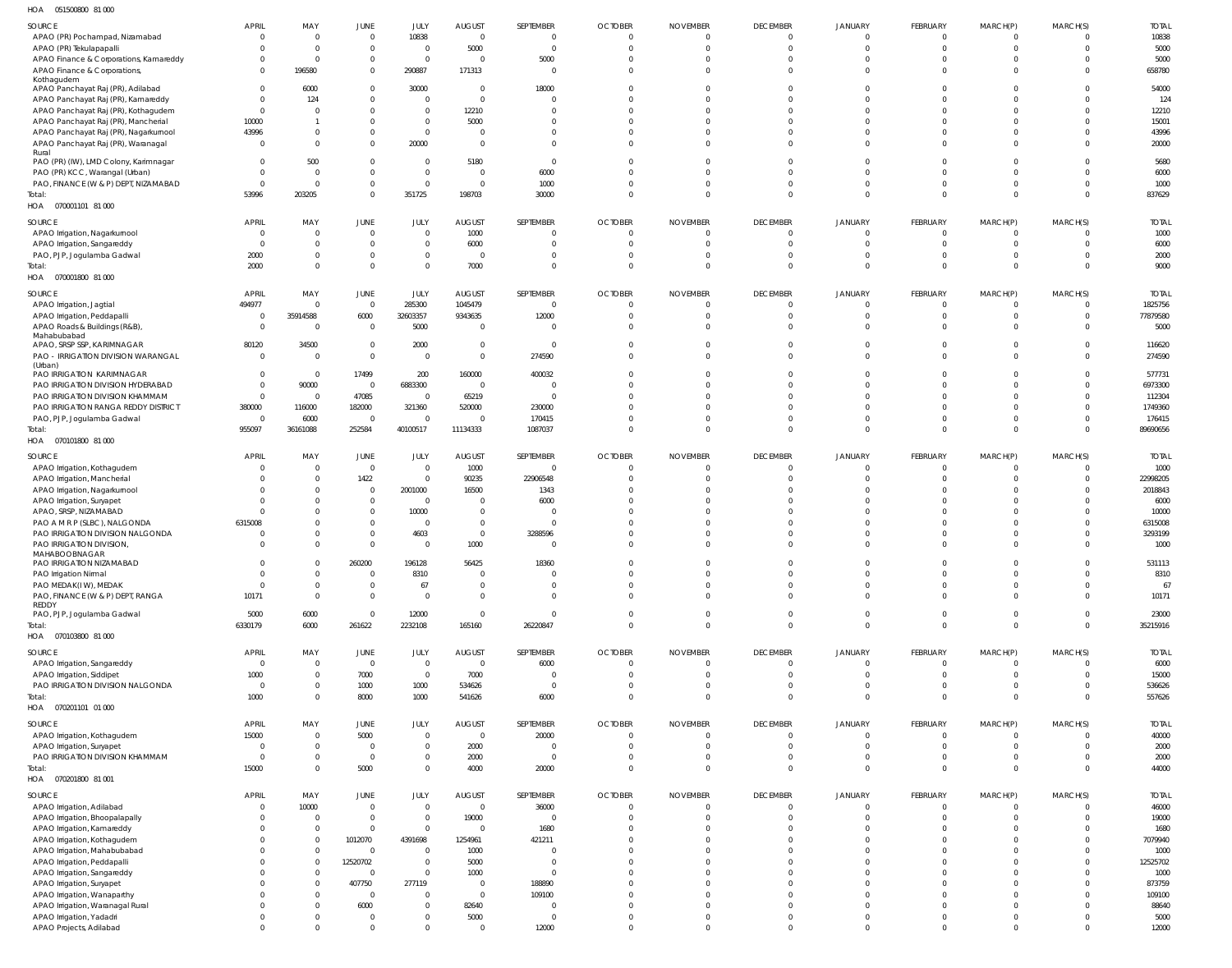HOA 051500800 81 000

| SOURCE | APRIL | MAY | JUNE | JULY | AUGUST | SEPTEMBER | OCTOBER | NOVEMBER | DECEMBER | JANUARY | FEBRUARY | MARCH(P) | MARCH(S) | TOTAL |
|---|---|---|---|---|---|---|---|---|---|---|---|---|---|---|
| APAO (PR) Pochampad, Nizamabad | 0 | 0 | 0 | 10838 | 0 | 0 | 0 | 0 | 0 | 0 | 0 | 0 | 0 | 10838 |
| APAO (PR) Tekulapapalli | 0 | 0 | 0 | 0 | 5000 | 0 | 0 | 0 | 0 | 0 | 0 | 0 | 0 | 5000 |
| APAO Finance & Corporations, Kamareddy | 0 | 0 | 0 | 0 | 0 | 5000 | 0 | 0 | 0 | 0 | 0 | 0 | 0 | 5000 |
| APAO Finance & Corporations, Kothagudem | 0 | 196580 | 0 | 290887 | 171313 | 0 | 0 | 0 | 0 | 0 | 0 | 0 | 0 | 658780 |
| APAO Panchayat Raj (PR), Adilabad | 0 | 6000 | 0 | 30000 | 0 | 18000 | 0 | 0 | 0 | 0 | 0 | 0 | 0 | 54000 |
| APAO Panchayat Raj (PR), Kamareddy | 0 | 124 | 0 | 0 | 0 | 0 | 0 | 0 | 0 | 0 | 0 | 0 | 0 | 124 |
| APAO Panchayat Raj (PR), Kothagudem | 0 | 0 | 0 | 0 | 12210 | 0 | 0 | 0 | 0 | 0 | 0 | 0 | 0 | 12210 |
| APAO Panchayat Raj (PR), Mancherial | 10000 | 1 | 0 | 0 | 5000 | 0 | 0 | 0 | 0 | 0 | 0 | 0 | 0 | 15001 |
| APAO Panchayat Raj (PR), Nagarkurnool | 43996 | 0 | 0 | 0 | 0 | 0 | 0 | 0 | 0 | 0 | 0 | 0 | 0 | 43996 |
| APAO Panchayat Raj (PR), Waranagal Rural | 0 | 0 | 0 | 20000 | 0 | 0 | 0 | 0 | 0 | 0 | 0 | 0 | 0 | 20000 |
| PAO (PR) (IW), LMD Colony, Karimnagar | 0 | 500 | 0 | 0 | 5180 | 0 | 0 | 0 | 0 | 0 | 0 | 0 | 0 | 5680 |
| PAO (PR) KCC, Warangal (Urban) | 0 | 0 | 0 | 0 | 0 | 6000 | 0 | 0 | 0 | 0 | 0 | 0 | 0 | 6000 |
| PAO, FINANCE (W & P) DEPT, NIZAMABAD | 0 | 0 | 0 | 0 | 0 | 1000 | 0 | 0 | 0 | 0 | 0 | 0 | 0 | 1000 |
| Total: | 53996 | 203205 | 0 | 351725 | 198703 | 30000 | 0 | 0 | 0 | 0 | 0 | 0 | 0 | 837629 |

HOA 070001101 81 000

| SOURCE | APRIL | MAY | JUNE | JULY | AUGUST | SEPTEMBER | OCTOBER | NOVEMBER | DECEMBER | JANUARY | FEBRUARY | MARCH(P) | MARCH(S) | TOTAL |
|---|---|---|---|---|---|---|---|---|---|---|---|---|---|---|
| APAO Irrigation, Nagarkurnool | 0 | 0 | 0 | 0 | 1000 | 0 | 0 | 0 | 0 | 0 | 0 | 0 | 0 | 1000 |
| APAO Irrigation, Sangareddy | 0 | 0 | 0 | 0 | 6000 | 0 | 0 | 0 | 0 | 0 | 0 | 0 | 0 | 6000 |
| PAO, PJP, Jogulamba Gadwal | 2000 | 0 | 0 | 0 | 0 | 0 | 0 | 0 | 0 | 0 | 0 | 0 | 0 | 2000 |
| Total: | 2000 | 0 | 0 | 0 | 7000 | 0 | 0 | 0 | 0 | 0 | 0 | 0 | 0 | 9000 |

HOA 070001800 81 000

| SOURCE | APRIL | MAY | JUNE | JULY | AUGUST | SEPTEMBER | OCTOBER | NOVEMBER | DECEMBER | JANUARY | FEBRUARY | MARCH(P) | MARCH(S) | TOTAL |
|---|---|---|---|---|---|---|---|---|---|---|---|---|---|---|
| APAO Irrigation, Jagtial | 494977 | 0 | 0 | 285300 | 1045479 | 0 | 0 | 0 | 0 | 0 | 0 | 0 | 0 | 1825756 |
| APAO Irrigation, Peddapalli | 0 | 35914588 | 6000 | 32603357 | 9343635 | 12000 | 0 | 0 | 0 | 0 | 0 | 0 | 0 | 77879580 |
| APAO Roads & Buildings (R&B), Mahabubabad | 0 | 0 | 0 | 5000 | 0 | 0 | 0 | 0 | 0 | 0 | 0 | 0 | 0 | 5000 |
| APAO, SRSP SSP, KARIMNAGAR | 80120 | 34500 | 0 | 2000 | 0 | 0 | 0 | 0 | 0 | 0 | 0 | 0 | 0 | 116620 |
| PAO - IRRIGATION DIVISION WARANGAL (Urban) | 0 | 0 | 0 | 0 | 0 | 274590 | 0 | 0 | 0 | 0 | 0 | 0 | 0 | 274590 |
| PAO IRRIGATION KARIMNAGAR | 0 | 0 | 17499 | 200 | 160000 | 400032 | 0 | 0 | 0 | 0 | 0 | 0 | 0 | 577731 |
| PAO IRRIGATION DIVISION HYDERABAD | 0 | 90000 | 0 | 6883300 | 0 | 0 | 0 | 0 | 0 | 0 | 0 | 0 | 0 | 6973300 |
| PAO IRRIGATION DIVISION KHAMMAM | 0 | 0 | 47085 | 0 | 65219 | 0 | 0 | 0 | 0 | 0 | 0 | 0 | 0 | 112304 |
| PAO IRRIGATION RANGA REDDY DISTRICT | 380000 | 116000 | 182000 | 321360 | 520000 | 230000 | 0 | 0 | 0 | 0 | 0 | 0 | 0 | 1749360 |
| PAO, PJP, Jogulamba Gadwal | 0 | 6000 | 0 | 0 | 0 | 170415 | 0 | 0 | 0 | 0 | 0 | 0 | 0 | 176415 |
| Total: | 955097 | 36161088 | 252584 | 40100517 | 11134333 | 1087037 | 0 | 0 | 0 | 0 | 0 | 0 | 0 | 89690656 |

HOA 070101800 81 000

| SOURCE | APRIL | MAY | JUNE | JULY | AUGUST | SEPTEMBER | OCTOBER | NOVEMBER | DECEMBER | JANUARY | FEBRUARY | MARCH(P) | MARCH(S) | TOTAL |
|---|---|---|---|---|---|---|---|---|---|---|---|---|---|---|
| APAO Irrigation, Kothagudem | 0 | 0 | 0 | 0 | 1000 | 0 | 0 | 0 | 0 | 0 | 0 | 0 | 0 | 1000 |
| APAO Irrigation, Mancherial | 0 | 0 | 1422 | 0 | 90235 | 22906548 | 0 | 0 | 0 | 0 | 0 | 0 | 0 | 22998205 |
| APAO Irrigation, Nagarkurnool | 0 | 0 | 0 | 2001000 | 16500 | 1343 | 0 | 0 | 0 | 0 | 0 | 0 | 0 | 2018843 |
| APAO Irrigation, Suryapet | 0 | 0 | 0 | 0 | 0 | 6000 | 0 | 0 | 0 | 0 | 0 | 0 | 0 | 6000 |
| APAO, SRSP, NIZAMABAD | 0 | 0 | 0 | 10000 | 0 | 0 | 0 | 0 | 0 | 0 | 0 | 0 | 0 | 10000 |
| PAO A M R P (SLBC), NALGONDA | 6315008 | 0 | 0 | 0 | 0 | 0 | 0 | 0 | 0 | 0 | 0 | 0 | 0 | 6315008 |
| PAO IRRIGATION DIVISION NALGONDA | 0 | 0 | 0 | 4603 | 0 | 3288596 | 0 | 0 | 0 | 0 | 0 | 0 | 0 | 3293199 |
| PAO IRRIGATION DIVISION, MAHABOOBNAGAR | 0 | 0 | 0 | 0 | 1000 | 0 | 0 | 0 | 0 | 0 | 0 | 0 | 0 | 1000 |
| PAO IRRIGATION NIZAMABAD | 0 | 0 | 260200 | 196128 | 56425 | 18360 | 0 | 0 | 0 | 0 | 0 | 0 | 0 | 531113 |
| PAO Irrigation Nirmal | 0 | 0 | 0 | 8310 | 0 | 0 | 0 | 0 | 0 | 0 | 0 | 0 | 0 | 8310 |
| PAO MEDAK(IW), MEDAK | 0 | 0 | 0 | 67 | 0 | 0 | 0 | 0 | 0 | 0 | 0 | 0 | 0 | 67 |
| PAO, FINANCE (W & P) DEPT, RANGA REDDY | 10171 | 0 | 0 | 0 | 0 | 0 | 0 | 0 | 0 | 0 | 0 | 0 | 0 | 10171 |
| PAO, PJP, Jogulamba Gadwal | 5000 | 6000 | 0 | 12000 | 0 | 0 | 0 | 0 | 0 | 0 | 0 | 0 | 0 | 23000 |
| Total: | 6330179 | 6000 | 261622 | 2232108 | 165160 | 26220847 | 0 | 0 | 0 | 0 | 0 | 0 | 0 | 35215916 |

HOA 070103800 81 000

| SOURCE | APRIL | MAY | JUNE | JULY | AUGUST | SEPTEMBER | OCTOBER | NOVEMBER | DECEMBER | JANUARY | FEBRUARY | MARCH(P) | MARCH(S) | TOTAL |
|---|---|---|---|---|---|---|---|---|---|---|---|---|---|---|
| APAO Irrigation, Sangareddy | 0 | 0 | 0 | 0 | 0 | 6000 | 0 | 0 | 0 | 0 | 0 | 0 | 0 | 6000 |
| APAO Irrigation, Siddipet | 1000 | 0 | 7000 | 0 | 7000 | 0 | 0 | 0 | 0 | 0 | 0 | 0 | 0 | 15000 |
| PAO IRRIGATION DIVISION NALGONDA | 0 | 0 | 1000 | 1000 | 534626 | 0 | 0 | 0 | 0 | 0 | 0 | 0 | 0 | 536626 |
| Total: | 1000 | 0 | 8000 | 1000 | 541626 | 6000 | 0 | 0 | 0 | 0 | 0 | 0 | 0 | 557626 |

HOA 070201101 01 000

| SOURCE | APRIL | MAY | JUNE | JULY | AUGUST | SEPTEMBER | OCTOBER | NOVEMBER | DECEMBER | JANUARY | FEBRUARY | MARCH(P) | MARCH(S) | TOTAL |
|---|---|---|---|---|---|---|---|---|---|---|---|---|---|---|
| APAO Irrigation, Kothagudem | 15000 | 0 | 5000 | 0 | 0 | 20000 | 0 | 0 | 0 | 0 | 0 | 0 | 0 | 40000 |
| APAO Irrigation, Suryapet | 0 | 0 | 0 | 0 | 2000 | 0 | 0 | 0 | 0 | 0 | 0 | 0 | 0 | 2000 |
| PAO IRRIGATION DIVISION KHAMMAM | 0 | 0 | 0 | 0 | 2000 | 0 | 0 | 0 | 0 | 0 | 0 | 0 | 0 | 2000 |
| Total: | 15000 | 0 | 5000 | 0 | 4000 | 20000 | 0 | 0 | 0 | 0 | 0 | 0 | 0 | 44000 |

HOA 070201800 81 001

| SOURCE | APRIL | MAY | JUNE | JULY | AUGUST | SEPTEMBER | OCTOBER | NOVEMBER | DECEMBER | JANUARY | FEBRUARY | MARCH(P) | MARCH(S) | TOTAL |
|---|---|---|---|---|---|---|---|---|---|---|---|---|---|---|
| APAO Irrigation, Adilabad | 0 | 10000 | 0 | 0 | 0 | 36000 | 0 | 0 | 0 | 0 | 0 | 0 | 0 | 46000 |
| APAO Irrigation, Bhoopalapally | 0 | 0 | 0 | 0 | 19000 | 0 | 0 | 0 | 0 | 0 | 0 | 0 | 0 | 19000 |
| APAO Irrigation, Kamareddy | 0 | 0 | 0 | 0 | 0 | 1680 | 0 | 0 | 0 | 0 | 0 | 0 | 0 | 1680 |
| APAO Irrigation, Kothagudem | 0 | 0 | 1012070 | 4391698 | 1254961 | 421211 | 0 | 0 | 0 | 0 | 0 | 0 | 0 | 7079940 |
| APAO Irrigation, Mahabubabad | 0 | 0 | 0 | 0 | 1000 | 0 | 0 | 0 | 0 | 0 | 0 | 0 | 0 | 1000 |
| APAO Irrigation, Peddapalli | 0 | 0 | 12520702 | 0 | 5000 | 0 | 0 | 0 | 0 | 0 | 0 | 0 | 0 | 12525702 |
| APAO Irrigation, Sangareddy | 0 | 0 | 0 | 0 | 1000 | 0 | 0 | 0 | 0 | 0 | 0 | 0 | 0 | 1000 |
| APAO Irrigation, Suryapet | 0 | 0 | 407750 | 277119 | 0 | 188890 | 0 | 0 | 0 | 0 | 0 | 0 | 0 | 873759 |
| APAO Irrigation, Wanaparthy | 0 | 0 | 0 | 0 | 0 | 109100 | 0 | 0 | 0 | 0 | 0 | 0 | 0 | 109100 |
| APAO Irrigation, Waranagal Rural | 0 | 0 | 6000 | 0 | 82640 | 0 | 0 | 0 | 0 | 0 | 0 | 0 | 0 | 88640 |
| APAO Irrigation, Yadadri | 0 | 0 | 0 | 0 | 5000 | 0 | 0 | 0 | 0 | 0 | 0 | 0 | 0 | 5000 |
| APAO Projects, Adilabad | 0 | 0 | 0 | 0 | 0 | 12000 | 0 | 0 | 0 | 0 | 0 | 0 | 0 | 12000 |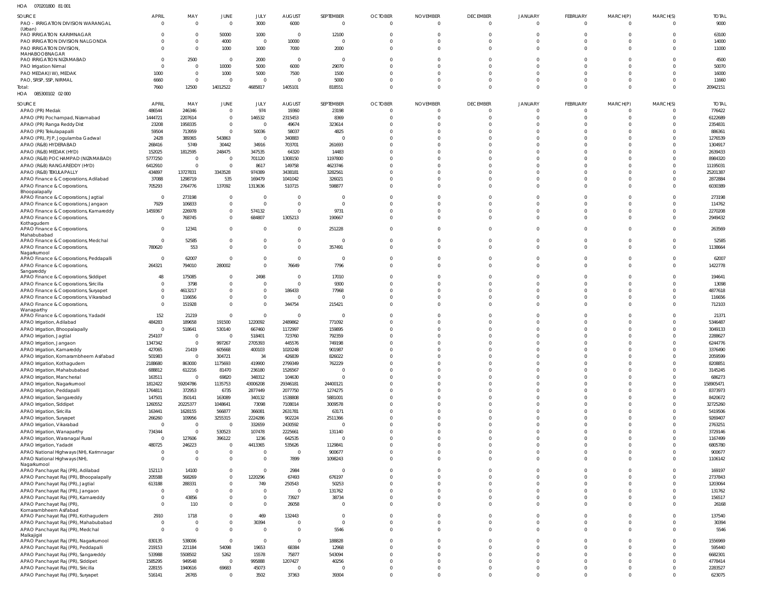HOA 070201800 81 001

| SOURCE | APRIL | MAY | JUNE | JULY | AUGUST | SEPTEMBER | OCTOBER | NOVEMBER | DECEMBER | JANUARY | FEBRUARY | MARCH(P) | MARCH(S) | TOTAL |
|---|---|---|---|---|---|---|---|---|---|---|---|---|---|---|
| PAO - IRRIGATION DIVISION WARANGAL (Urban) | 0 | 0 | 0 | 3000 | 6000 | 0 | 0 | 0 | 0 | 0 | 0 | 0 | 0 | 9000 |
| PAO IRRIGATION KARIMNAGAR | 0 | 0 | 50000 | 1000 | 0 | 12100 | 0 | 0 | 0 | 0 | 0 | 0 | 0 | 63100 |
| PAO IRRIGATION DIVISION NALGONDA | 0 | 0 | 4000 | 0 | 10000 | 0 | 0 | 0 | 0 | 0 | 0 | 0 | 0 | 14000 |
| PAO IRRIGATION DIVISION, MAHABOOBNAGAR | 0 | 0 | 1000 | 1000 | 7000 | 2000 | 0 | 0 | 0 | 0 | 0 | 0 | 0 | 11000 |
| PAO IRRIGATION NIZAMABAD | 0 | 2500 | 0 | 2000 | 0 | 0 | 0 | 0 | 0 | 0 | 0 | 0 | 0 | 4500 |
| PAO Irrigation Nirmal | 0 | 0 | 10000 | 5000 | 6000 | 29070 | 0 | 0 | 0 | 0 | 0 | 0 | 0 | 50070 |
| PAO MEDAK(IW), MEDAK | 1000 | 0 | 1000 | 5000 | 7500 | 1500 | 0 | 0 | 0 | 0 | 0 | 0 | 0 | 16000 |
| PAO, SRSP, SSP, NIRMAL | 6660 | 0 | 0 | 0 | 0 | 5000 | 0 | 0 | 0 | 0 | 0 | 0 | 0 | 11660 |
| Total: | 7660 | 12500 | 14012522 | 4685817 | 1405101 | 818551 | 0 | 0 | 0 | 0 | 0 | 0 | 0 | 20942151 |

HOA 085300102 02 000

| SOURCE | APRIL | MAY | JUNE | JULY | AUGUST | SEPTEMBER | OCTOBER | NOVEMBER | DECEMBER | JANUARY | FEBRUARY | MARCH(P) | MARCH(S) | TOTAL |
|---|---|---|---|---|---|---|---|---|---|---|---|---|---|---|
| APAO (PR) Medak | 486544 | 246346 | 0 | 974 | 19360 | 23198 | 0 | 0 | 0 | 0 | 0 | 0 | 0 | 776422 |
| APAO (PR) Pochampad, Nizamabad | 1444721 | 2207614 | 0 | 146532 | 2315453 | 8369 | 0 | 0 | 0 | 0 | 0 | 0 | 0 | 6122689 |
| APAO (PR) Ranga Reddy Dist | 23208 | 1958335 | 0 | 0 | 49674 | 323614 | 0 | 0 | 0 | 0 | 0 | 0 | 0 | 2354831 |
| APAO (PR) Tekulapapalli | 59504 | 713959 | 0 | 50036 | 58037 | 4825 | 0 | 0 | 0 | 0 | 0 | 0 | 0 | 886361 |
| APAO (PR), PJP, Jogulamba Gadwal | 2428 | 389365 | 543863 | 0 | 340883 | 0 | 0 | 0 | 0 | 0 | 0 | 0 | 0 | 1276539 |
| APAO (R&B) HYDERABAD | 268416 | 5749 | 30442 | 34916 | 703701 | 261693 | 0 | 0 | 0 | 0 | 0 | 0 | 0 | 1304917 |
| APAO (R&B) MEDAK (HYD) | 152025 | 1812595 | 248475 | 347535 | 64320 | 14483 | 0 | 0 | 0 | 0 | 0 | 0 | 0 | 2639433 |
| APAO (R&B) POCHAMPAD (NIZAMABAD) | 5777250 | 0 | 0 | 701120 | 1308150 | 1197800 | 0 | 0 | 0 | 0 | 0 | 0 | 0 | 8984320 |
| APAO (R&B) RANGAREDDY (HYD) | 6412910 | 0 | 0 | 8617 | 149758 | 4623746 | 0 | 0 | 0 | 0 | 0 | 0 | 0 | 11195031 |
| APAO (R&B) TEKULAPALLY | 434897 | 13727831 | 3343528 | 974389 | 3438181 | 3282561 | 0 | 0 | 0 | 0 | 0 | 0 | 0 | 25201387 |
| APAO Finance & Corporations, Adilabad | 37088 | 1298719 | 535 | 169479 | 1041042 | 326021 | 0 | 0 | 0 | 0 | 0 | 0 | 0 | 2872884 |
| APAO Finance & Corporations, Bhoopalapally | 705293 | 2764776 | 137092 | 1313636 | 510715 | 598877 | 0 | 0 | 0 | 0 | 0 | 0 | 0 | 6030389 |
| APAO Finance & Corporations, Jagtial | 0 | 273198 | 0 | 0 | 0 | 0 | 0 | 0 | 0 | 0 | 0 | 0 | 0 | 273198 |
| APAO Finance & Corporations, Jangaon | 7929 | 106833 | 0 | 0 | 0 | 0 | 0 | 0 | 0 | 0 | 0 | 0 | 0 | 114762 |
| APAO Finance & Corporations, Kamareddy | 1459367 | 226978 | 0 | 574132 | 0 | 9731 | 0 | 0 | 0 | 0 | 0 | 0 | 0 | 2270208 |
| APAO Finance & Corporations, Kothagudem | 0 | 768745 | 0 | 684807 | 1305213 | 190667 | 0 | 0 | 0 | 0 | 0 | 0 | 0 | 2949432 |
| APAO Finance & Corporations, Mahabubabad | 0 | 12341 | 0 | 0 | 0 | 251228 | 0 | 0 | 0 | 0 | 0 | 0 | 0 | 263569 |
| APAO Finance & Corporations, Medchal | 0 | 52585 | 0 | 0 | 0 | 0 | 0 | 0 | 0 | 0 | 0 | 0 | 0 | 52585 |
| APAO Finance & Corporations, Nagarkurnool | 780620 | 553 | 0 | 0 | 0 | 357491 | 0 | 0 | 0 | 0 | 0 | 0 | 0 | 1138664 |
| APAO Finance & Corporations, Peddapalli | 0 | 62007 | 0 | 0 | 0 | 0 | 0 | 0 | 0 | 0 | 0 | 0 | 0 | 62007 |
| APAO Finance & Corporations, Sangareddy | 264321 | 794010 | 280002 | 0 | 76649 | 7796 | 0 | 0 | 0 | 0 | 0 | 0 | 0 | 1422778 |
| APAO Finance & Corporations, Siddipet | 48 | 175085 | 0 | 2498 | 0 | 17010 | 0 | 0 | 0 | 0 | 0 | 0 | 0 | 194641 |
| APAO Finance & Corporations, Siricilla | 0 | 3798 | 0 | 0 | 0 | 9300 | 0 | 0 | 0 | 0 | 0 | 0 | 0 | 13098 |
| APAO Finance & Corporations, Suryapet | 0 | 4613217 | 0 | 0 | 186433 | 77968 | 0 | 0 | 0 | 0 | 0 | 0 | 0 | 4877618 |
| APAO Finance & Corporations, Vikarabad | 0 | 116656 | 0 | 0 | 0 | 0 | 0 | 0 | 0 | 0 | 0 | 0 | 0 | 116656 |
| APAO Finance & Corporations, Wanaparthy | 0 | 151928 | 0 | 0 | 344754 | 215421 | 0 | 0 | 0 | 0 | 0 | 0 | 0 | 712103 |
| APAO Finance & Corporations, Yadadri | 152 | 21219 | 0 | 0 | 0 | 0 | 0 | 0 | 0 | 0 | 0 | 0 | 0 | 21371 |
| APAO Irrigation, Adilabad | 484283 | 189658 | 191500 | 1220092 | 2489862 | 771092 | 0 | 0 | 0 | 0 | 0 | 0 | 0 | 5346487 |
| APAO Irrigation, Bhoopalapally | 0 | 518641 | 530140 | 667460 | 1172997 | 159895 | 0 | 0 | 0 | 0 | 0 | 0 | 0 | 3049133 |
| APAO Irrigation, Jagtial | 254107 | 0 | 0 | 518401 | 723760 | 792359 | 0 | 0 | 0 | 0 | 0 | 0 | 0 | 2288627 |
| APAO Irrigation, Jangaon | 1347342 | 0 | 997267 | 2705393 | 445576 | 749198 | 0 | 0 | 0 | 0 | 0 | 0 | 0 | 6244776 |
| APAO Irrigation, Kamareddy | 427065 | 21419 | 605668 | 400103 | 1020248 | 901987 | 0 | 0 | 0 | 0 | 0 | 0 | 0 | 3376490 |
| APAO Irrigation, Komarambheem Asifabad | 501983 | 0 | 304721 | 34 | 426839 | 826022 | 0 | 0 | 0 | 0 | 0 | 0 | 0 | 2059599 |
| APAO Irrigation, Kothagudem | 2188680 | 863000 | 1175693 | 419900 | 2799349 | 762229 | 0 | 0 | 0 | 0 | 0 | 0 | 0 | 8208851 |
| APAO Irrigation, Mahabubabad | 688812 | 612216 | 81470 | 236180 | 1526567 | 0 | 0 | 0 | 0 | 0 | 0 | 0 | 0 | 3145245 |
| APAO Irrigation, Mancherial | 163511 | 0 | 69820 | 348312 | 104630 | 0 | 0 | 0 | 0 | 0 | 0 | 0 | 0 | 686273 |
| APAO Irrigation, Nagarkurnool | 1812422 | 59204786 | 1135753 | 43006208 | 29346181 | 24400121 | 0 | 0 | 0 | 0 | 0 | 0 | 0 | 158905471 |
| APAO Irrigation, Peddapalli | 1764811 | 372953 | 6735 | 2877449 | 2077750 | 1274275 | 0 | 0 | 0 | 0 | 0 | 0 | 0 | 8373973 |
| APAO Irrigation, Sangareddy | 147501 | 350141 | 163089 | 340132 | 1538808 | 5881001 | 0 | 0 | 0 | 0 | 0 | 0 | 0 | 8420672 |
| APAO Irrigation, Siddipet | 1260552 | 20225377 | 1048641 | 73098 | 7108014 | 3009578 | 0 | 0 | 0 | 0 | 0 | 0 | 0 | 32725260 |
| APAO Irrigation, Siricilla | 163441 | 1628155 | 566877 | 366081 | 2631781 | 63171 | 0 | 0 | 0 | 0 | 0 | 0 | 0 | 5419506 |
| APAO Irrigation, Suryapet | 266260 | 109956 | 3255315 | 2224286 | 902224 | 2511366 | 0 | 0 | 0 | 0 | 0 | 0 | 0 | 9269407 |
| APAO Irrigation, Vikarabad | 0 | 0 | 0 | 332659 | 2430592 | 0 | 0 | 0 | 0 | 0 | 0 | 0 | 0 | 2763251 |
| APAO Irrigation, Wanaparthy | 734344 | 0 | 530523 | 107478 | 2225661 | 131140 | 0 | 0 | 0 | 0 | 0 | 0 | 0 | 3729146 |
| APAO Irrigation, Waranagal Rural | 0 | 127606 | 396122 | 1236 | 642535 | 0 | 0 | 0 | 0 | 0 | 0 | 0 | 0 | 1167499 |
| APAO Irrigation, Yadadri | 480725 | 246223 | 0 | 4413365 | 535626 | 1129841 | 0 | 0 | 0 | 0 | 0 | 0 | 0 | 6805780 |
| APAO National Highways (NH), Karimnagar | 0 | 0 | 0 | 0 | 0 | 900677 | 0 | 0 | 0 | 0 | 0 | 0 | 0 | 900677 |
| APAO National Highways (NH), Nagarkurnool | 0 | 0 | 0 | 0 | 7899 | 1098243 | 0 | 0 | 0 | 0 | 0 | 0 | 0 | 1106142 |
| APAO Panchayat Raj (PR), Adilabad | 152113 | 14100 | 0 | 0 | 2984 | 0 | 0 | 0 | 0 | 0 | 0 | 0 | 0 | 169197 |
| APAO Panchayat Raj (PR), Bhoopalapally | 205588 | 568269 | 0 | 1220296 | 67493 | 676197 | 0 | 0 | 0 | 0 | 0 | 0 | 0 | 2737843 |
| APAO Panchayat Raj (PR), Jagtial | 613188 | 288331 | 0 | 749 | 250543 | 50253 | 0 | 0 | 0 | 0 | 0 | 0 | 0 | 1203064 |
| APAO Panchayat Raj (PR), Jangaon | 0 | 0 | 0 | 0 | 0 | 131762 | 0 | 0 | 0 | 0 | 0 | 0 | 0 | 131762 |
| APAO Panchayat Raj (PR), Kamareddy | 0 | 43856 | 0 | 0 | 73927 | 38734 | 0 | 0 | 0 | 0 | 0 | 0 | 0 | 156517 |
| APAO Panchayat Raj (PR), Komarambheem Asifabad | 0 | 110 | 0 | 0 | 26058 | 0 | 0 | 0 | 0 | 0 | 0 | 0 | 0 | 26168 |
| APAO Panchayat Raj (PR), Kothagudem | 2910 | 1718 | 0 | 469 | 132443 | 0 | 0 | 0 | 0 | 0 | 0 | 0 | 0 | 137540 |
| APAO Panchayat Raj (PR), Mahabubabad | 0 | 0 | 0 | 30394 | 0 | 0 | 0 | 0 | 0 | 0 | 0 | 0 | 0 | 30394 |
| APAO Panchayat Raj (PR), Medchal Malkajigiri | 0 | 0 | 0 | 0 | 0 | 5546 | 0 | 0 | 0 | 0 | 0 | 0 | 0 | 5546 |
| APAO Panchayat Raj (PR), Nagarkurnool | 830135 | 538006 | 0 | 0 | 0 | 188828 | 0 | 0 | 0 | 0 | 0 | 0 | 0 | 1556969 |
| APAO Panchayat Raj (PR), Peddapalli | 219153 | 221184 | 54098 | 19653 | 68384 | 12968 | 0 | 0 | 0 | 0 | 0 | 0 | 0 | 595440 |
| APAO Panchayat Raj (PR), Sangareddy | 533988 | 5508502 | 5262 | 15578 | 75877 | 543094 | 0 | 0 | 0 | 0 | 0 | 0 | 0 | 6682301 |
| APAO Panchayat Raj (PR), Siddipet | 1585295 | 949548 | 0 | 995888 | 1207427 | 40256 | 0 | 0 | 0 | 0 | 0 | 0 | 0 | 4778414 |
| APAO Panchayat Raj (PR), Siricilla | 228155 | 1940616 | 69683 | 45073 | 0 | 0 | 0 | 0 | 0 | 0 | 0 | 0 | 0 | 2283527 |
| APAO Panchayat Raj (PR), Suryapet | 516141 | 26765 | 0 | 3502 | 37363 | 39304 | 0 | 0 | 0 | 0 | 0 | 0 | 0 | 623075 |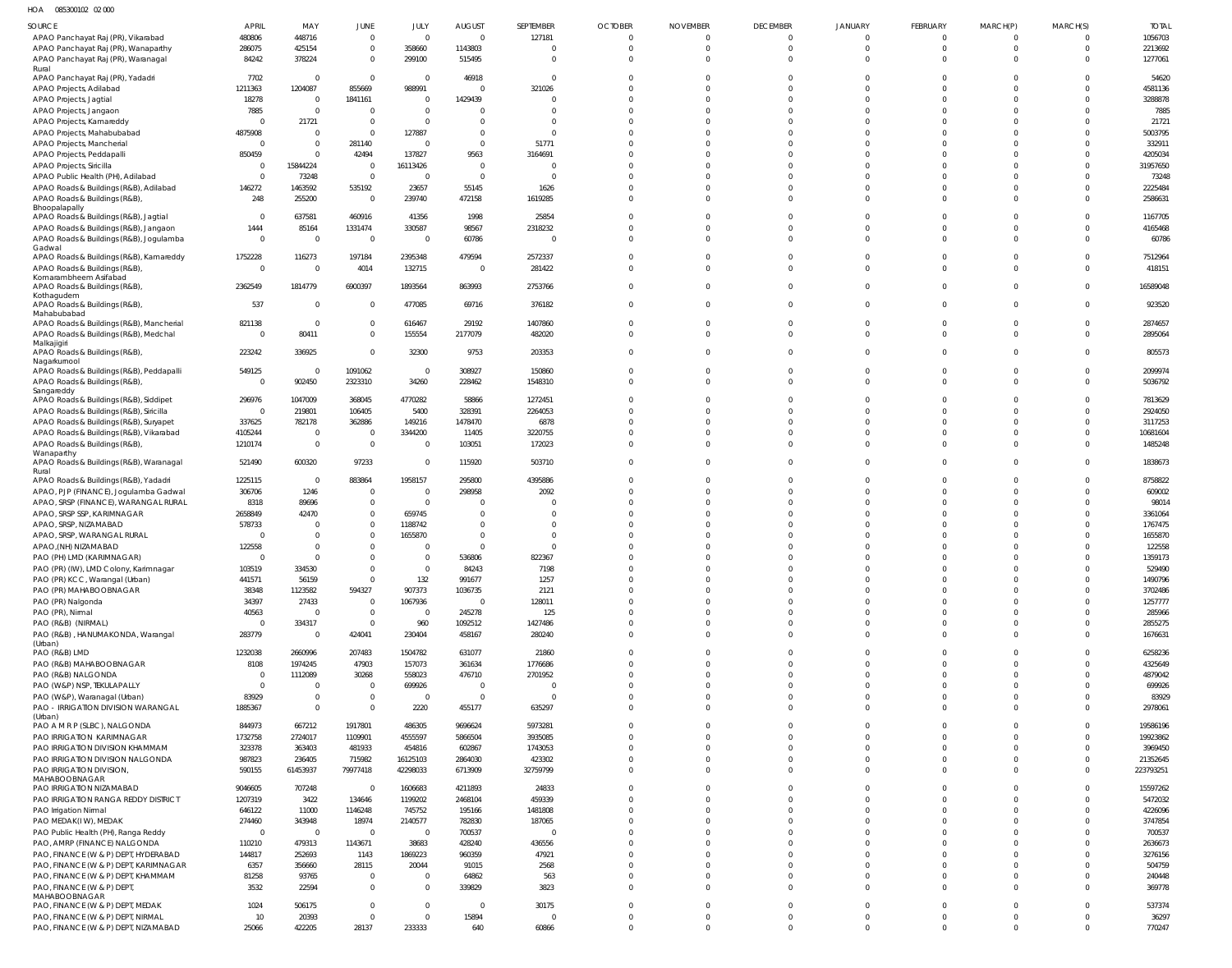HOA 085300102 02 000

| SOURCE | APRIL | MAY | JUNE | JULY | AUGUST | SEPTEMBER | OCTOBER | NOVEMBER | DECEMBER | JANUARY | FEBRUARY | MARCH(P) | MARCH(S) | TOTAL |
|---|---|---|---|---|---|---|---|---|---|---|---|---|---|---|
| APAO Panchayat Raj (PR), Vikarabad | 480806 | 448716 | 0 | 0 | 0 | 127181 | 0 | 0 | 0 | 0 | 0 | 0 | 0 | 1056703 |
| APAO Panchayat Raj (PR), Wanaparthy | 286075 | 425154 | 0 | 358660 | 1143803 | 0 | 0 | 0 | 0 | 0 | 0 | 0 | 0 | 2213692 |
| APAO Panchayat Raj (PR), Waranagal Rural | 84242 | 378224 | 0 | 299100 | 515495 | 0 | 0 | 0 | 0 | 0 | 0 | 0 | 0 | 1277061 |
| APAO Panchayat Raj (PR), Yadadri | 7702 | 0 | 0 | 0 | 46918 | 0 | 0 | 0 | 0 | 0 | 0 | 0 | 0 | 54620 |
| APAO Projects, Adilabad | 1211363 | 1204087 | 855669 | 988991 | 0 | 321026 | 0 | 0 | 0 | 0 | 0 | 0 | 0 | 4581136 |
| APAO Projects, Jagtial | 18278 | 0 | 1841161 | 0 | 1429439 | 0 | 0 | 0 | 0 | 0 | 0 | 0 | 0 | 3288878 |
| APAO Projects, Jangaon | 7885 | 0 | 0 | 0 | 0 | 0 | 0 | 0 | 0 | 0 | 0 | 0 | 0 | 7885 |
| APAO Projects, Kamareddy | 0 | 21721 | 0 | 0 | 0 | 0 | 0 | 0 | 0 | 0 | 0 | 0 | 0 | 21721 |
| APAO Projects, Mahabubabad | 4875908 | 0 | 0 | 127887 | 0 | 0 | 0 | 0 | 0 | 0 | 0 | 0 | 0 | 5003795 |
| APAO Projects, Mancherial | 0 | 0 | 281140 | 0 | 0 | 51771 | 0 | 0 | 0 | 0 | 0 | 0 | 0 | 332911 |
| APAO Projects, Peddapalli | 850459 | 0 | 42494 | 137827 | 9563 | 3164691 | 0 | 0 | 0 | 0 | 0 | 0 | 0 | 4205034 |
| APAO Projects, Siricilla | 0 | 15844224 | 0 | 16113426 | 0 | 0 | 0 | 0 | 0 | 0 | 0 | 0 | 0 | 31957650 |
| APAO Public Health (PH), Adilabad | 0 | 73248 | 0 | 0 | 0 | 0 | 0 | 0 | 0 | 0 | 0 | 0 | 0 | 73248 |
| APAO Roads & Buildings (R&B), Adilabad | 146272 | 1463592 | 535192 | 23657 | 55145 | 1626 | 0 | 0 | 0 | 0 | 0 | 0 | 0 | 2225484 |
| APAO Roads & Buildings (R&B), Bhoopalapally | 248 | 255200 | 0 | 239740 | 472158 | 1619285 | 0 | 0 | 0 | 0 | 0 | 0 | 0 | 2586631 |
| APAO Roads & Buildings (R&B), Jagtial | 0 | 637581 | 460916 | 41356 | 1998 | 25854 | 0 | 0 | 0 | 0 | 0 | 0 | 0 | 1167705 |
| APAO Roads & Buildings (R&B), Jangaon | 1444 | 85164 | 1331474 | 330587 | 98567 | 2318232 | 0 | 0 | 0 | 0 | 0 | 0 | 0 | 4165468 |
| APAO Roads & Buildings (R&B), Jogulamba Gadwal | 0 | 0 | 0 | 0 | 60786 | 0 | 0 | 0 | 0 | 0 | 0 | 0 | 0 | 60786 |
| APAO Roads & Buildings (R&B), Kamareddy | 1752228 | 116273 | 197184 | 2395348 | 479594 | 2572337 | 0 | 0 | 0 | 0 | 0 | 0 | 0 | 7512964 |
| APAO Roads & Buildings (R&B), Komarambheem Asifabad | 0 | 0 | 4014 | 132715 | 0 | 281422 | 0 | 0 | 0 | 0 | 0 | 0 | 0 | 418151 |
| APAO Roads & Buildings (R&B), Kothagudem | 2362549 | 1814779 | 6900397 | 1893564 | 863993 | 2753766 | 0 | 0 | 0 | 0 | 0 | 0 | 0 | 16589048 |
| APAO Roads & Buildings (R&B), Mahabubabad | 537 | 0 | 0 | 477085 | 69716 | 376182 | 0 | 0 | 0 | 0 | 0 | 0 | 0 | 923520 |
| APAO Roads & Buildings (R&B), Mancherial | 821138 | 0 | 0 | 616467 | 29192 | 1407860 | 0 | 0 | 0 | 0 | 0 | 0 | 0 | 2874657 |
| APAO Roads & Buildings (R&B), Medchal Malkajigiri | 0 | 80411 | 0 | 155554 | 2177079 | 482020 | 0 | 0 | 0 | 0 | 0 | 0 | 0 | 2895064 |
| APAO Roads & Buildings (R&B), Nagarkurnool | 223242 | 336925 | 0 | 32300 | 9753 | 203353 | 0 | 0 | 0 | 0 | 0 | 0 | 0 | 805573 |
| APAO Roads & Buildings (R&B), Peddapalli | 549125 | 0 | 1091062 | 0 | 308927 | 150860 | 0 | 0 | 0 | 0 | 0 | 0 | 0 | 2099974 |
| APAO Roads & Buildings (R&B), Sangareddy | 0 | 902450 | 2323310 | 34260 | 228462 | 1548310 | 0 | 0 | 0 | 0 | 0 | 0 | 0 | 5036792 |
| APAO Roads & Buildings (R&B), Siddipet | 296976 | 1047009 | 368045 | 4770282 | 58866 | 1272451 | 0 | 0 | 0 | 0 | 0 | 0 | 0 | 7813629 |
| APAO Roads & Buildings (R&B), Siricilla | 0 | 219801 | 106405 | 5400 | 328391 | 2264053 | 0 | 0 | 0 | 0 | 0 | 0 | 0 | 2924050 |
| APAO Roads & Buildings (R&B), Suryapet | 337625 | 782178 | 362886 | 149216 | 1478470 | 6878 | 0 | 0 | 0 | 0 | 0 | 0 | 0 | 3117253 |
| APAO Roads & Buildings (R&B), Vikarabad | 4105244 | 0 | 0 | 3344200 | 11405 | 3220755 | 0 | 0 | 0 | 0 | 0 | 0 | 0 | 10681604 |
| APAO Roads & Buildings (R&B), Wanaparthy | 1210174 | 0 | 0 | 0 | 103051 | 172023 | 0 | 0 | 0 | 0 | 0 | 0 | 0 | 1485248 |
| APAO Roads & Buildings (R&B), Waranagal Rural | 521490 | 600320 | 97233 | 0 | 115920 | 503710 | 0 | 0 | 0 | 0 | 0 | 0 | 0 | 1838673 |
| APAO Roads & Buildings (R&B), Yadadri | 1225115 | 0 | 883864 | 1958157 | 295800 | 4395886 | 0 | 0 | 0 | 0 | 0 | 0 | 0 | 8758822 |
| APAO, PJP (FINANCE), Jogulamba Gadwal | 306706 | 1246 | 0 | 0 | 298958 | 2092 | 0 | 0 | 0 | 0 | 0 | 0 | 0 | 609002 |
| APAO, SRSP (FINANCE), WARANGAL RURAL | 8318 | 89696 | 0 | 0 | 0 | 0 | 0 | 0 | 0 | 0 | 0 | 0 | 0 | 98014 |
| APAO, SRSP SSP, KARIMNAGAR | 2658849 | 42470 | 0 | 659745 | 0 | 0 | 0 | 0 | 0 | 0 | 0 | 0 | 0 | 3361064 |
| APAO, SRSP, NIZAMABAD | 578733 | 0 | 0 | 1188742 | 0 | 0 | 0 | 0 | 0 | 0 | 0 | 0 | 0 | 1767475 |
| APAO, SRSP, WARANGAL RURAL | 0 | 0 | 0 | 1655870 | 0 | 0 | 0 | 0 | 0 | 0 | 0 | 0 | 0 | 1655870 |
| APAO,(NH) NIZAMABAD | 122558 | 0 | 0 | 0 | 0 | 0 | 0 | 0 | 0 | 0 | 0 | 0 | 0 | 122558 |
| PAO (PH) LMD (KARIMNAGAR) | 0 | 0 | 0 | 0 | 536806 | 822367 | 0 | 0 | 0 | 0 | 0 | 0 | 0 | 1359173 |
| PAO (PR) (IW), LMD Colony, Karimnagar | 103519 | 334530 | 0 | 0 | 84243 | 7198 | 0 | 0 | 0 | 0 | 0 | 0 | 0 | 529490 |
| PAO (PR) KCC, Warangal (Urban) | 441571 | 56159 | 0 | 132 | 991677 | 1257 | 0 | 0 | 0 | 0 | 0 | 0 | 0 | 1490796 |
| PAO (PR) MAHABOOBNAGAR | 38348 | 1123582 | 594327 | 907373 | 1036735 | 2121 | 0 | 0 | 0 | 0 | 0 | 0 | 0 | 3702486 |
| PAO (PR) Nalgonda | 34397 | 27433 | 0 | 1067936 | 0 | 128011 | 0 | 0 | 0 | 0 | 0 | 0 | 0 | 1257777 |
| PAO (PR), Nirmal | 40563 | 0 | 0 | 0 | 245278 | 125 | 0 | 0 | 0 | 0 | 0 | 0 | 0 | 285966 |
| PAO (R&B) (NIRMAL) | 0 | 334317 | 0 | 960 | 1092512 | 1427486 | 0 | 0 | 0 | 0 | 0 | 0 | 0 | 2855275 |
| PAO (R&B), HANUMAKONDA, Warangal (Urban) | 283779 | 0 | 424041 | 230404 | 458167 | 280240 | 0 | 0 | 0 | 0 | 0 | 0 | 0 | 1676631 |
| PAO (R&B) LMD | 1232038 | 2660996 | 207483 | 1504782 | 631077 | 21860 | 0 | 0 | 0 | 0 | 0 | 0 | 0 | 6258236 |
| PAO (R&B) MAHABOOBNAGAR | 8108 | 1974245 | 47903 | 157073 | 361634 | 1776686 | 0 | 0 | 0 | 0 | 0 | 0 | 0 | 4325649 |
| PAO (R&B) NALGONDA | 0 | 1112089 | 30268 | 558023 | 476710 | 2701952 | 0 | 0 | 0 | 0 | 0 | 0 | 0 | 4879042 |
| PAO (W&P) NSP, TEKULAPALLY | 0 | 0 | 0 | 699926 | 0 | 0 | 0 | 0 | 0 | 0 | 0 | 0 | 0 | 699926 |
| PAO (W&P), Waranagal (Urban) | 83929 | 0 | 0 | 0 | 0 | 0 | 0 | 0 | 0 | 0 | 0 | 0 | 0 | 83929 |
| PAO - IRRIGATION DIVISION WARANGAL (Urban) | 1885367 | 0 | 0 | 2220 | 455177 | 635297 | 0 | 0 | 0 | 0 | 0 | 0 | 0 | 2978061 |
| PAO A M R P (SLBC), NALGONDA | 844973 | 667212 | 1917801 | 486305 | 9696624 | 5973281 | 0 | 0 | 0 | 0 | 0 | 0 | 0 | 19586196 |
| PAO IRRIGATION KARIMNAGAR | 1732758 | 2724017 | 1109901 | 4555597 | 5866504 | 3935085 | 0 | 0 | 0 | 0 | 0 | 0 | 0 | 19923862 |
| PAO IRRIGATION DIVISION KHAMMAM | 323378 | 363403 | 481933 | 454816 | 602867 | 1743053 | 0 | 0 | 0 | 0 | 0 | 0 | 0 | 3969450 |
| PAO IRRIGATION DIVISION NALGONDA | 987823 | 236405 | 715982 | 16125103 | 2864030 | 423302 | 0 | 0 | 0 | 0 | 0 | 0 | 0 | 21352645 |
| PAO IRRIGATION DIVISION, MAHABOOBNAGAR | 590155 | 61453937 | 79977418 | 42298033 | 6713909 | 32759799 | 0 | 0 | 0 | 0 | 0 | 0 | 0 | 223793251 |
| PAO IRRIGATION NIZAMABAD | 9046605 | 707248 | 0 | 1606683 | 4211893 | 24833 | 0 | 0 | 0 | 0 | 0 | 0 | 0 | 15597262 |
| PAO IRRIGATION RANGA REDDY DISTRICT | 1207319 | 3422 | 134646 | 1199202 | 2468104 | 459339 | 0 | 0 | 0 | 0 | 0 | 0 | 0 | 5472032 |
| PAO Irrigation Nirmal | 646122 | 11000 | 1146248 | 745752 | 195166 | 1481808 | 0 | 0 | 0 | 0 | 0 | 0 | 0 | 4226096 |
| PAO MEDAK(IW), MEDAK | 274460 | 343948 | 18974 | 2140577 | 782830 | 187065 | 0 | 0 | 0 | 0 | 0 | 0 | 0 | 3747854 |
| PAO Public Health (PH), Ranga Reddy | 0 | 0 | 0 | 0 | 700537 | 0 | 0 | 0 | 0 | 0 | 0 | 0 | 0 | 700537 |
| PAO, AMRP (FINANCE) NALGONDA | 110210 | 479313 | 1143671 | 38683 | 428240 | 436556 | 0 | 0 | 0 | 0 | 0 | 0 | 0 | 2636673 |
| PAO, FINANCE (W & P) DEPT, HYDERABAD | 144817 | 252693 | 1143 | 1869223 | 960359 | 47921 | 0 | 0 | 0 | 0 | 0 | 0 | 0 | 3276156 |
| PAO, FINANCE (W & P) DEPT, KARIMNAGAR | 6357 | 356660 | 28115 | 20044 | 91015 | 2568 | 0 | 0 | 0 | 0 | 0 | 0 | 0 | 504759 |
| PAO, FINANCE (W & P) DEPT, KHAMMAM | 81258 | 93765 | 0 | 0 | 64862 | 563 | 0 | 0 | 0 | 0 | 0 | 0 | 0 | 240448 |
| PAO, FINANCE (W & P) DEPT, MAHABOOBNAGAR | 3532 | 22594 | 0 | 0 | 339829 | 3823 | 0 | 0 | 0 | 0 | 0 | 0 | 0 | 369778 |
| PAO, FINANCE (W & P) DEPT, MEDAK | 1024 | 506175 | 0 | 0 | 0 | 30175 | 0 | 0 | 0 | 0 | 0 | 0 | 0 | 537374 |
| PAO, FINANCE (W & P) DEPT, NIRMAL | 10 | 20393 | 0 | 0 | 15894 | 0 | 0 | 0 | 0 | 0 | 0 | 0 | 0 | 36297 |
| PAO, FINANCE (W & P) DEPT, NIZAMABAD | 25066 | 422205 | 28137 | 233333 | 640 | 60866 | 0 | 0 | 0 | 0 | 0 | 0 | 0 | 770247 |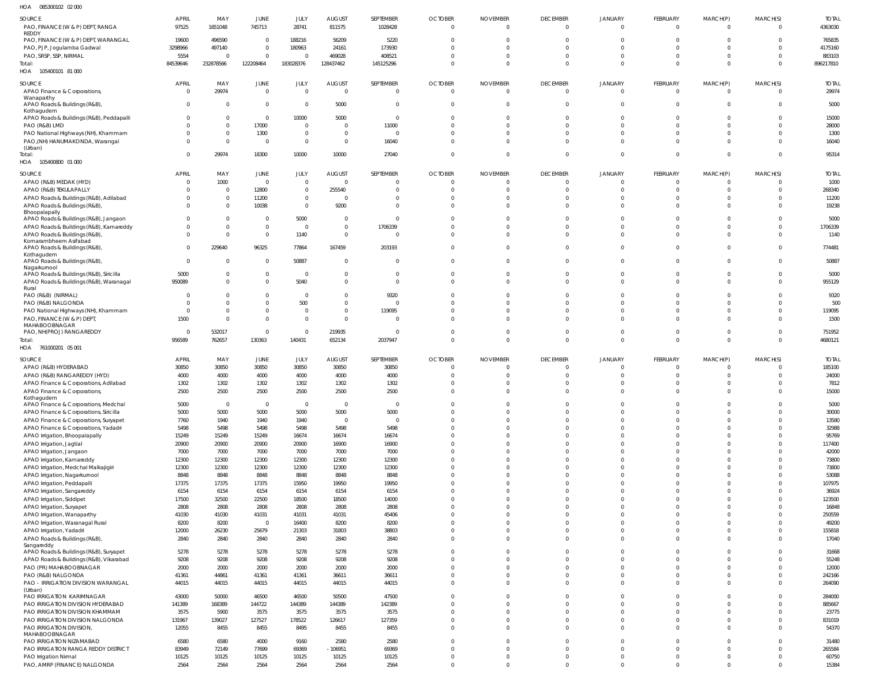HOA 085300102 02 000

| SOURCE | APRIL | MAY | JUNE | JULY | AUGUST | SEPTEMBER | OCTOBER | NOVEMBER | DECEMBER | JANUARY | FEBRUARY | MARCH(P) | MARCH(S) | TOTAL |
|---|---|---|---|---|---|---|---|---|---|---|---|---|---|---|
| PAO, FINANCE (W & P) DEPT, RANGA REDDY | 97525 | 1651048 | 745713 | 28741 | 811575 | 1028428 | 0 | 0 | 0 | 0 | 0 | 0 | 0 | 4363030 |
| PAO, FINANCE (W & P) DEPT, WARANGAL | 19600 | 496590 | 0 | 188216 | 56209 | 5220 | 0 | 0 | 0 | 0 | 0 | 0 | 0 | 765835 |
| PAO, PJP, Jogulamba Gadwal | 3298966 | 497140 | 0 | 180963 | 24161 | 173930 | 0 | 0 | 0 | 0 | 0 | 0 | 0 | 4175160 |
| PAO, SRSP, SSP, NIRMAL | 5554 | 0 | 0 | 0 | 469028 | 408521 | 0 | 0 | 0 | 0 | 0 | 0 | 0 | 883103 |
| Total: | 84539646 | 232878566 | 122208464 | 183028376 | 128437462 | 145125296 | 0 | 0 | 0 | 0 | 0 | 0 | 0 | 896217810 |

HOA 105400101 81 000

| SOURCE | APRIL | MAY | JUNE | JULY | AUGUST | SEPTEMBER | OCTOBER | NOVEMBER | DECEMBER | JANUARY | FEBRUARY | MARCH(P) | MARCH(S) | TOTAL |
|---|---|---|---|---|---|---|---|---|---|---|---|---|---|---|
| APAO Finance & Corporations, Wanaparthy | 0 | 29974 | 0 | 0 | 0 | 0 | 0 | 0 | 0 | 0 | 0 | 0 | 0 | 29974 |
| APAO Roads & Buildings (R&B), Kothagudem | 0 | 0 | 0 | 0 | 5000 | 0 | 0 | 0 | 0 | 0 | 0 | 0 | 0 | 5000 |
| APAO Roads & Buildings (R&B), Peddapalli | 0 | 0 | 0 | 10000 | 5000 | 0 | 0 | 0 | 0 | 0 | 0 | 0 | 0 | 15000 |
| PAO (R&B) LMD | 0 | 0 | 17000 | 0 | 0 | 11000 | 0 | 0 | 0 | 0 | 0 | 0 | 0 | 28000 |
| PAO National Highways (NH), Khammam | 0 | 0 | 1300 | 0 | 0 | 0 | 0 | 0 | 0 | 0 | 0 | 0 | 0 | 1300 |
| PAO,(NH) HANUMAKONDA, Warangal (Urban) | 0 | 0 | 0 | 0 | 0 | 16040 | 0 | 0 | 0 | 0 | 0 | 0 | 0 | 16040 |
| Total: | 0 | 29974 | 18300 | 10000 | 10000 | 27040 | 0 | 0 | 0 | 0 | 0 | 0 | 0 | 95314 |

HOA 105400800 01 000

| SOURCE | APRIL | MAY | JUNE | JULY | AUGUST | SEPTEMBER | OCTOBER | NOVEMBER | DECEMBER | JANUARY | FEBRUARY | MARCH(P) | MARCH(S) | TOTAL |
|---|---|---|---|---|---|---|---|---|---|---|---|---|---|---|
| APAO (R&B) MEDAK (HYD) | 0 | 1000 | 0 | 0 | 0 | 0 | 0 | 0 | 0 | 0 | 0 | 0 | 0 | 1000 |
| APAO (R&B) TEKULAPALLY | 0 | 0 | 12800 | 0 | 255540 | 0 | 0 | 0 | 0 | 0 | 0 | 0 | 0 | 268340 |
| APAO Roads & Buildings (R&B), Adilabad | 0 | 0 | 11200 | 0 | 0 | 0 | 0 | 0 | 0 | 0 | 0 | 0 | 0 | 11200 |
| APAO Roads & Buildings (R&B), Bhoopalapally | 0 | 0 | 10038 | 0 | 9200 | 0 | 0 | 0 | 0 | 0 | 0 | 0 | 0 | 19238 |
| APAO Roads & Buildings (R&B), Jangaon | 0 | 0 | 0 | 5000 | 0 | 0 | 0 | 0 | 0 | 0 | 0 | 0 | 0 | 5000 |
| APAO Roads & Buildings (R&B), Kamareddy | 0 | 0 | 0 | 0 | 0 | 1706339 | 0 | 0 | 0 | 0 | 0 | 0 | 0 | 1706339 |
| APAO Roads & Buildings (R&B), Komarambheem Asifabad | 0 | 0 | 0 | 1140 | 0 | 0 | 0 | 0 | 0 | 0 | 0 | 0 | 0 | 1140 |
| APAO Roads & Buildings (R&B), Kothagudem | 0 | 229640 | 96325 | 77864 | 167459 | 203193 | 0 | 0 | 0 | 0 | 0 | 0 | 0 | 774481 |
| APAO Roads & Buildings (R&B), Nagarkurnool | 0 | 0 | 0 | 50887 | 0 | 0 | 0 | 0 | 0 | 0 | 0 | 0 | 0 | 50887 |
| APAO Roads & Buildings (R&B), Siricilla | 5000 | 0 | 0 | 0 | 0 | 0 | 0 | 0 | 0 | 0 | 0 | 0 | 0 | 5000 |
| APAO Roads & Buildings (R&B), Waranagal Rural | 950089 | 0 | 0 | 5040 | 0 | 0 | 0 | 0 | 0 | 0 | 0 | 0 | 0 | 955129 |
| PAO (R&B) (NIRMAL) | 0 | 0 | 0 | 0 | 0 | 9320 | 0 | 0 | 0 | 0 | 0 | 0 | 0 | 9320 |
| PAO (R&B) NALGONDA | 0 | 0 | 0 | 500 | 0 | 0 | 0 | 0 | 0 | 0 | 0 | 0 | 0 | 500 |
| PAO National Highways (NH), Khammam | 0 | 0 | 0 | 0 | 0 | 119095 | 0 | 0 | 0 | 0 | 0 | 0 | 0 | 119095 |
| PAO, FINANCE (W & P) DEPT, MAHABOOBNAGAR | 1500 | 0 | 0 | 0 | 0 | 0 | 0 | 0 | 0 | 0 | 0 | 0 | 0 | 1500 |
| PAO, NH(PROJ) RANGAREDDY | 0 | 532017 | 0 | 0 | 219935 | 0 | 0 | 0 | 0 | 0 | 0 | 0 | 0 | 751952 |
| Total: | 956589 | 762657 | 130363 | 140431 | 652134 | 2037947 | 0 | 0 | 0 | 0 | 0 | 0 | 0 | 4680121 |

HOA 761000201 05 001

| SOURCE | APRIL | MAY | JUNE | JULY | AUGUST | SEPTEMBER | OCTOBER | NOVEMBER | DECEMBER | JANUARY | FEBRUARY | MARCH(P) | MARCH(S) | TOTAL |
|---|---|---|---|---|---|---|---|---|---|---|---|---|---|---|
| APAO (R&B) HYDERABAD | 30850 | 30850 | 30850 | 30850 | 30850 | 30850 | 0 | 0 | 0 | 0 | 0 | 0 | 0 | 185100 |
| APAO (R&B) RANGAREDDY (HYD) | 4000 | 4000 | 4000 | 4000 | 4000 | 4000 | 0 | 0 | 0 | 0 | 0 | 0 | 0 | 24000 |
| APAO Finance & Corporations, Adilabad | 1302 | 1302 | 1302 | 1302 | 1302 | 1302 | 0 | 0 | 0 | 0 | 0 | 0 | 0 | 7812 |
| APAO Finance & Corporations, Kothagudem | 2500 | 2500 | 2500 | 2500 | 2500 | 2500 | 0 | 0 | 0 | 0 | 0 | 0 | 0 | 15000 |
| APAO Finance & Corporations, Medchal | 5000 | 0 | 0 | 0 | 0 | 0 | 0 | 0 | 0 | 0 | 0 | 0 | 0 | 5000 |
| APAO Finance & Corporations, Siricilla | 5000 | 5000 | 5000 | 5000 | 5000 | 5000 | 0 | 0 | 0 | 0 | 0 | 0 | 0 | 30000 |
| APAO Finance & Corporations, Suryapet | 7760 | 1940 | 1940 | 1940 | 0 | 0 | 0 | 0 | 0 | 0 | 0 | 0 | 0 | 13580 |
| APAO Finance & Corporations, Yadadri | 5498 | 5498 | 5498 | 5498 | 5498 | 5498 | 0 | 0 | 0 | 0 | 0 | 0 | 0 | 32988 |
| APAO Irrigation, Bhoopalapally | 15249 | 15249 | 15249 | 16674 | 16674 | 16674 | 0 | 0 | 0 | 0 | 0 | 0 | 0 | 95769 |
| APAO Irrigation, Jagtial | 20900 | 20900 | 20900 | 20900 | 16900 | 16900 | 0 | 0 | 0 | 0 | 0 | 0 | 0 | 117400 |
| APAO Irrigation, Jangaon | 7000 | 7000 | 7000 | 7000 | 7000 | 7000 | 0 | 0 | 0 | 0 | 0 | 0 | 0 | 42000 |
| APAO Irrigation, Kamareddy | 12300 | 12300 | 12300 | 12300 | 12300 | 12300 | 0 | 0 | 0 | 0 | 0 | 0 | 0 | 73800 |
| APAO Irrigation, Medchal Malkajigiri | 12300 | 12300 | 12300 | 12300 | 12300 | 12300 | 0 | 0 | 0 | 0 | 0 | 0 | 0 | 73800 |
| APAO Irrigation, Nagarkurnool | 8848 | 8848 | 8848 | 8848 | 8848 | 8848 | 0 | 0 | 0 | 0 | 0 | 0 | 0 | 53088 |
| APAO Irrigation, Peddapalli | 17375 | 17375 | 17375 | 15950 | 19950 | 19950 | 0 | 0 | 0 | 0 | 0 | 0 | 0 | 107975 |
| APAO Irrigation, Sangareddy | 6154 | 6154 | 6154 | 6154 | 6154 | 6154 | 0 | 0 | 0 | 0 | 0 | 0 | 0 | 36924 |
| APAO Irrigation, Siddipet | 17500 | 32500 | 22500 | 18500 | 18500 | 14000 | 0 | 0 | 0 | 0 | 0 | 0 | 0 | 123500 |
| APAO Irrigation, Suryapet | 2808 | 2808 | 2808 | 2808 | 2808 | 2808 | 0 | 0 | 0 | 0 | 0 | 0 | 0 | 16848 |
| APAO Irrigation, Wanaparthy | 41030 | 41030 | 41031 | 41031 | 41031 | 45406 | 0 | 0 | 0 | 0 | 0 | 0 | 0 | 250559 |
| APAO Irrigation, Waranagal Rural | 8200 | 8200 | 0 | 16400 | 8200 | 8200 | 0 | 0 | 0 | 0 | 0 | 0 | 0 | 49200 |
| APAO Irrigation, Yadadri | 12000 | 26230 | 25679 | 21303 | 31803 | 38803 | 0 | 0 | 0 | 0 | 0 | 0 | 0 | 155818 |
| APAO Roads & Buildings (R&B), Sangareddy | 2840 | 2840 | 2840 | 2840 | 2840 | 2840 | 0 | 0 | 0 | 0 | 0 | 0 | 0 | 17040 |
| APAO Roads & Buildings (R&B), Suryapet | 5278 | 5278 | 5278 | 5278 | 5278 | 5278 | 0 | 0 | 0 | 0 | 0 | 0 | 0 | 31668 |
| APAO Roads & Buildings (R&B), Vikarabad | 9208 | 9208 | 9208 | 9208 | 9208 | 9208 | 0 | 0 | 0 | 0 | 0 | 0 | 0 | 55248 |
| PAO (PR) MAHABOOBNAGAR | 2000 | 2000 | 2000 | 2000 | 2000 | 2000 | 0 | 0 | 0 | 0 | 0 | 0 | 0 | 12000 |
| PAO (R&B) NALGONDA | 41361 | 44861 | 41361 | 41361 | 36611 | 36611 | 0 | 0 | 0 | 0 | 0 | 0 | 0 | 242166 |
| PAO - IRRIGATION DIVISION WARANGAL (Urban) | 44015 | 44015 | 44015 | 44015 | 44015 | 44015 | 0 | 0 | 0 | 0 | 0 | 0 | 0 | 264090 |
| PAO IRRIGATION KARIMNAGAR | 43000 | 50000 | 46500 | 46500 | 50500 | 47500 | 0 | 0 | 0 | 0 | 0 | 0 | 0 | 284000 |
| PAO IRRIGATION DIVISION HYDERABAD | 141389 | 168389 | 144722 | 144389 | 144389 | 142389 | 0 | 0 | 0 | 0 | 0 | 0 | 0 | 885667 |
| PAO IRRIGATION DIVISION KHAMMAM | 3575 | 5900 | 3575 | 3575 | 3575 | 3575 | 0 | 0 | 0 | 0 | 0 | 0 | 0 | 23775 |
| PAO IRRIGATION DIVISION NALGONDA | 131967 | 139027 | 127527 | 178522 | 126617 | 127359 | 0 | 0 | 0 | 0 | 0 | 0 | 0 | 831019 |
| PAO IRRIGATION DIVISION, MAHABOOBNAGAR | 12055 | 8455 | 8455 | 8495 | 8455 | 8455 | 0 | 0 | 0 | 0 | 0 | 0 | 0 | 54370 |
| PAO IRRIGATION NIZAMABAD | 6580 | 6580 | 4000 | 9160 | 2580 | 2580 | 0 | 0 | 0 | 0 | 0 | 0 | 0 | 31480 |
| PAO IRRIGATION RANGA REDDY DISTRICT | 83949 | 72149 | 77699 | 69369 | -106951 | 69369 | 0 | 0 | 0 | 0 | 0 | 0 | 0 | 265584 |
| PAO Irrigation Nirmal | 10125 | 10125 | 10125 | 10125 | 10125 | 10125 | 0 | 0 | 0 | 0 | 0 | 0 | 0 | 60750 |
| PAO, AMRP (FINANCE) NALGONDA | 2564 | 2564 | 2564 | 2564 | 2564 | 2564 | 0 | 0 | 0 | 0 | 0 | 0 | 0 | 15384 |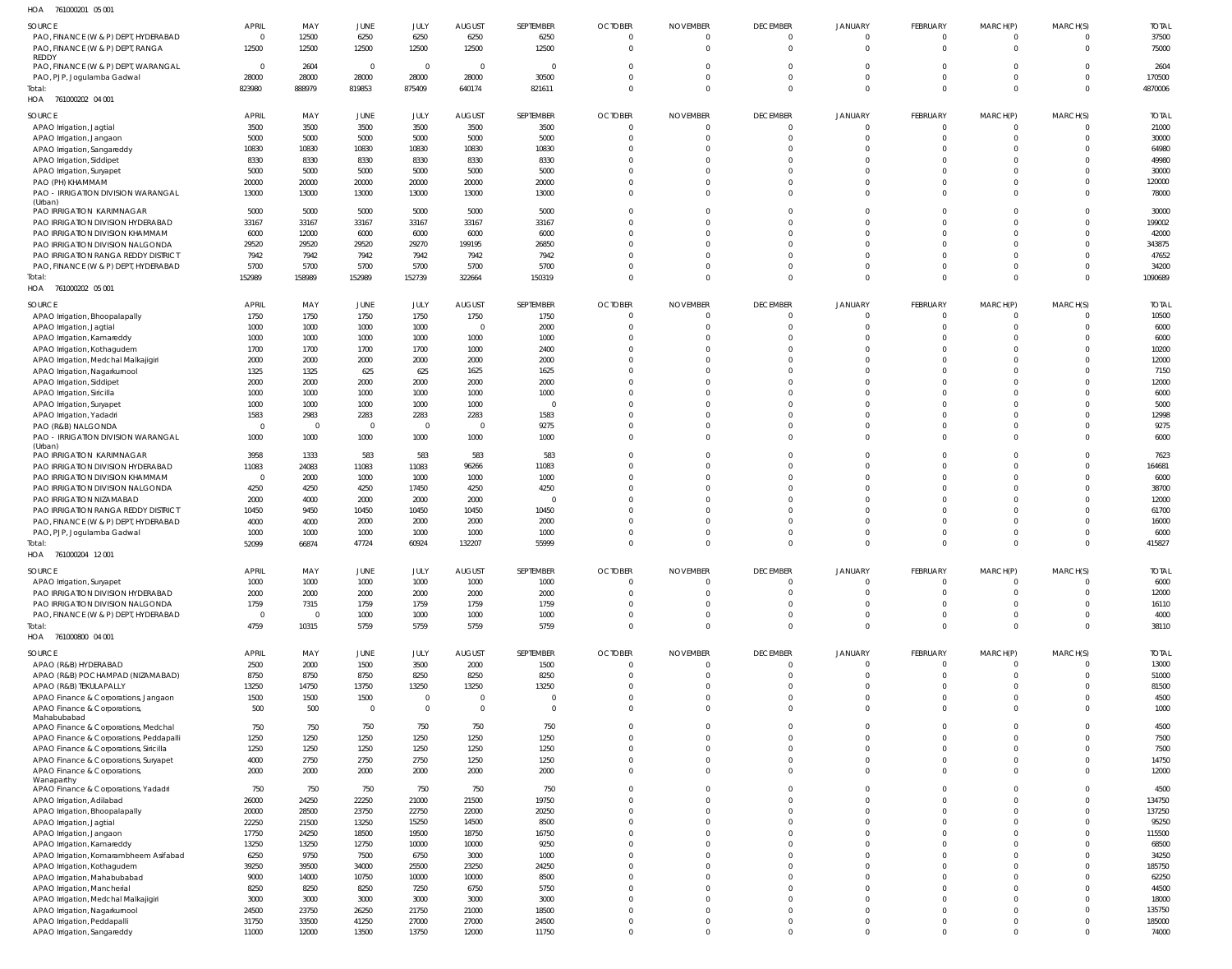HOA 761000201 05 001

| SOURCE | APRIL | MAY | JUNE | JULY | AUGUST | SEPTEMBER | OCTOBER | NOVEMBER | DECEMBER | JANUARY | FEBRUARY | MARCH(P) | MARCH(S) | TOTAL |
|---|---|---|---|---|---|---|---|---|---|---|---|---|---|---|
| PAO, FINANCE (W & P) DEPT, HYDERABAD | 0 | 12500 | 6250 | 6250 | 6250 | 6250 | 0 | 0 | 0 | 0 | 0 | 0 | 0 | 37500 |
| PAO, FINANCE (W & P) DEPT, RANGA REDDY | 12500 | 12500 | 12500 | 12500 | 12500 | 12500 | 0 | 0 | 0 | 0 | 0 | 0 | 0 | 75000 |
| PAO, FINANCE (W & P) DEPT, WARANGAL | 0 | 2604 | 0 | 0 | 0 | 0 | 0 | 0 | 0 | 0 | 0 | 0 | 0 | 2604 |
| PAO, PJP, Jogulamba Gadwal | 28000 | 28000 | 28000 | 28000 | 28000 | 30500 | 0 | 0 | 0 | 0 | 0 | 0 | 0 | 170500 |
| Total: | 823980 | 888979 | 819853 | 875409 | 640174 | 821611 | 0 | 0 | 0 | 0 | 0 | 0 | 0 | 4870006 |

HOA 761000202 04 001

| SOURCE | APRIL | MAY | JUNE | JULY | AUGUST | SEPTEMBER | OCTOBER | NOVEMBER | DECEMBER | JANUARY | FEBRUARY | MARCH(P) | MARCH(S) | TOTAL |
|---|---|---|---|---|---|---|---|---|---|---|---|---|---|---|
| APAO Irrigation, Jagtial | 3500 | 3500 | 3500 | 3500 | 3500 | 3500 | 0 | 0 | 0 | 0 | 0 | 0 | 0 | 21000 |
| APAO Irrigation, Jangaon | 5000 | 5000 | 5000 | 5000 | 5000 | 5000 | 0 | 0 | 0 | 0 | 0 | 0 | 0 | 30000 |
| APAO Irrigation, Sangareddy | 10830 | 10830 | 10830 | 10830 | 10830 | 10830 | 0 | 0 | 0 | 0 | 0 | 0 | 0 | 64980 |
| APAO Irrigation, Siddipet | 8330 | 8330 | 8330 | 8330 | 8330 | 8330 | 0 | 0 | 0 | 0 | 0 | 0 | 0 | 49980 |
| APAO Irrigation, Suryapet | 5000 | 5000 | 5000 | 5000 | 5000 | 5000 | 0 | 0 | 0 | 0 | 0 | 0 | 0 | 30000 |
| PAO (PH) KHAMMAM | 20000 | 20000 | 20000 | 20000 | 20000 | 20000 | 0 | 0 | 0 | 0 | 0 | 0 | 0 | 120000 |
| PAO - IRRIGATION DIVISION WARANGAL (Urban) | 13000 | 13000 | 13000 | 13000 | 13000 | 13000 | 0 | 0 | 0 | 0 | 0 | 0 | 0 | 78000 |
| PAO IRRIGATION KARIMNAGAR | 5000 | 5000 | 5000 | 5000 | 5000 | 5000 | 0 | 0 | 0 | 0 | 0 | 0 | 0 | 30000 |
| PAO IRRIGATION DIVISION HYDERABAD | 33167 | 33167 | 33167 | 33167 | 33167 | 33167 | 0 | 0 | 0 | 0 | 0 | 0 | 0 | 199002 |
| PAO IRRIGATION DIVISION KHAMMAM | 6000 | 12000 | 6000 | 6000 | 6000 | 6000 | 0 | 0 | 0 | 0 | 0 | 0 | 0 | 42000 |
| PAO IRRIGATION DIVISION NALGONDA | 29520 | 29520 | 29520 | 29270 | 199195 | 26850 | 0 | 0 | 0 | 0 | 0 | 0 | 0 | 343875 |
| PAO IRRIGATION RANGA REDDY DISTRICT | 7942 | 7942 | 7942 | 7942 | 7942 | 7942 | 0 | 0 | 0 | 0 | 0 | 0 | 0 | 47652 |
| PAO, FINANCE (W & P) DEPT, HYDERABAD | 5700 | 5700 | 5700 | 5700 | 5700 | 5700 | 0 | 0 | 0 | 0 | 0 | 0 | 0 | 34200 |
| Total: | 152989 | 158989 | 152989 | 152739 | 322664 | 150319 | 0 | 0 | 0 | 0 | 0 | 0 | 0 | 1090689 |

HOA 761000202 05 001

| SOURCE | APRIL | MAY | JUNE | JULY | AUGUST | SEPTEMBER | OCTOBER | NOVEMBER | DECEMBER | JANUARY | FEBRUARY | MARCH(P) | MARCH(S) | TOTAL |
|---|---|---|---|---|---|---|---|---|---|---|---|---|---|---|
| APAO Irrigation, Bhoopalapally | 1750 | 1750 | 1750 | 1750 | 1750 | 1750 | 0 | 0 | 0 | 0 | 0 | 0 | 0 | 10500 |
| APAO Irrigation, Jagtial | 1000 | 1000 | 1000 | 1000 | 0 | 2000 | 0 | 0 | 0 | 0 | 0 | 0 | 0 | 6000 |
| APAO Irrigation, Kamareddy | 1000 | 1000 | 1000 | 1000 | 1000 | 1000 | 0 | 0 | 0 | 0 | 0 | 0 | 0 | 6000 |
| APAO Irrigation, Kothagudem | 1700 | 1700 | 1700 | 1700 | 1000 | 2400 | 0 | 0 | 0 | 0 | 0 | 0 | 0 | 10200 |
| APAO Irrigation, Medchal Malkajigiri | 2000 | 2000 | 2000 | 2000 | 2000 | 2000 | 0 | 0 | 0 | 0 | 0 | 0 | 0 | 12000 |
| APAO Irrigation, Nagarkurnool | 1325 | 1325 | 625 | 625 | 1625 | 1625 | 0 | 0 | 0 | 0 | 0 | 0 | 0 | 7150 |
| APAO Irrigation, Siddipet | 2000 | 2000 | 2000 | 2000 | 2000 | 2000 | 0 | 0 | 0 | 0 | 0 | 0 | 0 | 12000 |
| APAO Irrigation, Siricilla | 1000 | 1000 | 1000 | 1000 | 1000 | 1000 | 0 | 0 | 0 | 0 | 0 | 0 | 0 | 6000 |
| APAO Irrigation, Suryapet | 1000 | 1000 | 1000 | 1000 | 1000 | 0 | 0 | 0 | 0 | 0 | 0 | 0 | 0 | 5000 |
| APAO Irrigation, Yadadri | 1583 | 2983 | 2283 | 2283 | 2283 | 1583 | 0 | 0 | 0 | 0 | 0 | 0 | 0 | 12998 |
| PAO (R&B) NALGONDA | 0 | 0 | 0 | 0 | 0 | 9275 | 0 | 0 | 0 | 0 | 0 | 0 | 0 | 9275 |
| PAO - IRRIGATION DIVISION WARANGAL (Urban) | 1000 | 1000 | 1000 | 1000 | 1000 | 1000 | 0 | 0 | 0 | 0 | 0 | 0 | 0 | 6000 |
| PAO IRRIGATION KARIMNAGAR | 3958 | 1333 | 583 | 583 | 583 | 583 | 0 | 0 | 0 | 0 | 0 | 0 | 0 | 7623 |
| PAO IRRIGATION DIVISION HYDERABAD | 11083 | 24083 | 11083 | 11083 | 96266 | 11083 | 0 | 0 | 0 | 0 | 0 | 0 | 0 | 164681 |
| PAO IRRIGATION DIVISION KHAMMAM | 0 | 2000 | 1000 | 1000 | 1000 | 1000 | 0 | 0 | 0 | 0 | 0 | 0 | 0 | 6000 |
| PAO IRRIGATION DIVISION NALGONDA | 4250 | 4250 | 4250 | 17450 | 4250 | 4250 | 0 | 0 | 0 | 0 | 0 | 0 | 0 | 38700 |
| PAO IRRIGATION NIZAMABAD | 2000 | 4000 | 2000 | 2000 | 2000 | 0 | 0 | 0 | 0 | 0 | 0 | 0 | 0 | 12000 |
| PAO IRRIGATION RANGA REDDY DISTRICT | 10450 | 9450 | 10450 | 10450 | 10450 | 10450 | 0 | 0 | 0 | 0 | 0 | 0 | 0 | 61700 |
| PAO, FINANCE (W & P) DEPT, HYDERABAD | 4000 | 4000 | 2000 | 2000 | 2000 | 2000 | 0 | 0 | 0 | 0 | 0 | 0 | 0 | 16000 |
| PAO, PJP, Jogulamba Gadwal | 1000 | 1000 | 1000 | 1000 | 1000 | 1000 | 0 | 0 | 0 | 0 | 0 | 0 | 0 | 6000 |
| Total: | 52099 | 66874 | 47724 | 60924 | 132207 | 55999 | 0 | 0 | 0 | 0 | 0 | 0 | 0 | 415827 |

HOA 761000204 12 001

| SOURCE | APRIL | MAY | JUNE | JULY | AUGUST | SEPTEMBER | OCTOBER | NOVEMBER | DECEMBER | JANUARY | FEBRUARY | MARCH(P) | MARCH(S) | TOTAL |
|---|---|---|---|---|---|---|---|---|---|---|---|---|---|---|
| APAO Irrigation, Suryapet | 1000 | 1000 | 1000 | 1000 | 1000 | 1000 | 0 | 0 | 0 | 0 | 0 | 0 | 0 | 6000 |
| PAO IRRIGATION DIVISION HYDERABAD | 2000 | 2000 | 2000 | 2000 | 2000 | 2000 | 0 | 0 | 0 | 0 | 0 | 0 | 0 | 12000 |
| PAO IRRIGATION DIVISION NALGONDA | 1759 | 7315 | 1759 | 1759 | 1759 | 1759 | 0 | 0 | 0 | 0 | 0 | 0 | 0 | 16110 |
| PAO, FINANCE (W & P) DEPT, HYDERABAD | 0 | 0 | 1000 | 1000 | 1000 | 1000 | 0 | 0 | 0 | 0 | 0 | 0 | 0 | 4000 |
| Total: | 4759 | 10315 | 5759 | 5759 | 5759 | 5759 | 0 | 0 | 0 | 0 | 0 | 0 | 0 | 38110 |

HOA 761000800 04 001

| SOURCE | APRIL | MAY | JUNE | JULY | AUGUST | SEPTEMBER | OCTOBER | NOVEMBER | DECEMBER | JANUARY | FEBRUARY | MARCH(P) | MARCH(S) | TOTAL |
|---|---|---|---|---|---|---|---|---|---|---|---|---|---|---|
| APAO (R&B) HYDERABAD | 2500 | 2000 | 1500 | 3500 | 2000 | 1500 | 0 | 0 | 0 | 0 | 0 | 0 | 0 | 13000 |
| APAO (R&B) POCHAMPAD (NIZAMABAD) | 8750 | 8750 | 8750 | 8250 | 8250 | 8250 | 0 | 0 | 0 | 0 | 0 | 0 | 0 | 51000 |
| APAO (R&B) TEKULAPALLY | 13250 | 14750 | 13750 | 13250 | 13250 | 13250 | 0 | 0 | 0 | 0 | 0 | 0 | 0 | 81500 |
| APAO Finance & Corporations, Jangaon | 1500 | 1500 | 1500 | 0 | 0 | 0 | 0 | 0 | 0 | 0 | 0 | 0 | 0 | 4500 |
| APAO Finance & Corporations, Mahabubabad | 500 | 500 | 0 | 0 | 0 | 0 | 0 | 0 | 0 | 0 | 0 | 0 | 0 | 1000 |
| APAO Finance & Corporations, Medchal | 750 | 750 | 750 | 750 | 750 | 750 | 0 | 0 | 0 | 0 | 0 | 0 | 0 | 4500 |
| APAO Finance & Corporations, Peddapalli | 1250 | 1250 | 1250 | 1250 | 1250 | 1250 | 0 | 0 | 0 | 0 | 0 | 0 | 0 | 7500 |
| APAO Finance & Corporations, Siricilla | 1250 | 1250 | 1250 | 1250 | 1250 | 1250 | 0 | 0 | 0 | 0 | 0 | 0 | 0 | 7500 |
| APAO Finance & Corporations, Suryapet | 4000 | 2750 | 2750 | 2750 | 1250 | 1250 | 0 | 0 | 0 | 0 | 0 | 0 | 0 | 14750 |
| APAO Finance & Corporations, Wanaparthy | 2000 | 2000 | 2000 | 2000 | 2000 | 2000 | 0 | 0 | 0 | 0 | 0 | 0 | 0 | 12000 |
| APAO Finance & Corporations, Yadadri | 750 | 750 | 750 | 750 | 750 | 750 | 0 | 0 | 0 | 0 | 0 | 0 | 0 | 4500 |
| APAO Irrigation, Adilabad | 26000 | 24250 | 22250 | 21000 | 21500 | 19750 | 0 | 0 | 0 | 0 | 0 | 0 | 0 | 134750 |
| APAO Irrigation, Bhoopalapally | 20000 | 28500 | 23750 | 22750 | 22000 | 20250 | 0 | 0 | 0 | 0 | 0 | 0 | 0 | 137250 |
| APAO Irrigation, Jagtial | 22250 | 21500 | 13250 | 15250 | 14500 | 8500 | 0 | 0 | 0 | 0 | 0 | 0 | 0 | 95250 |
| APAO Irrigation, Jangaon | 17750 | 24250 | 18500 | 19500 | 18750 | 16750 | 0 | 0 | 0 | 0 | 0 | 0 | 0 | 115500 |
| APAO Irrigation, Kamareddy | 13250 | 13250 | 12750 | 10000 | 10000 | 9250 | 0 | 0 | 0 | 0 | 0 | 0 | 0 | 68500 |
| APAO Irrigation, Komarambheem Asifabad | 6250 | 9750 | 7500 | 6750 | 3000 | 1000 | 0 | 0 | 0 | 0 | 0 | 0 | 0 | 34250 |
| APAO Irrigation, Kothagudem | 39250 | 39500 | 34000 | 25500 | 23250 | 24250 | 0 | 0 | 0 | 0 | 0 | 0 | 0 | 185750 |
| APAO Irrigation, Mahabubabad | 9000 | 14000 | 10750 | 10000 | 10000 | 8500 | 0 | 0 | 0 | 0 | 0 | 0 | 0 | 62250 |
| APAO Irrigation, Mancherial | 8250 | 8250 | 8250 | 7250 | 6750 | 5750 | 0 | 0 | 0 | 0 | 0 | 0 | 0 | 44500 |
| APAO Irrigation, Medchal Malkajigiri | 3000 | 3000 | 3000 | 3000 | 3000 | 3000 | 0 | 0 | 0 | 0 | 0 | 0 | 0 | 18000 |
| APAO Irrigation, Nagarkurnool | 24500 | 23750 | 26250 | 21750 | 21000 | 18500 | 0 | 0 | 0 | 0 | 0 | 0 | 0 | 135750 |
| APAO Irrigation, Peddapalli | 31750 | 33500 | 41250 | 27000 | 27000 | 24500 | 0 | 0 | 0 | 0 | 0 | 0 | 0 | 185000 |
| APAO Irrigation, Sangareddy | 11000 | 12000 | 13500 | 13750 | 12000 | 11750 | 0 | 0 | 0 | 0 | 0 | 0 | 0 | 74000 |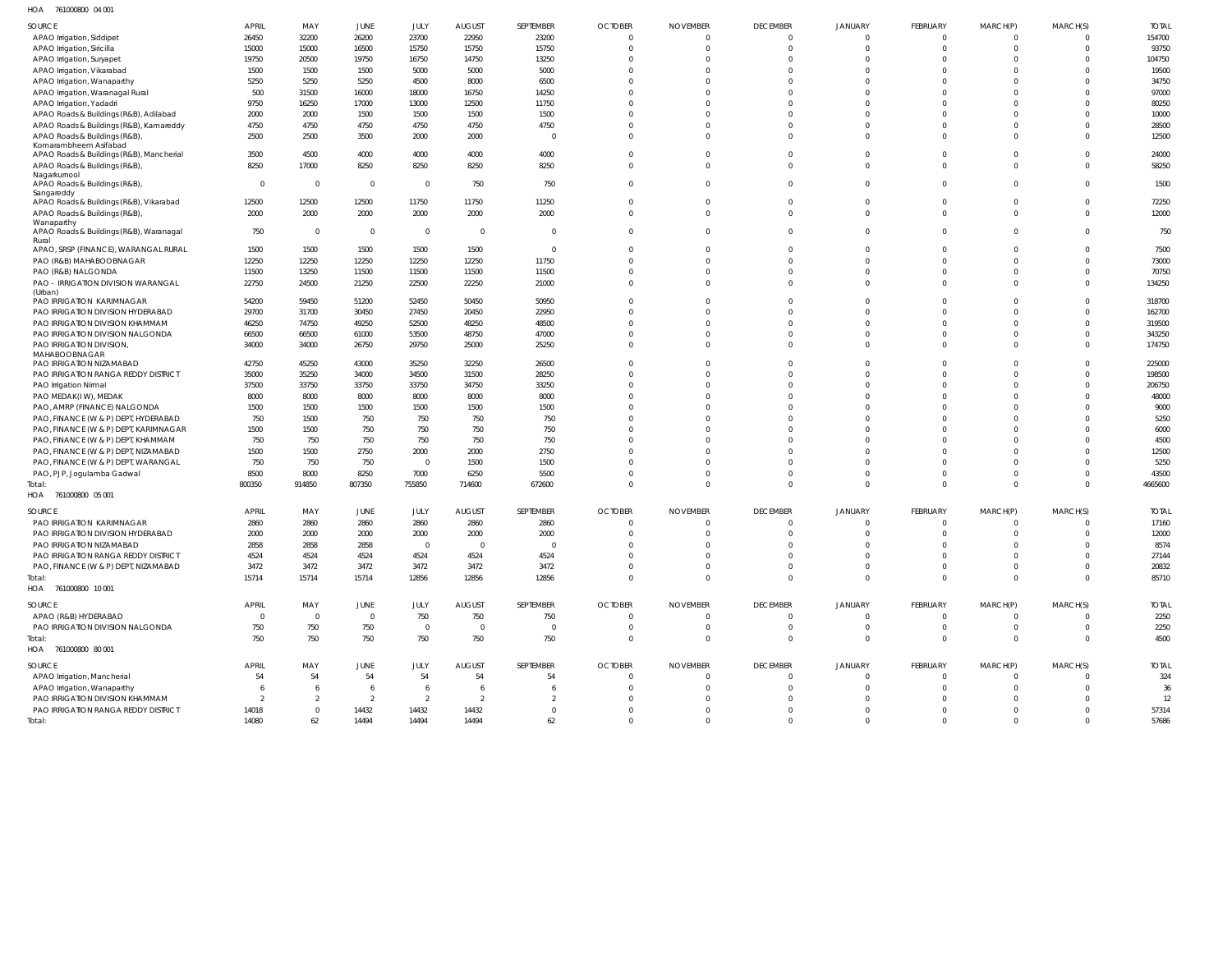HOA 761000800 04 001

| SOURCE | APRIL | MAY | JUNE | JULY | AUGUST | SEPTEMBER | OCTOBER | NOVEMBER | DECEMBER | JANUARY | FEBRUARY | MARCH(P) | MARCH(S) | TOTAL |
|---|---|---|---|---|---|---|---|---|---|---|---|---|---|---|
| APAO Irrigation, Siddipet | 26450 | 32200 | 26200 | 23700 | 22950 | 23200 | 0 | 0 | 0 | 0 | 0 | 0 | 0 | 154700 |
| APAO Irrigation, Siricilla | 15000 | 15000 | 16500 | 15750 | 15750 | 15750 | 0 | 0 | 0 | 0 | 0 | 0 | 0 | 93750 |
| APAO Irrigation, Suryapet | 19750 | 20500 | 19750 | 16750 | 14750 | 13250 | 0 | 0 | 0 | 0 | 0 | 0 | 0 | 104750 |
| APAO Irrigation, Vikarabad | 1500 | 1500 | 1500 | 5000 | 5000 | 5000 | 0 | 0 | 0 | 0 | 0 | 0 | 0 | 19500 |
| APAO Irrigation, Wanaparthy | 5250 | 5250 | 5250 | 4500 | 8000 | 6500 | 0 | 0 | 0 | 0 | 0 | 0 | 0 | 34750 |
| APAO Irrigation, Waranagal Rural | 500 | 31500 | 16000 | 18000 | 16750 | 14250 | 0 | 0 | 0 | 0 | 0 | 0 | 0 | 97000 |
| APAO Irrigation, Yadadri | 9750 | 16250 | 17000 | 13000 | 12500 | 11750 | 0 | 0 | 0 | 0 | 0 | 0 | 0 | 80250 |
| APAO Roads & Buildings (R&B), Adilabad | 2000 | 2000 | 1500 | 1500 | 1500 | 1500 | 0 | 0 | 0 | 0 | 0 | 0 | 0 | 10000 |
| APAO Roads & Buildings (R&B), Kamareddy | 4750 | 4750 | 4750 | 4750 | 4750 | 4750 | 0 | 0 | 0 | 0 | 0 | 0 | 0 | 28500 |
| APAO Roads & Buildings (R&B), Komarambheem Asifabad | 2500 | 2500 | 3500 | 2000 | 2000 | 0 | 0 | 0 | 0 | 0 | 0 | 0 | 0 | 12500 |
| APAO Roads & Buildings (R&B), Mancherial | 3500 | 4500 | 4000 | 4000 | 4000 | 4000 | 0 | 0 | 0 | 0 | 0 | 0 | 0 | 24000 |
| APAO Roads & Buildings (R&B), Nagarkurnool | 8250 | 17000 | 8250 | 8250 | 8250 | 8250 | 0 | 0 | 0 | 0 | 0 | 0 | 0 | 58250 |
| APAO Roads & Buildings (R&B), Sangareddy | 0 | 0 | 0 | 0 | 750 | 750 | 0 | 0 | 0 | 0 | 0 | 0 | 0 | 1500 |
| APAO Roads & Buildings (R&B), Vikarabad | 12500 | 12500 | 12500 | 11750 | 11750 | 11250 | 0 | 0 | 0 | 0 | 0 | 0 | 0 | 72250 |
| APAO Roads & Buildings (R&B), Wanaparthy | 2000 | 2000 | 2000 | 2000 | 2000 | 2000 | 0 | 0 | 0 | 0 | 0 | 0 | 0 | 12000 |
| APAO Roads & Buildings (R&B), Waranagal Rural | 750 | 0 | 0 | 0 | 0 | 0 | 0 | 0 | 0 | 0 | 0 | 0 | 0 | 750 |
| APAO, SRSP (FINANCE), WARANGAL RURAL | 1500 | 1500 | 1500 | 1500 | 1500 | 0 | 0 | 0 | 0 | 0 | 0 | 0 | 0 | 7500 |
| PAO (R&B) MAHABOOBNAGAR | 12250 | 12250 | 12250 | 12250 | 12250 | 11750 | 0 | 0 | 0 | 0 | 0 | 0 | 0 | 73000 |
| PAO (R&B) NALGONDA | 11500 | 13250 | 11500 | 11500 | 11500 | 11500 | 0 | 0 | 0 | 0 | 0 | 0 | 0 | 70750 |
| PAO - IRRIGATION DIVISION WARANGAL (Urban) | 22750 | 24500 | 21250 | 22500 | 22250 | 21000 | 0 | 0 | 0 | 0 | 0 | 0 | 0 | 134250 |
| PAO IRRIGATION KARIMNAGAR | 54200 | 59450 | 51200 | 52450 | 50450 | 50950 | 0 | 0 | 0 | 0 | 0 | 0 | 0 | 318700 |
| PAO IRRIGATION DIVISION HYDERABAD | 29700 | 31700 | 30450 | 27450 | 20450 | 22950 | 0 | 0 | 0 | 0 | 0 | 0 | 0 | 162700 |
| PAO IRRIGATION DIVISION KHAMMAM | 46250 | 74750 | 49250 | 52500 | 48250 | 48500 | 0 | 0 | 0 | 0 | 0 | 0 | 0 | 319500 |
| PAO IRRIGATION DIVISION NALGONDA | 66500 | 66500 | 61000 | 53500 | 48750 | 47000 | 0 | 0 | 0 | 0 | 0 | 0 | 0 | 343250 |
| PAO IRRIGATION DIVISION, MAHABOOBNAGAR | 34000 | 34000 | 26750 | 29750 | 25000 | 25250 | 0 | 0 | 0 | 0 | 0 | 0 | 0 | 174750 |
| PAO IRRIGATION NIZAMABAD | 42750 | 45250 | 43000 | 35250 | 32250 | 26500 | 0 | 0 | 0 | 0 | 0 | 0 | 0 | 225000 |
| PAO IRRIGATION RANGA REDDY DISTRICT | 35000 | 35250 | 34000 | 34500 | 31500 | 28250 | 0 | 0 | 0 | 0 | 0 | 0 | 0 | 198500 |
| PAO Irrigation Nirmal | 37500 | 33750 | 33750 | 33750 | 34750 | 33250 | 0 | 0 | 0 | 0 | 0 | 0 | 0 | 206750 |
| PAO MEDAK(IW), MEDAK | 8000 | 8000 | 8000 | 8000 | 8000 | 8000 | 0 | 0 | 0 | 0 | 0 | 0 | 0 | 48000 |
| PAO, AMRP (FINANCE) NALGONDA | 1500 | 1500 | 1500 | 1500 | 1500 | 1500 | 0 | 0 | 0 | 0 | 0 | 0 | 0 | 9000 |
| PAO, FINANCE (W & P) DEPT, HYDERABAD | 750 | 1500 | 750 | 750 | 750 | 750 | 0 | 0 | 0 | 0 | 0 | 0 | 0 | 5250 |
| PAO, FINANCE (W & P) DEPT, KARIMNAGAR | 1500 | 1500 | 750 | 750 | 750 | 750 | 0 | 0 | 0 | 0 | 0 | 0 | 0 | 6000 |
| PAO, FINANCE (W & P) DEPT, KHAMMAM | 750 | 750 | 750 | 750 | 750 | 750 | 0 | 0 | 0 | 0 | 0 | 0 | 0 | 4500 |
| PAO, FINANCE (W & P) DEPT, NIZAMABAD | 1500 | 1500 | 2750 | 2000 | 2000 | 2750 | 0 | 0 | 0 | 0 | 0 | 0 | 0 | 12500 |
| PAO, FINANCE (W & P) DEPT, WARANGAL | 750 | 750 | 750 | 0 | 1500 | 1500 | 0 | 0 | 0 | 0 | 0 | 0 | 0 | 5250 |
| PAO, PJP, Jogulamba Gadwal | 8500 | 8000 | 8250 | 7000 | 6250 | 5500 | 0 | 0 | 0 | 0 | 0 | 0 | 0 | 43500 |
| Total: | 800350 | 914850 | 807350 | 755850 | 714600 | 672600 | 0 | 0 | 0 | 0 | 0 | 0 | 0 | 4665600 |

HOA 761000800 05 001

| SOURCE | APRIL | MAY | JUNE | JULY | AUGUST | SEPTEMBER | OCTOBER | NOVEMBER | DECEMBER | JANUARY | FEBRUARY | MARCH(P) | MARCH(S) | TOTAL |
|---|---|---|---|---|---|---|---|---|---|---|---|---|---|---|
| PAO IRRIGATION KARIMNAGAR | 2860 | 2860 | 2860 | 2860 | 2860 | 2860 | 0 | 0 | 0 | 0 | 0 | 0 | 0 | 17160 |
| PAO IRRIGATION DIVISION HYDERABAD | 2000 | 2000 | 2000 | 2000 | 2000 | 2000 | 0 | 0 | 0 | 0 | 0 | 0 | 0 | 12000 |
| PAO IRRIGATION NIZAMABAD | 2858 | 2858 | 2858 | 0 | 0 | 0 | 0 | 0 | 0 | 0 | 0 | 0 | 0 | 8574 |
| PAO IRRIGATION RANGA REDDY DISTRICT | 4524 | 4524 | 4524 | 4524 | 4524 | 4524 | 0 | 0 | 0 | 0 | 0 | 0 | 0 | 27144 |
| PAO, FINANCE (W & P) DEPT, NIZAMABAD | 3472 | 3472 | 3472 | 3472 | 3472 | 3472 | 0 | 0 | 0 | 0 | 0 | 0 | 0 | 20832 |
| Total: | 15714 | 15714 | 15714 | 12856 | 12856 | 12856 | 0 | 0 | 0 | 0 | 0 | 0 | 0 | 85710 |

HOA 761000800 10 001

| SOURCE | APRIL | MAY | JUNE | JULY | AUGUST | SEPTEMBER | OCTOBER | NOVEMBER | DECEMBER | JANUARY | FEBRUARY | MARCH(P) | MARCH(S) | TOTAL |
|---|---|---|---|---|---|---|---|---|---|---|---|---|---|---|
| APAO (R&B) HYDERABAD | 0 | 0 | 0 | 750 | 750 | 750 | 0 | 0 | 0 | 0 | 0 | 0 | 0 | 2250 |
| PAO IRRIGATION DIVISION NALGONDA | 750 | 750 | 750 | 0 | 0 | 0 | 0 | 0 | 0 | 0 | 0 | 0 | 0 | 2250 |
| Total: | 750 | 750 | 750 | 750 | 750 | 750 | 0 | 0 | 0 | 0 | 0 | 0 | 0 | 4500 |

HOA 761000800 80 001

| SOURCE | APRIL | MAY | JUNE | JULY | AUGUST | SEPTEMBER | OCTOBER | NOVEMBER | DECEMBER | JANUARY | FEBRUARY | MARCH(P) | MARCH(S) | TOTAL |
|---|---|---|---|---|---|---|---|---|---|---|---|---|---|---|
| APAO Irrigation, Mancherial | 54 | 54 | 54 | 54 | 54 | 54 | 0 | 0 | 0 | 0 | 0 | 0 | 0 | 324 |
| APAO Irrigation, Wanaparthy | 6 | 6 | 6 | 6 | 6 | 6 | 0 | 0 | 0 | 0 | 0 | 0 | 0 | 36 |
| PAO IRRIGATION DIVISION KHAMMAM | 2 | 2 | 2 | 2 | 2 | 2 | 0 | 0 | 0 | 0 | 0 | 0 | 0 | 12 |
| PAO IRRIGATION RANGA REDDY DISTRICT | 14018 | 0 | 14432 | 14432 | 14432 | 0 | 0 | 0 | 0 | 0 | 0 | 0 | 0 | 57314 |
| Total: | 14080 | 62 | 14494 | 14494 | 14494 | 62 | 0 | 0 | 0 | 0 | 0 | 0 | 0 | 57686 |